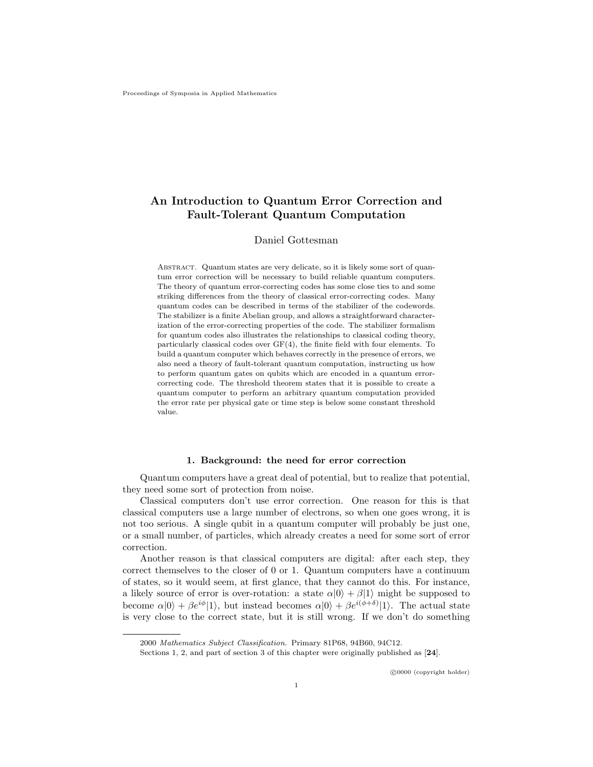Proceedings of Symposia in Applied Mathematics

# An Introduction to Quantum Error Correction and Fault-Tolerant Quantum Computation

Daniel Gottesman

Abstract. Quantum states are very delicate, so it is likely some sort of quantum error correction will be necessary to build reliable quantum computers. The theory of quantum error-correcting codes has some close ties to and some striking differences from the theory of classical error-correcting codes. Many quantum codes can be described in terms of the stabilizer of the codewords. The stabilizer is a finite Abelian group, and allows a straightforward characterization of the error-correcting properties of the code. The stabilizer formalism for quantum codes also illustrates the relationships to classical coding theory, particularly classical codes over GF(4), the finite field with four elements. To build a quantum computer which behaves correctly in the presence of errors, we also need a theory of fault-tolerant quantum computation, instructing us how to perform quantum gates on qubits which are encoded in a quantum error-correcting code. The threshold theorem states that it is possible to create a quantum computer to perform an arbitrary quantum computation provided the error rate per physical gate or time step is below some constant threshold value.

## 1. Background: the need for error correction

Quantum computers have a great deal of potential, but to realize that potential, they need some sort of protection from noise.

Classical computers don't use error correction. One reason for this is that classical computers use a large number of electrons, so when one goes wrong, it is not too serious. A single qubit in a quantum computer will probably be just one, or a small number, of particles, which already creates a need for some sort of error correction.

Another reason is that classical computers are digital: after each step, they correct themselves to the closer of 0 or 1. Quantum computers have a continuum of states, so it would seem, at first glance, that they cannot do this. For instance, a likely source of error is over-rotation: a state $\alpha|0\rangle + \beta|1\rangle$ might be supposed to become $\alpha|0\rangle + \beta e^{i\phi}|1\rangle$, but instead becomes $\alpha|0\rangle + \beta e^{i(\phi+\delta)}|1\rangle$. The actual state is very close to the correct state, but it is still wrong. If we don't do something

---

2000 *Mathematics Subject Classification.* Primary 81P68, 94B60, 94C12.

Sections 1, 2, and part of section 3 of this chapter were originally published as [**24**].

©0000 (copyright holder)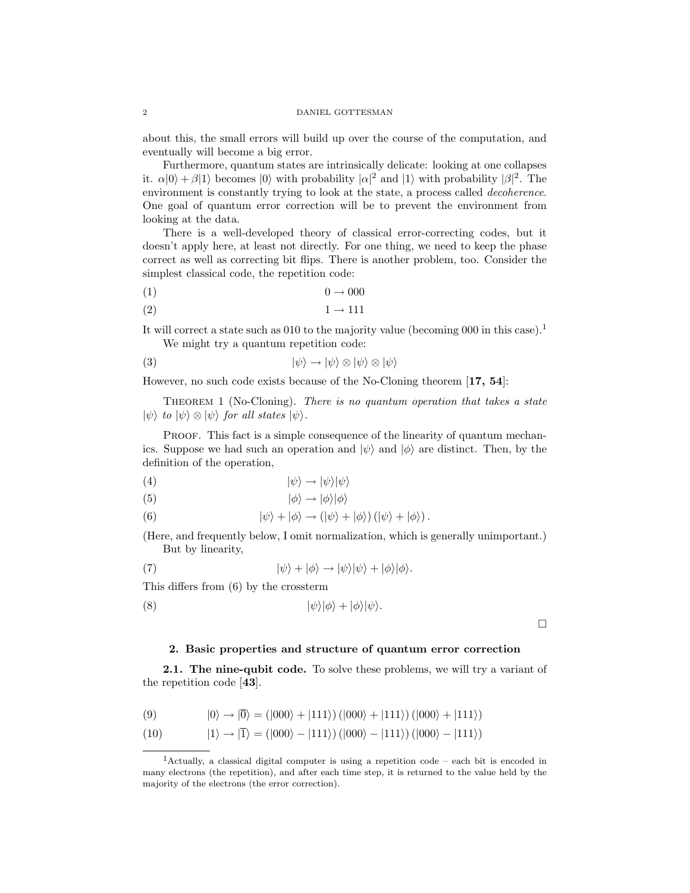about this, the small errors will build up over the course of the computation, and eventually will become a big error.

Furthermore, quantum states are intrinsically delicate: looking at one collapses it. $\alpha|0\rangle + \beta|1\rangle$ becomes $|0\rangle$ with probability $|\alpha|^2$ and $|1\rangle$ with probability $|\beta|^2$. The environment is constantly trying to look at the state, a process called *decoherence*. One goal of quantum error correction will be to prevent the environment from looking at the data.

There is a well-developed theory of classical error-correcting codes, but it doesn't apply here, at least not directly. For one thing, we need to keep the phase correct as well as correcting bit flips. There is another problem, too. Consider the simplest classical code, the repetition code:

$$0 \rightarrow 000 \tag{1}$$

$$1 \rightarrow 111 \tag{2}$$

It will correct a state such as 010 to the majority value (becoming 000 in this case).[1]

We might try a quantum repetition code:

$$|\psi\rangle \rightarrow |\psi\rangle \otimes |\psi\rangle \otimes |\psi\rangle \tag{3}$$

However, no such code exists because of the No-Cloning theorem [**17, 54**]:

THEOREM 1 (No-Cloning). *There is no quantum operation that takes a state $|\psi\rangle$ to $|\psi\rangle \otimes |\psi\rangle$ for all states $|\psi\rangle$.*

PROOF. This fact is a simple consequence of the linearity of quantum mechanics. Suppose we had such an operation and $|\psi\rangle$ and $|\phi\rangle$ are distinct. Then, by the definition of the operation,

$$|\psi\rangle \rightarrow |\psi\rangle|\psi\rangle \tag{4}$$

$$|\phi\rangle \rightarrow |\phi\rangle|\phi\rangle \tag{5}$$

$$|\psi\rangle + |\phi\rangle \rightarrow (|\psi\rangle + |\phi\rangle)(|\psi\rangle + |\phi\rangle). \tag{6}$$

(Here, and frequently below, I omit normalization, which is generally unimportant.)

But by linearity,

$$|\psi\rangle + |\phi\rangle \rightarrow |\psi\rangle|\psi\rangle + |\phi\rangle|\phi\rangle. \tag{7}$$

This differs from (6) by the crossterm

$$|\psi\rangle|\phi\rangle + |\phi\rangle|\psi\rangle. \tag{8}$$

□

## 2. Basic properties and structure of quantum error correction

**2.1. The nine-qubit code.** To solve these problems, we will try a variant of the repetition code [**43**].

$$|0\rangle \rightarrow |\overline{0}\rangle = (|000\rangle + |111\rangle)(|000\rangle + |111\rangle)(|000\rangle + |111\rangle) \tag{9}$$

$$|1\rangle \rightarrow |\overline{1}\rangle = (|000\rangle - |111\rangle)(|000\rangle - |111\rangle)(|000\rangle - |111\rangle) \tag{10}$$

[1] Actually, a classical digital computer is using a repetition code – each bit is encoded in many electrons (the repetition), and after each time step, it is returned to the value held by the majority of the electrons (the error correction).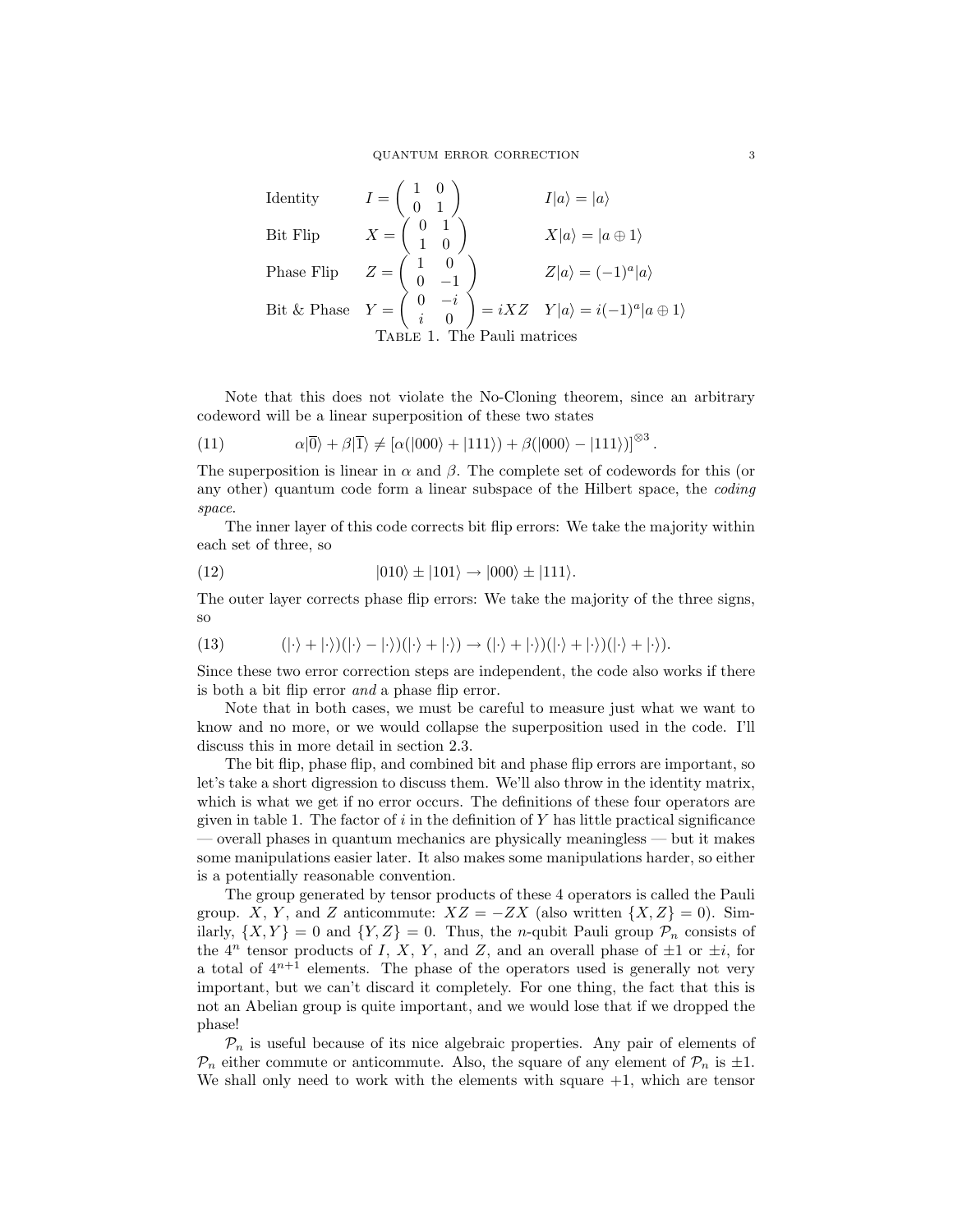| | | |
|---|---|---|
| Identity | $I = \begin{pmatrix} 1 & 0 \\ 0 & 1 \end{pmatrix}$ | $I\|a\rangle = \|a\rangle$ |
| Bit Flip | $X = \begin{pmatrix} 0 & 1 \\ 1 & 0 \end{pmatrix}$ | $X\|a\rangle = \|a \oplus 1\rangle$ |
| Phase Flip | $Z = \begin{pmatrix} 1 & 0 \\ 0 & -1 \end{pmatrix}$ | $Z\|a\rangle = (-1)^a\|a\rangle$ |
| Bit & Phase | $Y = \begin{pmatrix} 0 & -i \\ i & 0 \end{pmatrix} = iXZ$ | $Y\|a\rangle = i(-1)^a\|a \oplus 1\rangle$ |

Table 1. The Pauli matrices

Note that this does not violate the No-Cloning theorem, since an arbitrary codeword will be a linear superposition of these two states

$$\alpha|\overline{0}\rangle + \beta|\overline{1}\rangle \neq \left[\alpha(|000\rangle + |111\rangle) + \beta(|000\rangle - |111\rangle)\right]^{\otimes 3}. \tag{11}$$

The superposition is linear in $\alpha$ and $\beta$. The complete set of codewords for this (or any other) quantum code form a linear subspace of the Hilbert space, the *coding space*.

The inner layer of this code corrects bit flip errors: We take the majority within each set of three, so

$$|010\rangle \pm |101\rangle \rightarrow |000\rangle \pm |111\rangle. \tag{12}$$

The outer layer corrects phase flip errors: We take the majority of the three signs, so

$$(|\cdot\rangle + |\cdot\rangle)(|\cdot\rangle - |\cdot\rangle)(|\cdot\rangle + |\cdot\rangle) \rightarrow (|\cdot\rangle + |\cdot\rangle)(|\cdot\rangle + |\cdot\rangle)(|\cdot\rangle + |\cdot\rangle). \tag{13}$$

Since these two error correction steps are independent, the code also works if there is both a bit flip error *and* a phase flip error.

Note that in both cases, we must be careful to measure just what we want to know and no more, or we would collapse the superposition used in the code. I'll discuss this in more detail in section 2.3.

The bit flip, phase flip, and combined bit and phase flip errors are important, so let's take a short digression to discuss them. We'll also throw in the identity matrix, which is what we get if no error occurs. The definitions of these four operators are given in table 1. The factor of $i$ in the definition of $Y$ has little practical significance — overall phases in quantum mechanics are physically meaningless — but it makes some manipulations easier later. It also makes some manipulations harder, so either is a potentially reasonable convention.

The group generated by tensor products of these 4 operators is called the Pauli group. $X$, $Y$, and $Z$ anticommute: $XZ = -ZX$ (also written $\{X, Z\} = 0$). Similarly, $\{X, Y\} = 0$ and $\{Y, Z\} = 0$. Thus, the $n$-qubit Pauli group $\mathcal{P}_n$ consists of the $4^n$ tensor products of $I$, $X$, $Y$, and $Z$, and an overall phase of $\pm 1$ or $\pm i$, for a total of $4^{n+1}$ elements. The phase of the operators used is generally not very important, but we can't discard it completely. For one thing, the fact that this is not an Abelian group is quite important, and we would lose that if we dropped the phase!

$\mathcal{P}_n$ is useful because of its nice algebraic properties. Any pair of elements of $\mathcal{P}_n$ either commute or anticommute. Also, the square of any element of $\mathcal{P}_n$ is $\pm 1$. We shall only need to work with the elements with square $+1$, which are tensor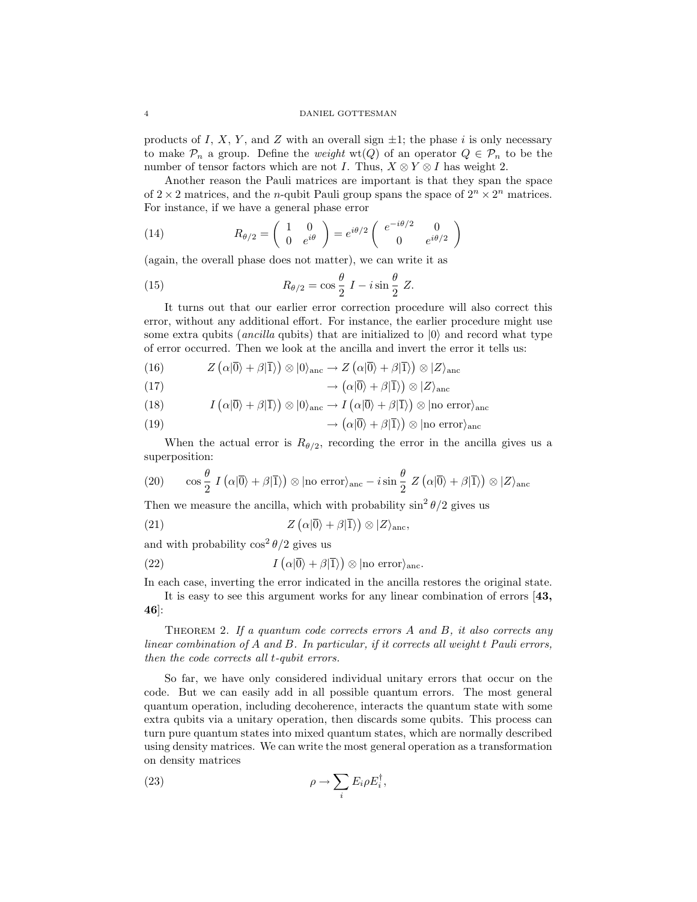products of $I$, $X$, $Y$, and $Z$ with an overall sign $\pm 1$; the phase $i$ is only necessary to make $\mathcal{P}_n$ a group. Define the *weight* $\text{wt}(Q)$ of an operator $Q \in \mathcal{P}_n$ to be the number of tensor factors which are not $I$. Thus, $X \otimes Y \otimes I$ has weight 2.

Another reason the Pauli matrices are important is that they span the space of $2 \times 2$ matrices, and the $n$-qubit Pauli group spans the space of $2^n \times 2^n$ matrices. For instance, if we have a general phase error

$$R_{\theta/2} = \begin{pmatrix} 1 & 0 \\ 0 & e^{i\theta} \end{pmatrix} = e^{i\theta/2} \begin{pmatrix} e^{-i\theta/2} & 0 \\ 0 & e^{i\theta/2} \end{pmatrix} \tag{14}$$

(again, the overall phase does not matter), we can write it as

$$R_{\theta/2} = \cos\frac{\theta}{2}\ I - i \sin\frac{\theta}{2}\ Z. \tag{15}$$

It turns out that our earlier error correction procedure will also correct this error, without any additional effort. For instance, the earlier procedure might use some extra qubits (*ancilla* qubits) that are initialized to $|0\rangle$ and record what type of error occurred. Then we look at the ancilla and invert the error it tells us:

$$Z\left(\alpha|\overline{0}\rangle + \beta|\overline{1}\rangle\right) \otimes |0\rangle_{\text{anc}} \to Z\left(\alpha|\overline{0}\rangle + \beta|\overline{1}\rangle\right) \otimes |Z\rangle_{\text{anc}} \tag{16}$$

$$\to \left(\alpha|\overline{0}\rangle + \beta|\overline{1}\rangle\right) \otimes |Z\rangle_{\text{anc}} \tag{17}$$

$$I\left(\alpha|\overline{0}\rangle + \beta|\overline{1}\rangle\right) \otimes |0\rangle_{\text{anc}} \to I\left(\alpha|\overline{0}\rangle + \beta|\overline{1}\rangle\right) \otimes |\text{no error}\rangle_{\text{anc}} \tag{18}$$

$$\to \left(\alpha|\overline{0}\rangle + \beta|\overline{1}\rangle\right) \otimes |\text{no error}\rangle_{\text{anc}} \tag{19}$$

When the actual error is $R_{\theta/2}$, recording the error in the ancilla gives us a superposition:

$$\cos\frac{\theta}{2}\ I\left(\alpha|\overline{0}\rangle + \beta|\overline{1}\rangle\right) \otimes |\text{no error}\rangle_{\text{anc}} - i \sin\frac{\theta}{2}\ Z\left(\alpha|\overline{0}\rangle + \beta|\overline{1}\rangle\right) \otimes |Z\rangle_{\text{anc}} \tag{20}$$

Then we measure the ancilla, which with probability $\sin^2 \theta/2$ gives us

$$Z\left(\alpha|\overline{0}\rangle + \beta|\overline{1}\rangle\right) \otimes |Z\rangle_{\text{anc}}, \tag{21}$$

and with probability $\cos^2 \theta/2$ gives us

$$I\left(\alpha|\overline{0}\rangle + \beta|\overline{1}\rangle\right) \otimes |\text{no error}\rangle_{\text{anc}}. \tag{22}$$

In each case, inverting the error indicated in the ancilla restores the original state.

It is easy to see this argument works for any linear combination of errors [**43, 46**]:

Theorem 2. *If a quantum code corrects errors $A$ and $B$, it also corrects any linear combination of $A$ and $B$. In particular, if it corrects all weight $t$ Pauli errors, then the code corrects all $t$-qubit errors.*

So far, we have only considered individual unitary errors that occur on the code. But we can easily add in all possible quantum errors. The most general quantum operation, including decoherence, interacts the quantum state with some extra qubits via a unitary operation, then discards some qubits. This process can turn pure quantum states into mixed quantum states, which are normally described using density matrices. We can write the most general operation as a transformation on density matrices

$$\rho \to \sum_i E_i \rho E_i^\dagger, \tag{23}$$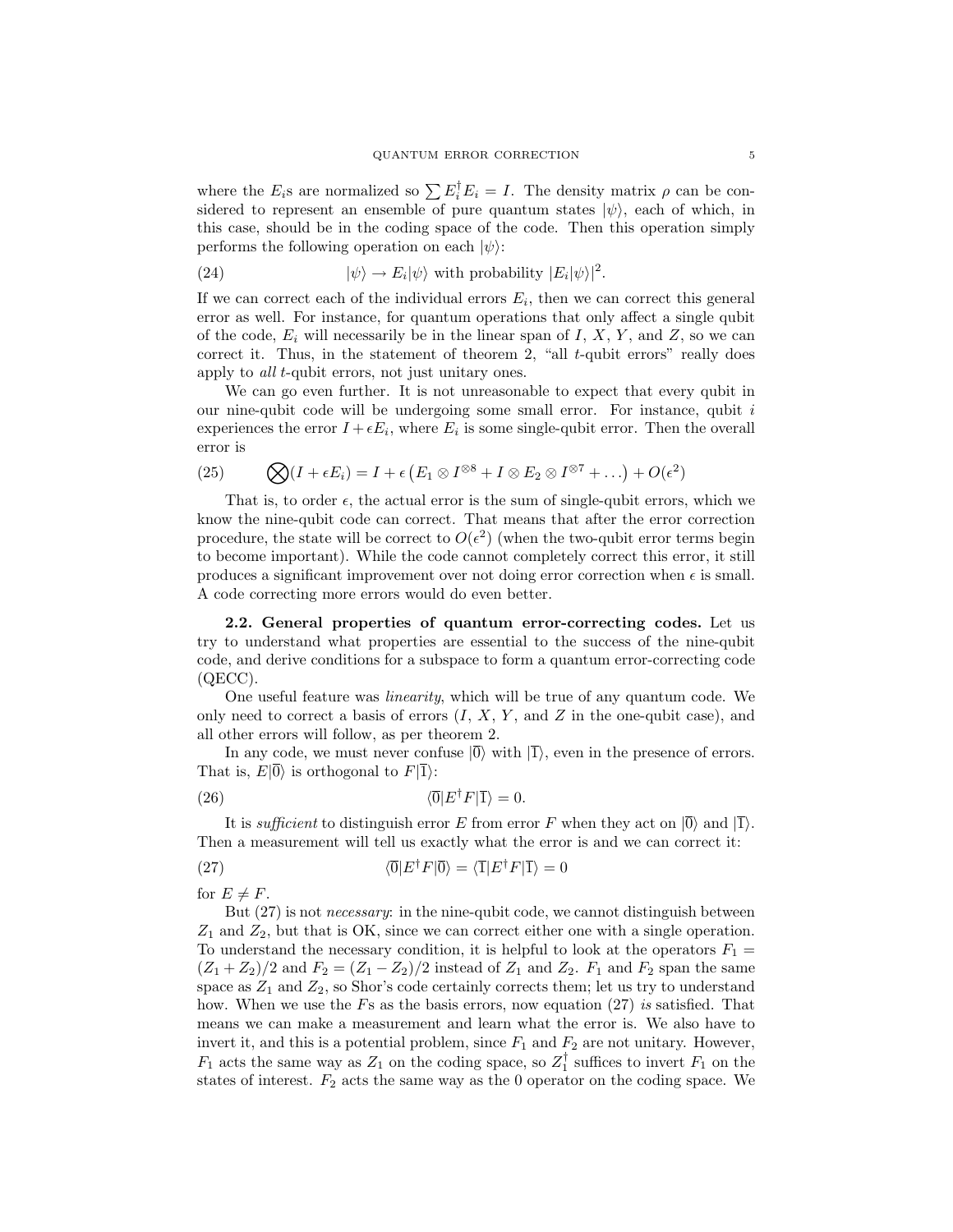where the $E_i$s are normalized so $\sum E_i^\dagger E_i = I$. The density matrix $\rho$ can be considered to represent an ensemble of pure quantum states $|\psi\rangle$, each of which, in this case, should be in the coding space of the code. Then this operation simply performs the following operation on each $|\psi\rangle$:

$$|\psi\rangle \to E_i|\psi\rangle \text{ with probability } |E_i|\psi\rangle|^2. \tag{24}$$

If we can correct each of the individual errors $E_i$, then we can correct this general error as well. For instance, for quantum operations that only affect a single qubit of the code, $E_i$ will necessarily be in the linear span of $I$, $X$, $Y$, and $Z$, so we can correct it. Thus, in the statement of theorem 2, "all $t$-qubit errors" really does apply to *all* $t$-qubit errors, not just unitary ones.

We can go even further. It is not unreasonable to expect that every qubit in our nine-qubit code will be undergoing some small error. For instance, qubit $i$ experiences the error $I + \epsilon E_i$, where $E_i$ is some single-qubit error. Then the overall error is

$$\bigotimes (I + \epsilon E_i) = I + \epsilon \left( E_1 \otimes I^{\otimes 8} + I \otimes E_2 \otimes I^{\otimes 7} + \ldots \right) + O(\epsilon^2) \tag{25}$$

That is, to order $\epsilon$, the actual error is the sum of single-qubit errors, which we know the nine-qubit code can correct. That means that after the error correction procedure, the state will be correct to $O(\epsilon^2)$ (when the two-qubit error terms begin to become important). While the code cannot completely correct this error, it still produces a significant improvement over not doing error correction when $\epsilon$ is small. A code correcting more errors would do even better.

**2.2. General properties of quantum error-correcting codes.** Let us try to understand what properties are essential to the success of the nine-qubit code, and derive conditions for a subspace to form a quantum error-correcting code (QECC).

One useful feature was *linearity*, which will be true of any quantum code. We only need to correct a basis of errors ($I$, $X$, $Y$, and $Z$ in the one-qubit case), and all other errors will follow, as per theorem 2.

In any code, we must never confuse $|\overline{0}\rangle$ with $|\overline{1}\rangle$, even in the presence of errors. That is, $E|\overline{0}\rangle$ is orthogonal to $F|\overline{1}\rangle$:

$$\langle \overline{0}|E^\dagger F|\overline{1}\rangle = 0. \tag{26}$$

It is *sufficient* to distinguish error $E$ from error $F$ when they act on $|\overline{0}\rangle$ and $|\overline{1}\rangle$. Then a measurement will tell us exactly what the error is and we can correct it:

$$\langle \overline{0}|E^\dagger F|\overline{0}\rangle = \langle \overline{1}|E^\dagger F|\overline{1}\rangle = 0 \tag{27}$$

for $E \neq F$.

But (27) is not *necessary*: in the nine-qubit code, we cannot distinguish between $Z_1$ and $Z_2$, but that is OK, since we can correct either one with a single operation. To understand the necessary condition, it is helpful to look at the operators $F_1 = (Z_1 + Z_2)/2$ and $F_2 = (Z_1 - Z_2)/2$ instead of $Z_1$ and $Z_2$. $F_1$ and $F_2$ span the same space as $Z_1$ and $Z_2$, so Shor's code certainly corrects them; let us try to understand how. When we use the $F$s as the basis errors, now equation (27) *is* satisfied. That means we can make a measurement and learn what the error is. We also have to invert it, and this is a potential problem, since $F_1$ and $F_2$ are not unitary. However, $F_1$ acts the same way as $Z_1$ on the coding space, so $Z_1^\dagger$ suffices to invert $F_1$ on the states of interest. $F_2$ acts the same way as the 0 operator on the coding space. We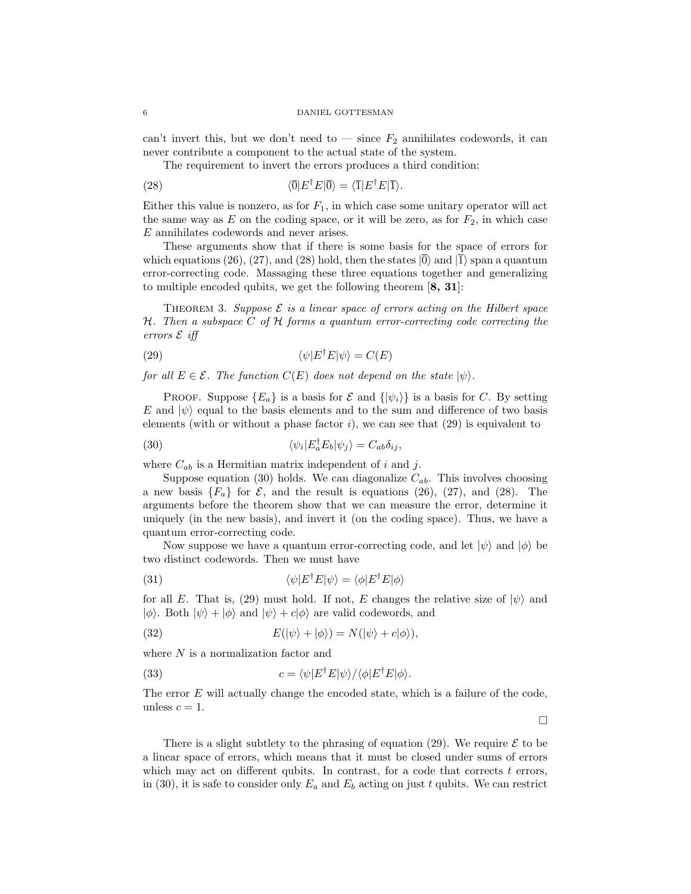can't invert this, but we don't need to — since $F_2$ annihilates codewords, it can never contribute a component to the actual state of the system.

The requirement to invert the errors produces a third condition:

$$\langle\overline{0}|E^\dagger E|\overline{0}\rangle = \langle\overline{1}|E^\dagger E|\overline{1}\rangle. \tag{28}$$

Either this value is nonzero, as for $F_1$, in which case some unitary operator will act the same way as $E$ on the coding space, or it will be zero, as for $F_2$, in which case $E$ annihilates codewords and never arises.

These arguments show that if there is some basis for the space of errors for which equations (26), (27), and (28) hold, then the states $|\overline{0}\rangle$ and $|\overline{1}\rangle$ span a quantum error-correcting code. Massaging these three equations together and generalizing to multiple encoded qubits, we get the following theorem [**8, 31**]:

Theorem 3. *Suppose $\mathcal{E}$ is a linear space of errors acting on the Hilbert space $\mathcal{H}$. Then a subspace $C$ of $\mathcal{H}$ forms a quantum error-correcting code correcting the errors $\mathcal{E}$ iff*

$$\langle\psi|E^\dagger E|\psi\rangle = C(E) \tag{29}$$

*for all $E \in \mathcal{E}$. The function $C(E)$ does not depend on the state $|\psi\rangle$.*

Proof. Suppose $\{E_a\}$ is a basis for $\mathcal{E}$ and $\{|\psi_i\rangle\}$ is a basis for $C$. By setting $E$ and $|\psi\rangle$ equal to the basis elements and to the sum and difference of two basis elements (with or without a phase factor $i$), we can see that (29) is equivalent to

$$\langle\psi_i|E_a^\dagger E_b|\psi_j\rangle = C_{ab}\delta_{ij}, \tag{30}$$

where $C_{ab}$ is a Hermitian matrix independent of $i$ and $j$.

Suppose equation (30) holds. We can diagonalize $C_{ab}$. This involves choosing a new basis $\{F_a\}$ for $\mathcal{E}$, and the result is equations (26), (27), and (28). The arguments before the theorem show that we can measure the error, determine it uniquely (in the new basis), and invert it (on the coding space). Thus, we have a quantum error-correcting code.

Now suppose we have a quantum error-correcting code, and let $|\psi\rangle$ and $|\phi\rangle$ be two distinct codewords. Then we must have

$$\langle\psi|E^\dagger E|\psi\rangle = \langle\phi|E^\dagger E|\phi\rangle \tag{31}$$

for all $E$. That is, (29) must hold. If not, $E$ changes the relative size of $|\psi\rangle$ and $|\phi\rangle$. Both $|\psi\rangle + |\phi\rangle$ and $|\psi\rangle + c|\phi\rangle$ are valid codewords, and

$$E(|\psi\rangle + |\phi\rangle) = N(|\psi\rangle + c|\phi\rangle), \tag{32}$$

where $N$ is a normalization factor and

$$c = \langle\psi|E^\dagger E|\psi\rangle / \langle\phi|E^\dagger E|\phi\rangle. \tag{33}$$

The error $E$ will actually change the encoded state, which is a failure of the code, unless $c = 1$.

□

There is a slight subtlety to the phrasing of equation (29). We require $\mathcal{E}$ to be a linear space of errors, which means that it must be closed under sums of errors which may act on different qubits. In contrast, for a code that corrects $t$ errors, in (30), it is safe to consider only $E_a$ and $E_b$ acting on just $t$ qubits. We can restrict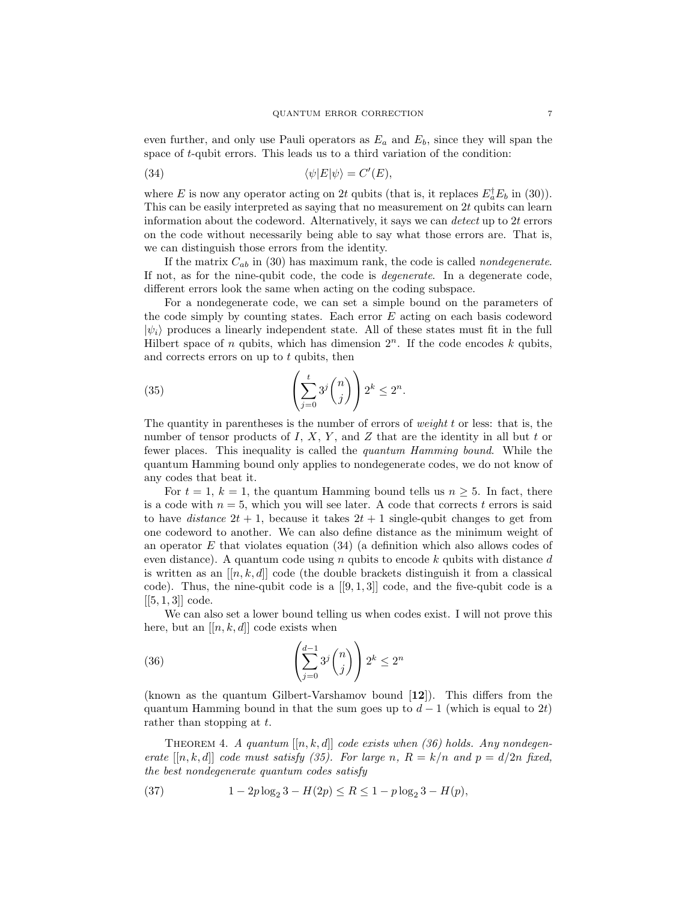even further, and only use Pauli operators as $E_a$ and $E_b$, since they will span the space of $t$-qubit errors. This leads us to a third variation of the condition:

$$\langle\psi|E|\psi\rangle = C'(E), \tag{34}$$

where $E$ is now any operator acting on $2t$ qubits (that is, it replaces $E_a^\dagger E_b$ in (30)). This can be easily interpreted as saying that no measurement on $2t$ qubits can learn information about the codeword. Alternatively, it says we can *detect* up to $2t$ errors on the code without necessarily being able to say what those errors are. That is, we can distinguish those errors from the identity.

If the matrix $C_{ab}$ in (30) has maximum rank, the code is called *nondegenerate*. If not, as for the nine-qubit code, the code is *degenerate*. In a degenerate code, different errors look the same when acting on the coding subspace.

For a nondegenerate code, we can set a simple bound on the parameters of the code simply by counting states. Each error $E$ acting on each basis codeword $|\psi_i\rangle$ produces a linearly independent state. All of these states must fit in the full Hilbert space of $n$ qubits, which has dimension $2^n$. If the code encodes $k$ qubits, and corrects errors on up to $t$ qubits, then

$$\left(\sum_{j=0}^{t} 3^j \binom{n}{j}\right) 2^k \leq 2^n. \tag{35}$$

The quantity in parentheses is the number of errors of *weight* $t$ or less: that is, the number of tensor products of $I$, $X$, $Y$, and $Z$ that are the identity in all but $t$ or fewer places. This inequality is called the *quantum Hamming bound*. While the quantum Hamming bound only applies to nondegenerate codes, we do not know of any codes that beat it.

For $t = 1$, $k = 1$, the quantum Hamming bound tells us $n \geq 5$. In fact, there is a code with $n = 5$, which you will see later. A code that corrects $t$ errors is said to have *distance* $2t + 1$, because it takes $2t + 1$ single-qubit changes to get from one codeword to another. We can also define distance as the minimum weight of an operator $E$ that violates equation (34) (a definition which also allows codes of even distance). A quantum code using $n$ qubits to encode $k$ qubits with distance $d$ is written as an $[[n, k, d]]$ code (the double brackets distinguish it from a classical code). Thus, the nine-qubit code is a $[[9, 1, 3]]$ code, and the five-qubit code is a $[[5, 1, 3]]$ code.

We can also set a lower bound telling us when codes exist. I will not prove this here, but an $[[n, k, d]]$ code exists when

$$\left(\sum_{j=0}^{d-1} 3^j \binom{n}{j}\right) 2^k \leq 2^n \tag{36}$$

(known as the quantum Gilbert-Varshamov bound [**12**]). This differs from the quantum Hamming bound in that the sum goes up to $d - 1$ (which is equal to $2t$) rather than stopping at $t$.

THEOREM 4. *A quantum $[[n, k, d]]$ code exists when (36) holds. Any nondegenerate $[[n, k, d]]$ code must satisfy (35). For large $n$, $R = k/n$ and $p = d/2n$ fixed, the best nondegenerate quantum codes satisfy*

$$1 - 2p \log_2 3 - H(2p) \leq R \leq 1 - p \log_2 3 - H(p), \tag{37}$$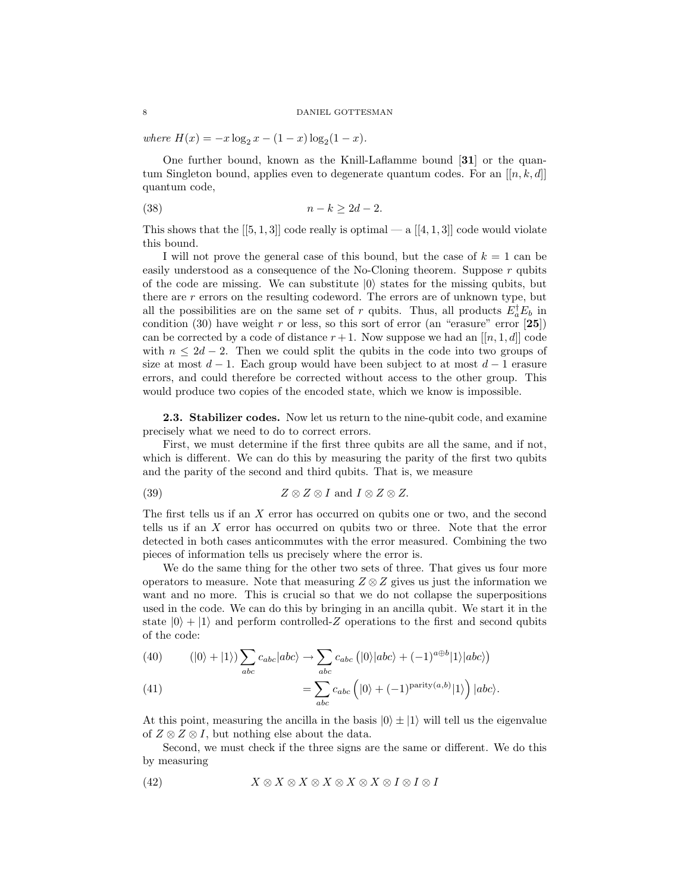*where* $H(x) = -x \log_2 x - (1-x) \log_2 (1-x)$.

One further bound, known as the Knill-Laflamme bound [**31**] or the quantum Singleton bound, applies even to degenerate quantum codes. For an $[[n,k,d]]$ quantum code,

$$n - k \geq 2d - 2. \tag{38}$$

This shows that the $[[5,1,3]]$ code really is optimal — a $[[4,1,3]]$ code would violate this bound.

I will not prove the general case of this bound, but the case of $k = 1$ can be easily understood as a consequence of the No-Cloning theorem. Suppose $r$ qubits of the code are missing. We can substitute $|0\rangle$ states for the missing qubits, but there are $r$ errors on the resulting codeword. The errors are of unknown type, but all the possibilities are on the same set of $r$ qubits. Thus, all products $E_a^\dagger E_b$ in condition (30) have weight $r$ or less, so this sort of error (an "erasure" error [**25**]) can be corrected by a code of distance $r+1$. Now suppose we had an $[[n,1,d]]$ code with $n \leq 2d-2$. Then we could split the qubits in the code into two groups of size at most $d-1$. Each group would have been subject to at most $d-1$ erasure errors, and could therefore be corrected without access to the other group. This would produce two copies of the encoded state, which we know is impossible.

**2.3. Stabilizer codes.** Now let us return to the nine-qubit code, and examine precisely what we need to do to correct errors.

First, we must determine if the first three qubits are all the same, and if not, which is different. We can do this by measuring the parity of the first two qubits and the parity of the second and third qubits. That is, we measure

$$Z \otimes Z \otimes I \text{ and } I \otimes Z \otimes Z. \tag{39}$$

The first tells us if an $X$ error has occurred on qubits one or two, and the second tells us if an $X$ error has occurred on qubits two or three. Note that the error detected in both cases anticommutes with the error measured. Combining the two pieces of information tells us precisely where the error is.

We do the same thing for the other two sets of three. That gives us four more operators to measure. Note that measuring $Z \otimes Z$ gives us just the information we want and no more. This is crucial so that we do not collapse the superpositions used in the code. We can do this by bringing in an ancilla qubit. We start it in the state $|0\rangle + |1\rangle$ and perform controlled-$Z$ operations to the first and second qubits of the code:

$$(|0\rangle + |1\rangle) \sum_{abc} c_{abc} |abc\rangle \rightarrow \sum_{abc} c_{abc} \left( |0\rangle|abc\rangle + (-1)^{a \oplus b} |1\rangle|abc\rangle \right) \tag{40}$$

$$= \sum_{abc} c_{abc} \left( |0\rangle + (-1)^{\text{parity}(a,b)} |1\rangle \right) |abc\rangle. \tag{41}$$

At this point, measuring the ancilla in the basis $|0\rangle \pm |1\rangle$ will tell us the eigenvalue of $Z \otimes Z \otimes I$, but nothing else about the data.

Second, we must check if the three signs are the same or different. We do this by measuring

$$X \otimes X \otimes X \otimes X \otimes X \otimes X \otimes I \otimes I \otimes I \tag{42}$$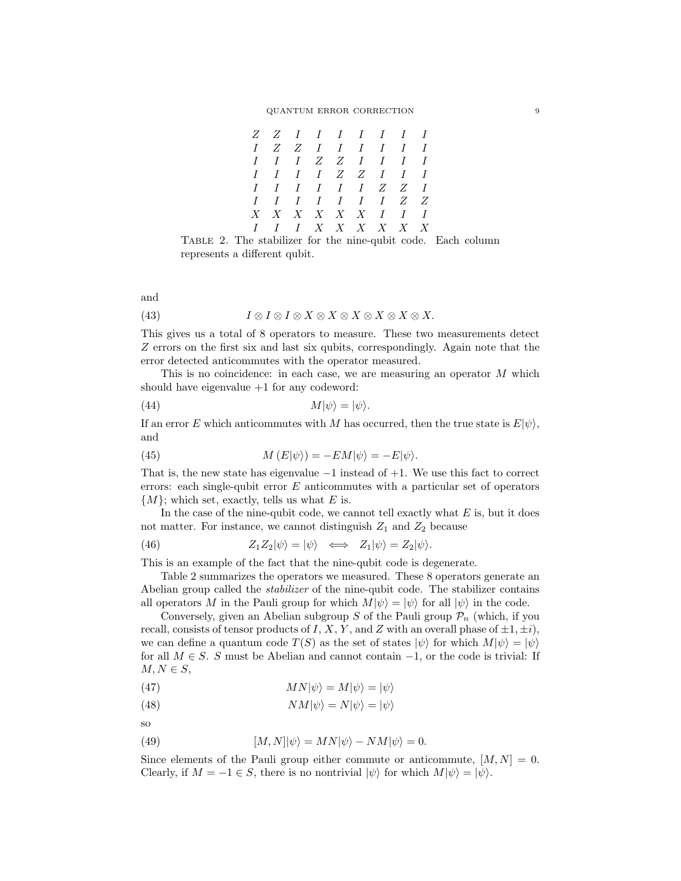| Z | Z | I | I | I | I | I | I | I |
|---|---|---|---|---|---|---|---|---|
| I | Z | Z | I | I | I | I | I | I |
| I | I | I | Z | Z | I | I | I | I |
| I | I | I | I | Z | Z | I | I | I |
| I | I | I | I | I | I | Z | Z | I |
| I | I | I | I | I | I | I | Z | Z |
| X | X | X | X | X | X | I | I | I |
| I | I | I | X | X | X | X | X | X |

Table 2. The stabilizer for the nine-qubit code. Each column represents a different qubit.

and

$$I \otimes I \otimes I \otimes X \otimes X \otimes X \otimes X \otimes X \otimes X. \tag{43}$$

This gives us a total of 8 operators to measure. These two measurements detect $Z$ errors on the first six and last six qubits, correspondingly. Again note that the error detected anticommutes with the operator measured.

This is no coincidence: in each case, we are measuring an operator $M$ which should have eigenvalue $+1$ for any codeword:

$$M|\psi\rangle = |\psi\rangle. \tag{44}$$

If an error $E$ which anticommutes with $M$ has occurred, then the true state is $E|\psi\rangle$, and

$$M\left(E|\psi\rangle\right) = -EM|\psi\rangle = -E|\psi\rangle. \tag{45}$$

That is, the new state has eigenvalue $-1$ instead of $+1$. We use this fact to correct errors: each single-qubit error $E$ anticommutes with a particular set of operators $\{M\}$; which set, exactly, tells us what $E$ is.

In the case of the nine-qubit code, we cannot tell exactly what $E$ is, but it does not matter. For instance, we cannot distinguish $Z_1$ and $Z_2$ because

$$Z_1 Z_2|\psi\rangle = |\psi\rangle \iff Z_1|\psi\rangle = Z_2|\psi\rangle. \tag{46}$$

This is an example of the fact that the nine-qubit code is degenerate.

Table 2 summarizes the operators we measured. These 8 operators generate an Abelian group called the *stabilizer* of the nine-qubit code. The stabilizer contains all operators $M$ in the Pauli group for which $M|\psi\rangle = |\psi\rangle$ for all $|\psi\rangle$ in the code.

Conversely, given an Abelian subgroup $S$ of the Pauli group $\mathcal{P}_n$ (which, if you recall, consists of tensor products of $I$, $X$, $Y$, and $Z$ with an overall phase of $\pm 1, \pm i$), we can define a quantum code $T(S)$ as the set of states $|\psi\rangle$ for which $M|\psi\rangle = |\psi\rangle$ for all $M \in S$. $S$ must be Abelian and cannot contain $-1$, or the code is trivial: If $M, N \in S$,

$$MN|\psi\rangle = M|\psi\rangle = |\psi\rangle \tag{47}$$

$$NM|\psi\rangle = N|\psi\rangle = |\psi\rangle \tag{48}$$

so

$$[M, N]|\psi\rangle = MN|\psi\rangle - NM|\psi\rangle = 0. \tag{49}$$

Since elements of the Pauli group either commute or anticommute, $[M, N] = 0$. Clearly, if $M = -1 \in S$, there is no nontrivial $|\psi\rangle$ for which $M|\psi\rangle = |\psi\rangle$.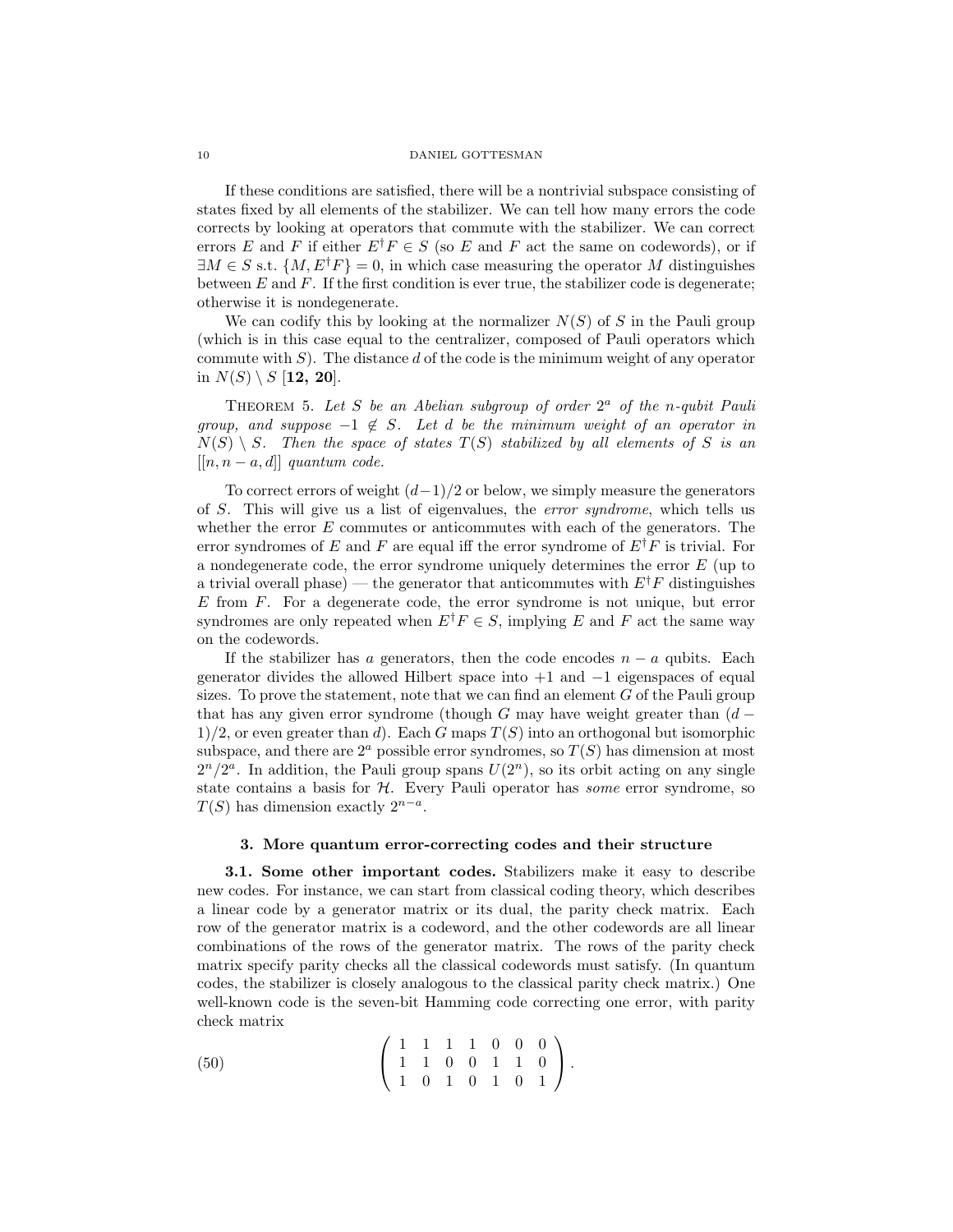If these conditions are satisfied, there will be a nontrivial subspace consisting of states fixed by all elements of the stabilizer. We can tell how many errors the code corrects by looking at operators that commute with the stabilizer. We can correct errors $E$ and $F$ if either $E^\dagger F \in S$ (so $E$ and $F$ act the same on codewords), or if $\exists M \in S$ s.t. $\{M, E^\dagger F\} = 0$, in which case measuring the operator $M$ distinguishes between $E$ and $F$. If the first condition is ever true, the stabilizer code is degenerate; otherwise it is nondegenerate.

We can codify this by looking at the normalizer $N(S)$ of $S$ in the Pauli group (which is in this case equal to the centralizer, composed of Pauli operators which commute with $S$). The distance $d$ of the code is the minimum weight of any operator in $N(S) \setminus S$ [**12, 20**].

Theorem 5. *Let $S$ be an Abelian subgroup of order $2^a$ of the $n$-qubit Pauli group, and suppose $-1 \notin S$. Let $d$ be the minimum weight of an operator in $N(S) \setminus S$. Then the space of states $T(S)$ stabilized by all elements of $S$ is an $[[n, n-a, d]]$ quantum code.*

To correct errors of weight $(d-1)/2$ or below, we simply measure the generators of $S$. This will give us a list of eigenvalues, the *error syndrome*, which tells us whether the error $E$ commutes or anticommutes with each of the generators. The error syndromes of $E$ and $F$ are equal iff the error syndrome of $E^\dagger F$ is trivial. For a nondegenerate code, the error syndrome uniquely determines the error $E$ (up to a trivial overall phase) — the generator that anticommutes with $E^\dagger F$ distinguishes $E$ from $F$. For a degenerate code, the error syndrome is not unique, but error syndromes are only repeated when $E^\dagger F \in S$, implying $E$ and $F$ act the same way on the codewords.

If the stabilizer has $a$ generators, then the code encodes $n - a$ qubits. Each generator divides the allowed Hilbert space into $+1$ and $-1$ eigenspaces of equal sizes. To prove the statement, note that we can find an element $G$ of the Pauli group that has any given error syndrome (though $G$ may have weight greater than $(d-1)/2$, or even greater than $d$). Each $G$ maps $T(S)$ into an orthogonal but isomorphic subspace, and there are $2^a$ possible error syndromes, so $T(S)$ has dimension at most $2^n/2^a$. In addition, the Pauli group spans $U(2^n)$, so its orbit acting on any single state contains a basis for $\mathcal{H}$. Every Pauli operator has *some* error syndrome, so $T(S)$ has dimension exactly $2^{n-a}$.

## 3. More quantum error-correcting codes and their structure

**3.1. Some other important codes.** Stabilizers make it easy to describe new codes. For instance, we can start from classical coding theory, which describes a linear code by a generator matrix or its dual, the parity check matrix. Each row of the generator matrix is a codeword, and the other codewords are all linear combinations of the rows of the generator matrix. The rows of the parity check matrix specify parity checks all the classical codewords must satisfy. (In quantum codes, the stabilizer is closely analogous to the classical parity check matrix.) One well-known code is the seven-bit Hamming code correcting one error, with parity check matrix

$$\begin{pmatrix} 1 & 1 & 1 & 1 & 0 & 0 & 0 \\ 1 & 1 & 0 & 0 & 1 & 1 & 0 \\ 1 & 0 & 1 & 0 & 1 & 0 & 1 \end{pmatrix}. \tag{50}$$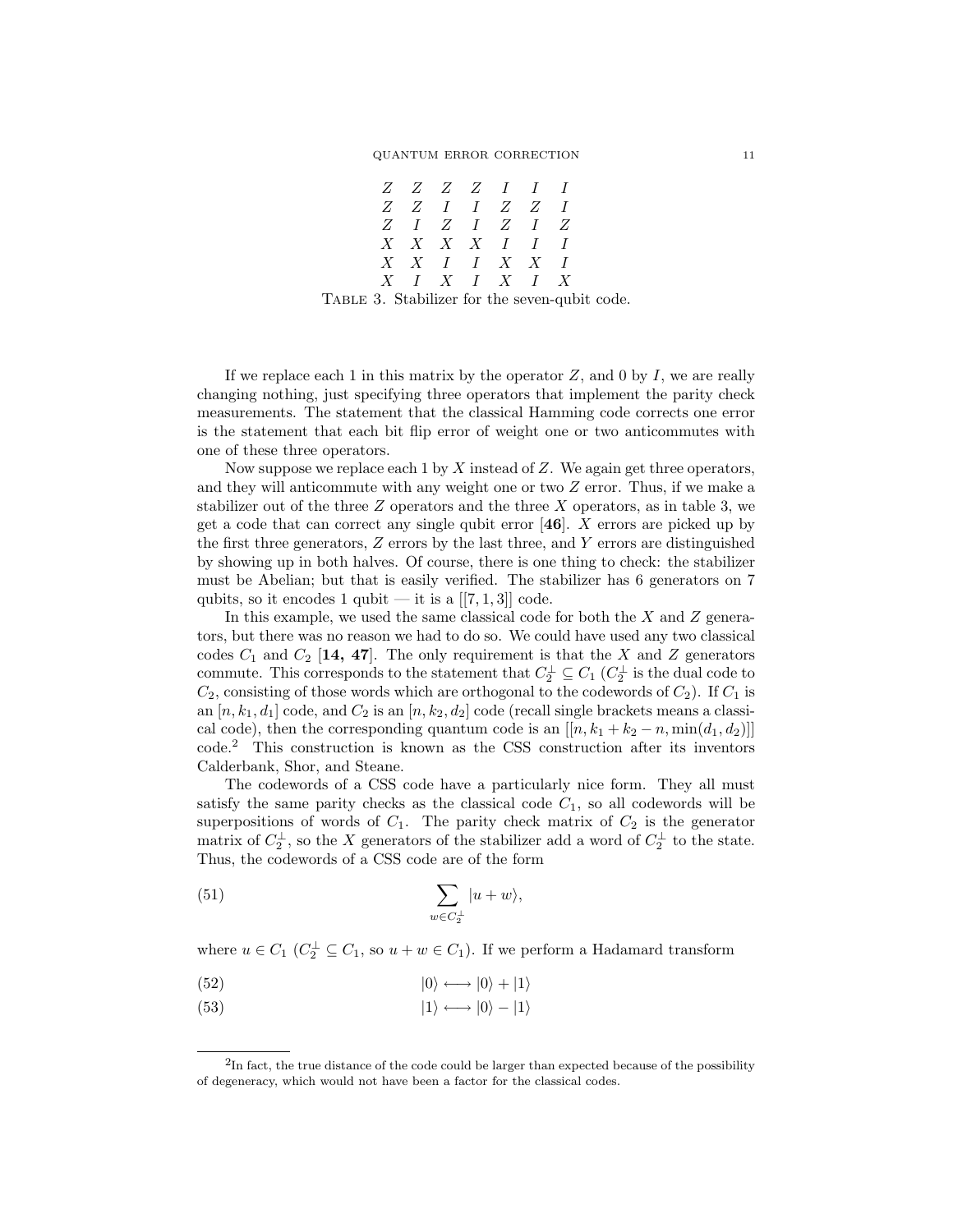| | | | | | | |
|---|---|---|---|---|---|---|
| $Z$ | $Z$ | $Z$ | $Z$ | $I$ | $I$ | $I$ |
| $Z$ | $Z$ | $I$ | $I$ | $Z$ | $Z$ | $I$ |
| $Z$ | $I$ | $Z$ | $I$ | $Z$ | $I$ | $Z$ |
| $X$ | $X$ | $X$ | $X$ | $I$ | $I$ | $I$ |
| $X$ | $X$ | $I$ | $I$ | $X$ | $X$ | $I$ |
| $X$ | $I$ | $X$ | $I$ | $X$ | $I$ | $X$ |

Table 3. Stabilizer for the seven-qubit code.

If we replace each 1 in this matrix by the operator $Z$, and 0 by $I$, we are really changing nothing, just specifying three operators that implement the parity check measurements. The statement that the classical Hamming code corrects one error is the statement that each bit flip error of weight one or two anticommutes with one of these three operators.

Now suppose we replace each 1 by $X$ instead of $Z$. We again get three operators, and they will anticommute with any weight one or two $Z$ error. Thus, if we make a stabilizer out of the three $Z$ operators and the three $X$ operators, as in table 3, we get a code that can correct any single qubit error [**46**]. $X$ errors are picked up by the first three generators, $Z$ errors by the last three, and $Y$ errors are distinguished by showing up in both halves. Of course, there is one thing to check: the stabilizer must be Abelian; but that is easily verified. The stabilizer has 6 generators on 7 qubits, so it encodes 1 qubit — it is a $[[7, 1, 3]]$ code.

In this example, we used the same classical code for both the $X$ and $Z$ generators, but there was no reason we had to do so. We could have used any two classical codes $C_1$ and $C_2$ [**14, 47**]. The only requirement is that the $X$ and $Z$ generators commute. This corresponds to the statement that $C_2^\perp \subseteq C_1$ ($C_2^\perp$ is the dual code to $C_2$, consisting of those words which are orthogonal to the codewords of $C_2$). If $C_1$ is an $[n, k_1, d_1]$ code, and $C_2$ is an $[n, k_2, d_2]$ code (recall single brackets means a classical code), then the corresponding quantum code is an $[[n, k_1 + k_2 - n, \min(d_1, d_2)]]$ code.[2] This construction is known as the CSS construction after its inventors Calderbank, Shor, and Steane.

The codewords of a CSS code have a particularly nice form. They all must satisfy the same parity checks as the classical code $C_1$, so all codewords will be superpositions of words of $C_1$. The parity check matrix of $C_2$ is the generator matrix of $C_2^\perp$, so the $X$ generators of the stabilizer add a word of $C_2^\perp$ to the state. Thus, the codewords of a CSS code are of the form

$$\sum_{w \in C_2^\perp} |u + w\rangle, \tag{51}$$

where $u \in C_1$ ($C_2^\perp \subseteq C_1$, so $u + w \in C_1$). If we perform a Hadamard transform

$$|0\rangle \longleftrightarrow |0\rangle + |1\rangle \tag{52}$$

$$|1\rangle \longleftrightarrow |0\rangle - |1\rangle \tag{53}$$

[2] In fact, the true distance of the code could be larger than expected because of the possibility of degeneracy, which would not have been a factor for the classical codes.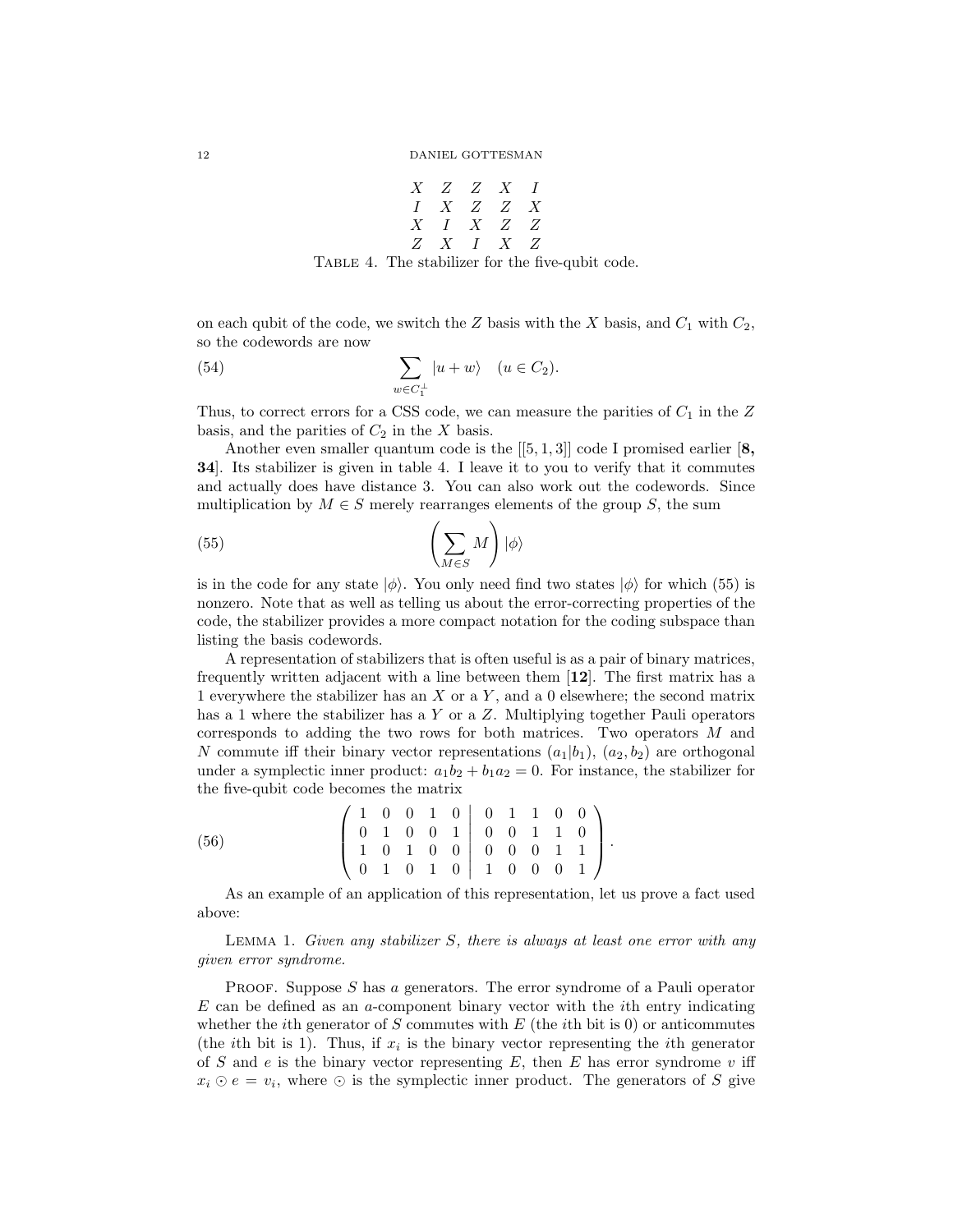| | | | | |
|---|---|---|---|---|
| $X$ | $Z$ | $Z$ | $X$ | $I$ |
| $I$ | $X$ | $Z$ | $Z$ | $X$ |
| $X$ | $I$ | $X$ | $Z$ | $Z$ |
| $Z$ | $X$ | $I$ | $X$ | $Z$ |

TABLE 4. The stabilizer for the five-qubit code.

on each qubit of the code, we switch the $Z$ basis with the $X$ basis, and $C_1$ with $C_2$, so the codewords are now

$$\sum_{w \in C_1^\perp} |u + w\rangle \quad (u \in C_2). \tag{54}$$

Thus, to correct errors for a CSS code, we can measure the parities of $C_1$ in the $Z$ basis, and the parities of $C_2$ in the $X$ basis.

Another even smaller quantum code is the $[[5, 1, 3]]$ code I promised earlier [**8, 34**]. Its stabilizer is given in table 4. I leave it to you to verify that it commutes and actually does have distance 3. You can also work out the codewords. Since multiplication by $M \in S$ merely rearranges elements of the group $S$, the sum

$$\left( \sum_{M \in S} M \right) |\phi\rangle \tag{55}$$

is in the code for any state $|\phi\rangle$. You only need find two states $|\phi\rangle$ for which (55) is nonzero. Note that as well as telling us about the error-correcting properties of the code, the stabilizer provides a more compact notation for the coding subspace than listing the basis codewords.

A representation of stabilizers that is often useful is as a pair of binary matrices, frequently written adjacent with a line between them [**12**]. The first matrix has a 1 everywhere the stabilizer has an $X$ or a $Y$, and a 0 elsewhere; the second matrix has a 1 where the stabilizer has a $Y$ or a $Z$. Multiplying together Pauli operators corresponds to adding the two rows for both matrices. Two operators $M$ and $N$ commute iff their binary vector representations $(a_1|b_1)$, $(a_2, b_2)$ are orthogonal under a symplectic inner product: $a_1 b_2 + b_1 a_2 = 0$. For instance, the stabilizer for the five-qubit code becomes the matrix

$$\left( \begin{array}{ccccc|ccccc} 1 & 0 & 0 & 1 & 0 & 0 & 1 & 1 & 0 & 0 \\ 0 & 1 & 0 & 0 & 1 & 0 & 0 & 1 & 1 & 0 \\ 1 & 0 & 1 & 0 & 0 & 0 & 0 & 0 & 1 & 1 \\ 0 & 1 & 0 & 1 & 0 & 1 & 0 & 0 & 0 & 1 \end{array} \right). \tag{56}$$

As an example of an application of this representation, let us prove a fact used above:

LEMMA 1. *Given any stabilizer $S$, there is always at least one error with any given error syndrome.*

PROOF. Suppose $S$ has $a$ generators. The error syndrome of a Pauli operator $E$ can be defined as an $a$-component binary vector with the $i$th entry indicating whether the $i$th generator of $S$ commutes with $E$ (the $i$th bit is 0) or anticommutes (the $i$th bit is 1). Thus, if $x_i$ is the binary vector representing the $i$th generator of $S$ and $e$ is the binary vector representing $E$, then $E$ has error syndrome $v$ iff $x_i \odot e = v_i$, where $\odot$ is the symplectic inner product. The generators of $S$ give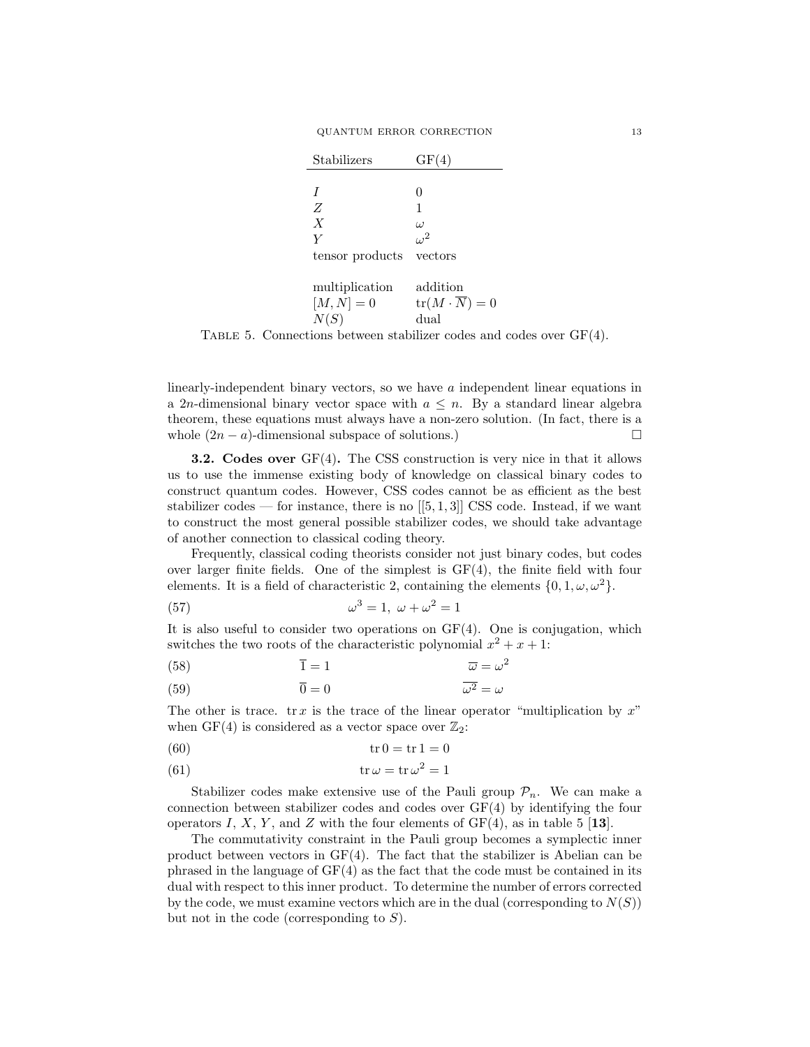| Stabilizers | GF(4) |
|---|---|
| $I$ | $0$ |
| $Z$ | $1$ |
| $X$ | $\omega$ |
| $Y$ | $\omega^2$ |
| tensor products | vectors |
| multiplication | addition |
| $[M, N] = 0$ | $\mathrm{tr}(M \cdot \overline{N}) = 0$ |
| $N(S)$ | dual |

TABLE 5. Connections between stabilizer codes and codes over GF(4).

linearly-independent binary vectors, so we have $a$ independent linear equations in a $2n$-dimensional binary vector space with $a \leq n$. By a standard linear algebra theorem, these equations must always have a non-zero solution. (In fact, there is a whole $(2n - a)$-dimensional subspace of solutions.) □

**3.2. Codes over GF(4).** The CSS construction is very nice in that it allows us to use the immense existing body of knowledge on classical binary codes to construct quantum codes. However, CSS codes cannot be as efficient as the best stabilizer codes — for instance, there is no [[5, 1, 3]] CSS code. Instead, if we want to construct the most general possible stabilizer codes, we should take advantage of another connection to classical coding theory.

Frequently, classical coding theorists consider not just binary codes, but codes over larger finite fields. One of the simplest is GF(4), the finite field with four elements. It is a field of characteristic 2, containing the elements $\{0, 1, \omega, \omega^2\}$.

$$\omega^3 = 1, \ \omega + \omega^2 = 1 \tag{57}$$

It is also useful to consider two operations on GF(4). One is conjugation, which switches the two roots of the characteristic polynomial $x^2 + x + 1$:

$$\overline{1} = 1 \qquad \overline{\omega} = \omega^2 \tag{58}$$

$$\overline{0} = 0 \qquad \overline{\omega^2} = \omega \tag{59}$$

The other is trace. $\mathrm{tr}\, x$ is the trace of the linear operator "multiplication by $x$" when GF(4) is considered as a vector space over $\mathbb{Z}_2$:

$$\mathrm{tr}\, 0 = \mathrm{tr}\, 1 = 0 \tag{60}$$

$$\mathrm{tr}\, \omega = \mathrm{tr}\, \omega^2 = 1 \tag{61}$$

Stabilizer codes make extensive use of the Pauli group $\mathcal{P}_n$. We can make a connection between stabilizer codes and codes over GF(4) by identifying the four operators $I$, $X$, $Y$, and $Z$ with the four elements of GF(4), as in table 5 [**13**].

The commutativity constraint in the Pauli group becomes a symplectic inner product between vectors in GF(4). The fact that the stabilizer is Abelian can be phrased in the language of GF(4) as the fact that the code must be contained in its dual with respect to this inner product. To determine the number of errors corrected by the code, we must examine vectors which are in the dual (corresponding to $N(S)$) but not in the code (corresponding to $S$).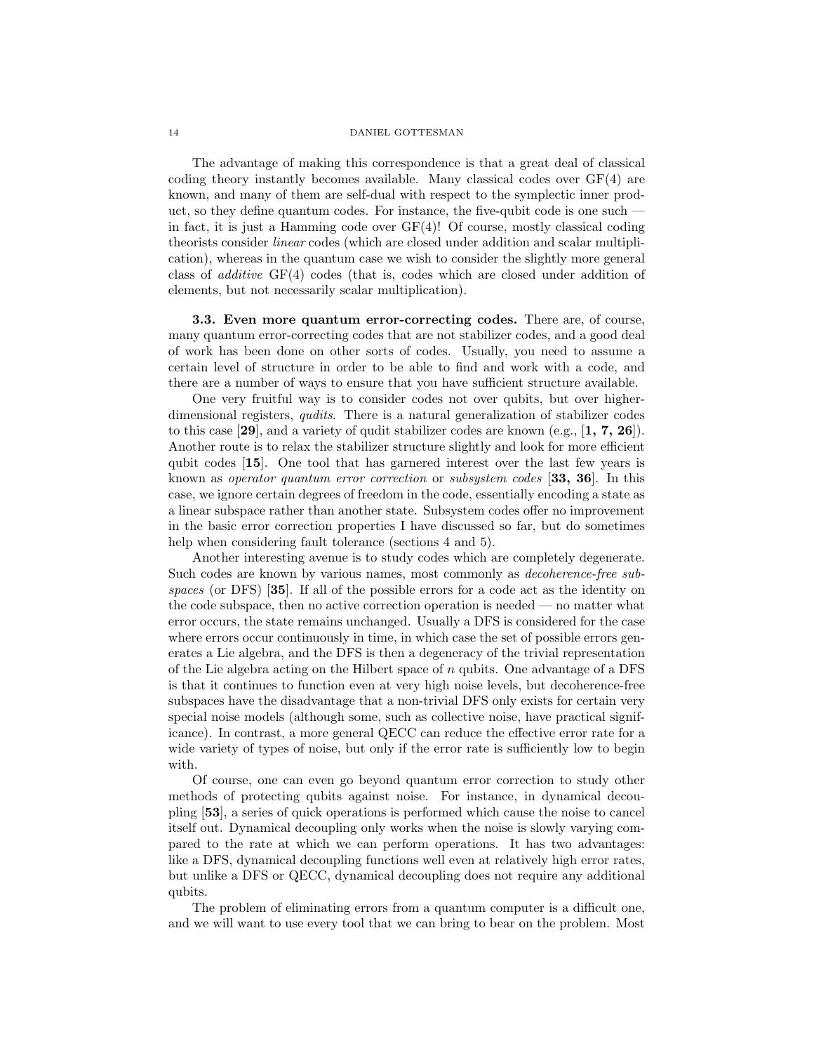The advantage of making this correspondence is that a great deal of classical coding theory instantly becomes available. Many classical codes over GF(4) are known, and many of them are self-dual with respect to the symplectic inner product, so they define quantum codes. For instance, the five-qubit code is one such — in fact, it is just a Hamming code over GF(4)! Of course, mostly classical coding theorists consider *linear* codes (which are closed under addition and scalar multiplication), whereas in the quantum case we wish to consider the slightly more general class of *additive* GF(4) codes (that is, codes which are closed under addition of elements, but not necessarily scalar multiplication).

### 3.3. Even more quantum error-correcting codes.

There are, of course, many quantum error-correcting codes that are not stabilizer codes, and a good deal of work has been done on other sorts of codes. Usually, you need to assume a certain level of structure in order to be able to find and work with a code, and there are a number of ways to ensure that you have sufficient structure available.

One very fruitful way is to consider codes not over qubits, but over higher-dimensional registers, *qudits*. There is a natural generalization of stabilizer codes to this case [**29**], and a variety of qudit stabilizer codes are known (e.g., [**1, 7, 26**]). Another route is to relax the stabilizer structure slightly and look for more efficient qubit codes [**15**]. One tool that has garnered interest over the last few years is known as *operator quantum error correction* or *subsystem codes* [**33, 36**]. In this case, we ignore certain degrees of freedom in the code, essentially encoding a state as a linear subspace rather than another state. Subsystem codes offer no improvement in the basic error correction properties I have discussed so far, but do sometimes help when considering fault tolerance (sections 4 and 5).

Another interesting avenue is to study codes which are completely degenerate. Such codes are known by various names, most commonly as *decoherence-free subspaces* (or DFS) [**35**]. If all of the possible errors for a code act as the identity on the code subspace, then no active correction operation is needed — no matter what error occurs, the state remains unchanged. Usually a DFS is considered for the case where errors occur continuously in time, in which case the set of possible errors generates a Lie algebra, and the DFS is then a degeneracy of the trivial representation of the Lie algebra acting on the Hilbert space of $n$ qubits. One advantage of a DFS is that it continues to function even at very high noise levels, but decoherence-free subspaces have the disadvantage that a non-trivial DFS only exists for certain very special noise models (although some, such as collective noise, have practical significance). In contrast, a more general QECC can reduce the effective error rate for a wide variety of types of noise, but only if the error rate is sufficiently low to begin with.

Of course, one can even go beyond quantum error correction to study other methods of protecting qubits against noise. For instance, in dynamical decoupling [**53**], a series of quick operations is performed which cause the noise to cancel itself out. Dynamical decoupling only works when the noise is slowly varying compared to the rate at which we can perform operations. It has two advantages: like a DFS, dynamical decoupling functions well even at relatively high error rates, but unlike a DFS or QECC, dynamical decoupling does not require any additional qubits.

The problem of eliminating errors from a quantum computer is a difficult one, and we will want to use every tool that we can bring to bear on the problem. Most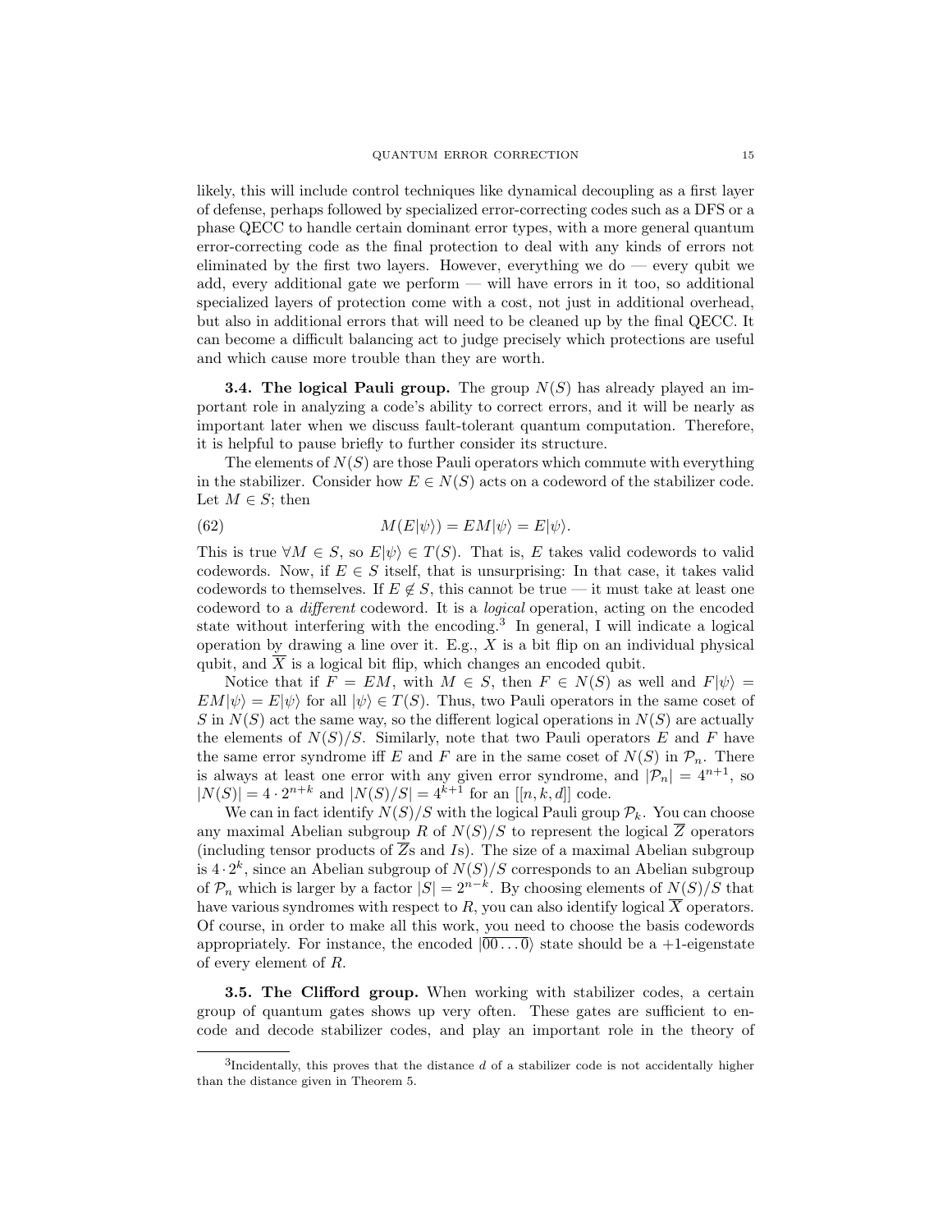likely, this will include control techniques like dynamical decoupling as a first layer of defense, perhaps followed by specialized error-correcting codes such as a DFS or a phase QECC to handle certain dominant error types, with a more general quantum error-correcting code as the final protection to deal with any kinds of errors not eliminated by the first two layers. However, everything we do — every qubit we add, every additional gate we perform — will have errors in it too, so additional specialized layers of protection come with a cost, not just in additional overhead, but also in additional errors that will need to be cleaned up by the final QECC. It can become a difficult balancing act to judge precisely which protections are useful and which cause more trouble than they are worth.

**3.4. The logical Pauli group.** The group $N(S)$ has already played an important role in analyzing a code's ability to correct errors, and it will be nearly as important later when we discuss fault-tolerant quantum computation. Therefore, it is helpful to pause briefly to further consider its structure.

The elements of $N(S)$ are those Pauli operators which commute with everything in the stabilizer. Consider how $E \in N(S)$ acts on a codeword of the stabilizer code. Let $M \in S$; then

$$M(E|\psi\rangle) = EM|\psi\rangle = E|\psi\rangle. \tag{62}$$

This is true $\forall M \in S$, so $E|\psi\rangle \in T(S)$. That is, $E$ takes valid codewords to valid codewords. Now, if $E \in S$ itself, that is unsurprising: In that case, it takes valid codewords to themselves. If $E \notin S$, this cannot be true — it must take at least one codeword to a *different* codeword. It is a *logical* operation, acting on the encoded state without interfering with the encoding.[3] In general, I will indicate a logical operation by drawing a line over it. E.g., $X$ is a bit flip on an individual physical qubit, and $\overline{X}$ is a logical bit flip, which changes an encoded qubit.

Notice that if $F = EM$, with $M \in S$, then $F \in N(S)$ as well and $F|\psi\rangle = EM|\psi\rangle = E|\psi\rangle$ for all $|\psi\rangle \in T(S)$. Thus, two Pauli operators in the same coset of $S$ in $N(S)$ act the same way, so the different logical operations in $N(S)$ are actually the elements of $N(S)/S$. Similarly, note that two Pauli operators $E$ and $F$ have the same error syndrome iff $E$ and $F$ are in the same coset of $N(S)$ in $\mathcal{P}_n$. There is always at least one error with any given error syndrome, and $|\mathcal{P}_n| = 4^{n+1}$, so $|N(S)| = 4 \cdot 2^{n+k}$ and $|N(S)/S| = 4^{k+1}$ for an $[[n, k, d]]$ code.

We can in fact identify $N(S)/S$ with the logical Pauli group $\mathcal{P}_k$. You can choose any maximal Abelian subgroup $R$ of $N(S)/S$ to represent the logical $\overline{Z}$ operators (including tensor products of $\overline{Z}$s and $I$s). The size of a maximal Abelian subgroup is $4 \cdot 2^k$, since an Abelian subgroup of $N(S)/S$ corresponds to an Abelian subgroup of $\mathcal{P}_n$ which is larger by a factor $|S| = 2^{n-k}$. By choosing elements of $N(S)/S$ that have various syndromes with respect to $R$, you can also identify logical $\overline{X}$ operators. Of course, in order to make all this work, you need to choose the basis codewords appropriately. For instance, the encoded $|\overline{00\ldots0}\rangle$ state should be a $+1$-eigenstate of every element of $R$.

**3.5. The Clifford group.** When working with stabilizer codes, a certain group of quantum gates shows up very often. These gates are sufficient to encode and decode stabilizer codes, and play an important role in the theory of

---

[3] Incidentally, this proves that the distance $d$ of a stabilizer code is not accidentally higher than the distance given in Theorem 5.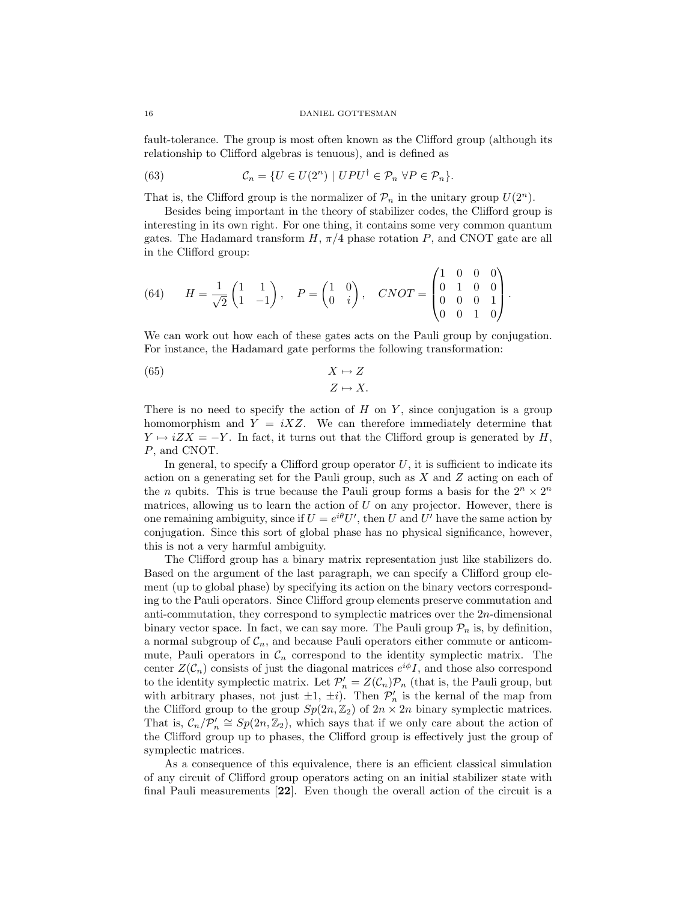fault-tolerance. The group is most often known as the Clifford group (although its relationship to Clifford algebras is tenuous), and is defined as

$$\mathcal{C}_n = \{U \in U(2^n) \mid UPU^\dagger \in \mathcal{P}_n \ \forall P \in \mathcal{P}_n\}. \tag{63}$$

That is, the Clifford group is the normalizer of $\mathcal{P}_n$ in the unitary group $U(2^n)$.

Besides being important in the theory of stabilizer codes, the Clifford group is interesting in its own right. For one thing, it contains some very common quantum gates. The Hadamard transform $H$, $\pi/4$ phase rotation $P$, and CNOT gate are all in the Clifford group:

$$H = \frac{1}{\sqrt{2}}\begin{pmatrix} 1 & 1 \\ 1 & -1 \end{pmatrix}, \quad P = \begin{pmatrix} 1 & 0 \\ 0 & i \end{pmatrix}, \quad CNOT = \begin{pmatrix} 1 & 0 & 0 & 0 \\ 0 & 1 & 0 & 0 \\ 0 & 0 & 0 & 1 \\ 0 & 0 & 1 & 0 \end{pmatrix}. \tag{64}$$

We can work out how each of these gates acts on the Pauli group by conjugation. For instance, the Hadamard gate performs the following transformation:

$$\begin{aligned} X &\mapsto Z \\ Z &\mapsto X. \end{aligned} \tag{65}$$

There is no need to specify the action of $H$ on $Y$, since conjugation is a group homomorphism and $Y = iXZ$. We can therefore immediately determine that $Y \mapsto iZX = -Y$. In fact, it turns out that the Clifford group is generated by $H$, $P$, and CNOT.

In general, to specify a Clifford group operator $U$, it is sufficient to indicate its action on a generating set for the Pauli group, such as $X$ and $Z$ acting on each of the $n$ qubits. This is true because the Pauli group forms a basis for the $2^n \times 2^n$ matrices, allowing us to learn the action of $U$ on any projector. However, there is one remaining ambiguity, since if $U = e^{i\theta}U'$, then $U$ and $U'$ have the same action by conjugation. Since this sort of global phase has no physical significance, however, this is not a very harmful ambiguity.

The Clifford group has a binary matrix representation just like stabilizers do. Based on the argument of the last paragraph, we can specify a Clifford group element (up to global phase) by specifying its action on the binary vectors corresponding to the Pauli operators. Since Clifford group elements preserve commutation and anti-commutation, they correspond to symplectic matrices over the $2n$-dimensional binary vector space. In fact, we can say more. The Pauli group $\mathcal{P}_n$ is, by definition, a normal subgroup of $\mathcal{C}_n$, and because Pauli operators either commute or anticommute, Pauli operators in $\mathcal{C}_n$ correspond to the identity symplectic matrix. The center $Z(\mathcal{C}_n)$ consists of just the diagonal matrices $e^{i\phi}I$, and those also correspond to the identity symplectic matrix. Let $\mathcal{P}'_n = Z(\mathcal{C}_n)\mathcal{P}_n$ (that is, the Pauli group, but with arbitrary phases, not just $\pm 1$, $\pm i$). Then $\mathcal{P}'_n$ is the kernal of the map from the Clifford group to the group $Sp(2n, \mathbb{Z}_2)$ of $2n \times 2n$ binary symplectic matrices. That is, $\mathcal{C}_n/\mathcal{P}'_n \cong Sp(2n, \mathbb{Z}_2)$, which says that if we only care about the action of the Clifford group up to phases, the Clifford group is effectively just the group of symplectic matrices.

As a consequence of this equivalence, there is an efficient classical simulation of any circuit of Clifford group operators acting on an initial stabilizer state with final Pauli measurements [**22**]. Even though the overall action of the circuit is a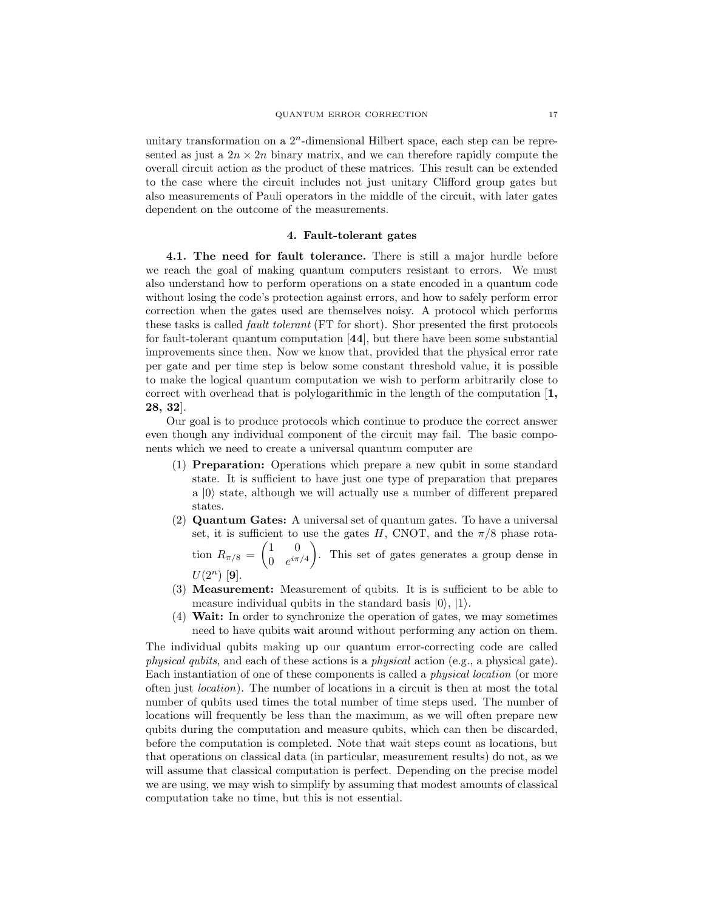unitary transformation on a $2^n$-dimensional Hilbert space, each step can be represented as just a $2n \times 2n$ binary matrix, and we can therefore rapidly compute the overall circuit action as the product of these matrices. This result can be extended to the case where the circuit includes not just unitary Clifford group gates but also measurements of Pauli operators in the middle of the circuit, with later gates dependent on the outcome of the measurements.

## 4. Fault-tolerant gates

**4.1. The need for fault tolerance.** There is still a major hurdle before we reach the goal of making quantum computers resistant to errors. We must also understand how to perform operations on a state encoded in a quantum code without losing the code's protection against errors, and how to safely perform error correction when the gates used are themselves noisy. A protocol which performs these tasks is called *fault tolerant* (FT for short). Shor presented the first protocols for fault-tolerant quantum computation [**44**], but there have been some substantial improvements since then. Now we know that, provided that the physical error rate per gate and per time step is below some constant threshold value, it is possible to make the logical quantum computation we wish to perform arbitrarily close to correct with overhead that is polylogarithmic in the length of the computation [**1, 28, 32**].

Our goal is to produce protocols which continue to produce the correct answer even though any individual component of the circuit may fail. The basic components which we need to create a universal quantum computer are

1. **Preparation:** Operations which prepare a new qubit in some standard state. It is sufficient to have just one type of preparation that prepares a $|0\rangle$ state, although we will actually use a number of different prepared states.
2. **Quantum Gates:** A universal set of quantum gates. To have a universal set, it is sufficient to use the gates $H$, CNOT, and the $\pi/8$ phase rotation $R_{\pi/8} = \begin{pmatrix} 1 & 0 \\ 0 & e^{i\pi/4} \end{pmatrix}$. This set of gates generates a group dense in $U(2^n)$ [**9**].
3. **Measurement:** Measurement of qubits. It is is sufficient to be able to measure individual qubits in the standard basis $|0\rangle$, $|1\rangle$.
4. **Wait:** In order to synchronize the operation of gates, we may sometimes need to have qubits wait around without performing any action on them.

The individual qubits making up our quantum error-correcting code are called *physical qubits*, and each of these actions is a *physical* action (e.g., a physical gate). Each instantiation of one of these components is called a *physical location* (or more often just *location*). The number of locations in a circuit is then at most the total number of qubits used times the total number of time steps used. The number of locations will frequently be less than the maximum, as we will often prepare new qubits during the computation and measure qubits, which can then be discarded, before the computation is completed. Note that wait steps count as locations, but that operations on classical data (in particular, measurement results) do not, as we will assume that classical computation is perfect. Depending on the precise model we are using, we may wish to simplify by assuming that modest amounts of classical computation take no time, but this is not essential.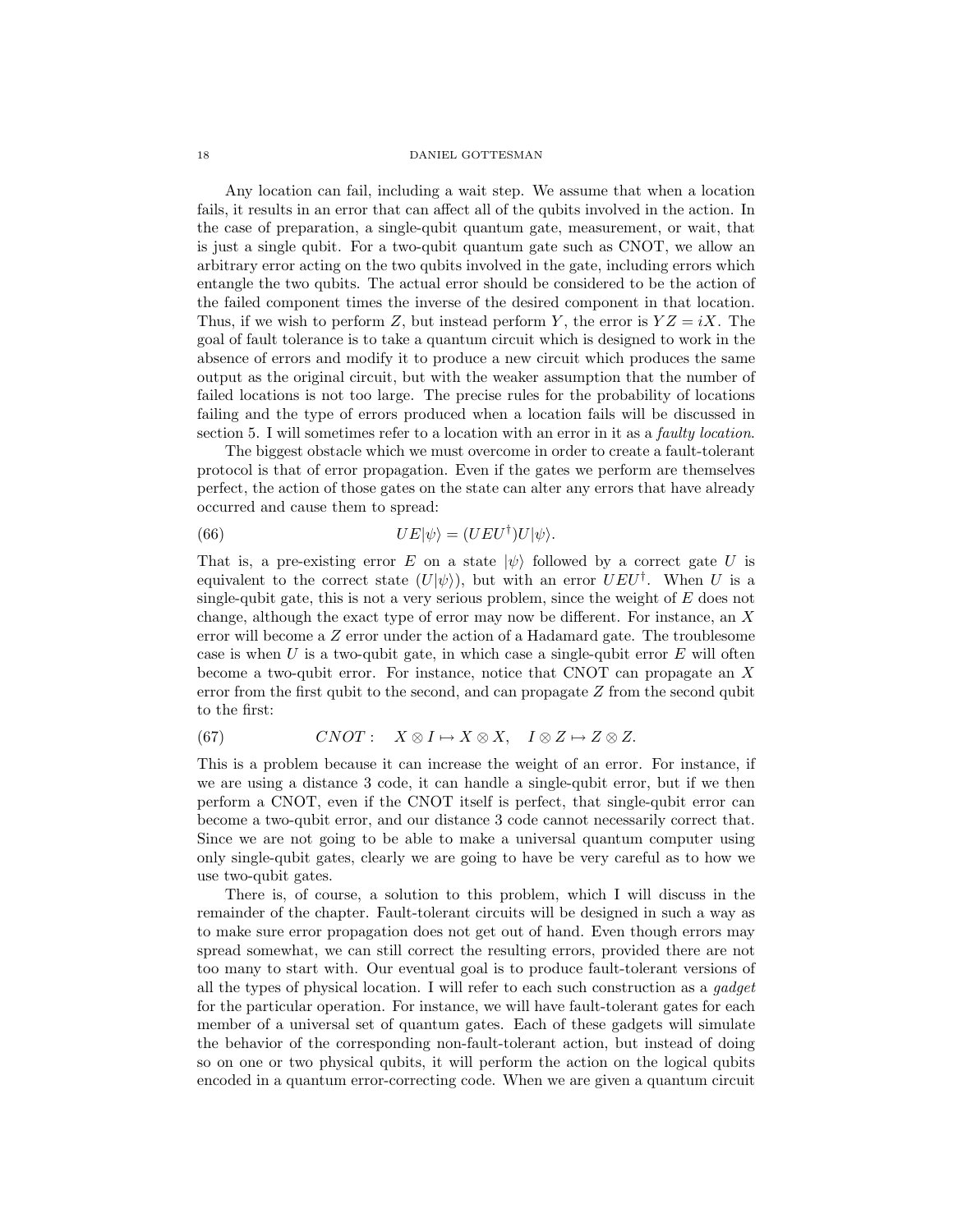Any location can fail, including a wait step. We assume that when a location fails, it results in an error that can affect all of the qubits involved in the action. In the case of preparation, a single-qubit quantum gate, measurement, or wait, that is just a single qubit. For a two-qubit quantum gate such as CNOT, we allow an arbitrary error acting on the two qubits involved in the gate, including errors which entangle the two qubits. The actual error should be considered to be the action of the failed component times the inverse of the desired component in that location. Thus, if we wish to perform $Z$, but instead perform $Y$, the error is $YZ = iX$. The goal of fault tolerance is to take a quantum circuit which is designed to work in the absence of errors and modify it to produce a new circuit which produces the same output as the original circuit, but with the weaker assumption that the number of failed locations is not too large. The precise rules for the probability of locations failing and the type of errors produced when a location fails will be discussed in section 5. I will sometimes refer to a location with an error in it as a *faulty location*.

The biggest obstacle which we must overcome in order to create a fault-tolerant protocol is that of error propagation. Even if the gates we perform are themselves perfect, the action of those gates on the state can alter any errors that have already occurred and cause them to spread:

$$UE|\psi\rangle = (UEU^\dagger)U|\psi\rangle. \tag{66}$$

That is, a pre-existing error $E$ on a state $|\psi\rangle$ followed by a correct gate $U$ is equivalent to the correct state $(U|\psi\rangle)$, but with an error $UEU^\dagger$. When $U$ is a single-qubit gate, this is not a very serious problem, since the weight of $E$ does not change, although the exact type of error may now be different. For instance, an $X$ error will become a $Z$ error under the action of a Hadamard gate. The troublesome case is when $U$ is a two-qubit gate, in which case a single-qubit error $E$ will often become a two-qubit error. For instance, notice that CNOT can propagate an $X$ error from the first qubit to the second, and can propagate $Z$ from the second qubit to the first:

$$CNOT: \quad X \otimes I \mapsto X \otimes X, \quad I \otimes Z \mapsto Z \otimes Z. \tag{67}$$

This is a problem because it can increase the weight of an error. For instance, if we are using a distance 3 code, it can handle a single-qubit error, but if we then perform a CNOT, even if the CNOT itself is perfect, that single-qubit error can become a two-qubit error, and our distance 3 code cannot necessarily correct that. Since we are not going to be able to make a universal quantum computer using only single-qubit gates, clearly we are going to have be very careful as to how we use two-qubit gates.

There is, of course, a solution to this problem, which I will discuss in the remainder of the chapter. Fault-tolerant circuits will be designed in such a way as to make sure error propagation does not get out of hand. Even though errors may spread somewhat, we can still correct the resulting errors, provided there are not too many to start with. Our eventual goal is to produce fault-tolerant versions of all the types of physical location. I will refer to each such construction as a *gadget* for the particular operation. For instance, we will have fault-tolerant gates for each member of a universal set of quantum gates. Each of these gadgets will simulate the behavior of the corresponding non-fault-tolerant action, but instead of doing so on one or two physical qubits, it will perform the action on the logical qubits encoded in a quantum error-correcting code. When we are given a quantum circuit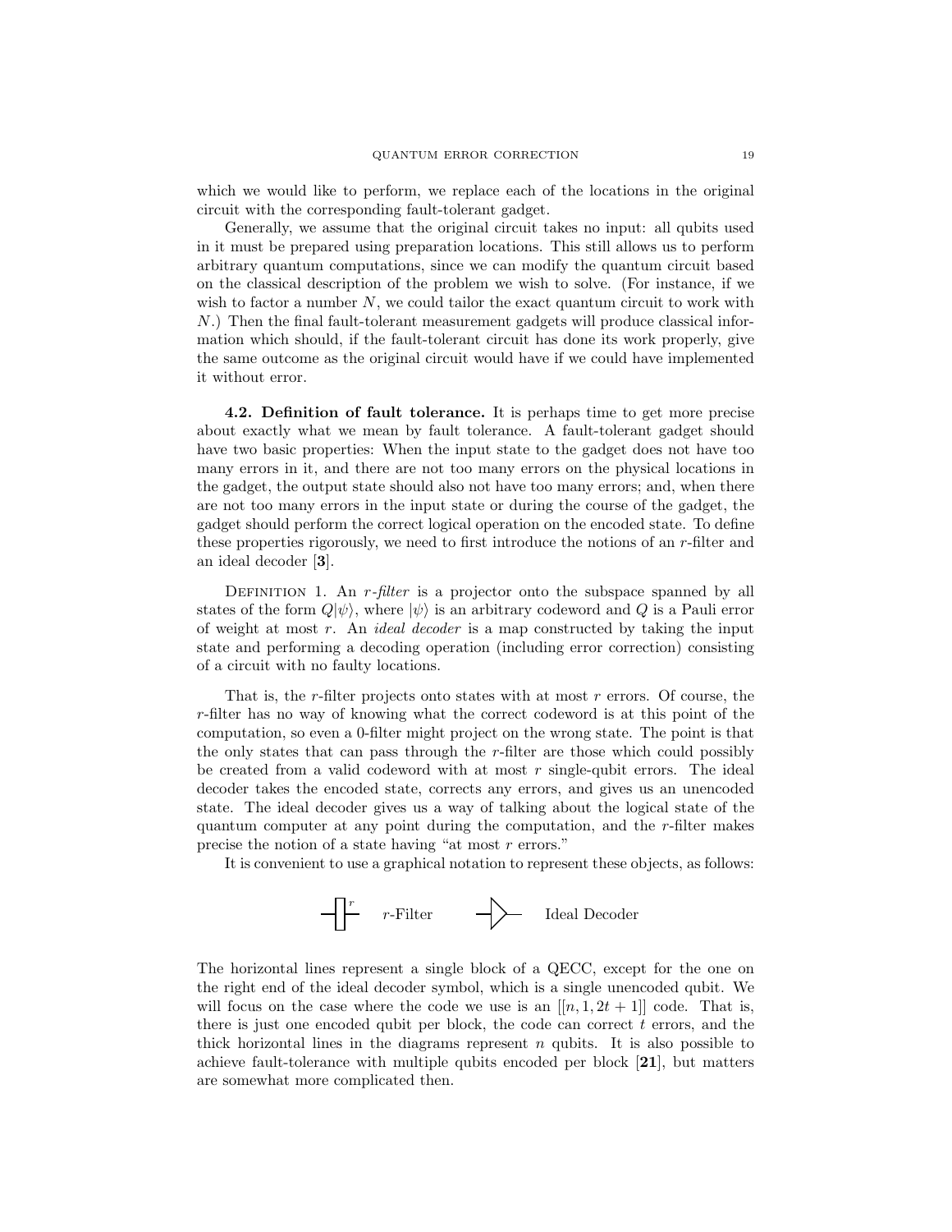which we would like to perform, we replace each of the locations in the original circuit with the corresponding fault-tolerant gadget.

Generally, we assume that the original circuit takes no input: all qubits used in it must be prepared using preparation locations. This still allows us to perform arbitrary quantum computations, since we can modify the quantum circuit based on the classical description of the problem we wish to solve. (For instance, if we wish to factor a number $N$, we could tailor the exact quantum circuit to work with $N$.) Then the final fault-tolerant measurement gadgets will produce classical information which should, if the fault-tolerant circuit has done its work properly, give the same outcome as the original circuit would have if we could have implemented it without error.

**4.2. Definition of fault tolerance.** It is perhaps time to get more precise about exactly what we mean by fault tolerance. A fault-tolerant gadget should have two basic properties: When the input state to the gadget does not have too many errors in it, and there are not too many errors on the physical locations in the gadget, the output state should also not have too many errors; and, when there are not too many errors in the input state or during the course of the gadget, the gadget should perform the correct logical operation on the encoded state. To define these properties rigorously, we need to first introduce the notions of an $r$-filter and an ideal decoder [**3**].

Definition 1. An *$r$-filter* is a projector onto the subspace spanned by all states of the form $Q|\psi\rangle$, where $|\psi\rangle$ is an arbitrary codeword and $Q$ is a Pauli error of weight at most $r$. An *ideal decoder* is a map constructed by taking the input state and performing a decoding operation (including error correction) consisting of a circuit with no faulty locations.

That is, the $r$-filter projects onto states with at most $r$ errors. Of course, the $r$-filter has no way of knowing what the correct codeword is at this point of the computation, so even a 0-filter might project on the wrong state. The point is that the only states that can pass through the $r$-filter are those which could possibly be created from a valid codeword with at most $r$ single-qubit errors. The ideal decoder takes the encoded state, corrects any errors, and gives us an unencoded state. The ideal decoder gives us a way of talking about the logical state of the quantum computer at any point during the computation, and the $r$-filter makes precise the notion of a state having "at most $r$ errors."

It is convenient to use a graphical notation to represent these objects, as follows:

$r$-Filter    Ideal Decoder

The horizontal lines represent a single block of a QECC, except for the one on the right end of the ideal decoder symbol, which is a single unencoded qubit. We will focus on the case where the code we use is an $[[n, 1, 2t + 1]]$ code. That is, there is just one encoded qubit per block, the code can correct $t$ errors, and the thick horizontal lines in the diagrams represent $n$ qubits. It is also possible to achieve fault-tolerance with multiple qubits encoded per block [**21**], but matters are somewhat more complicated then.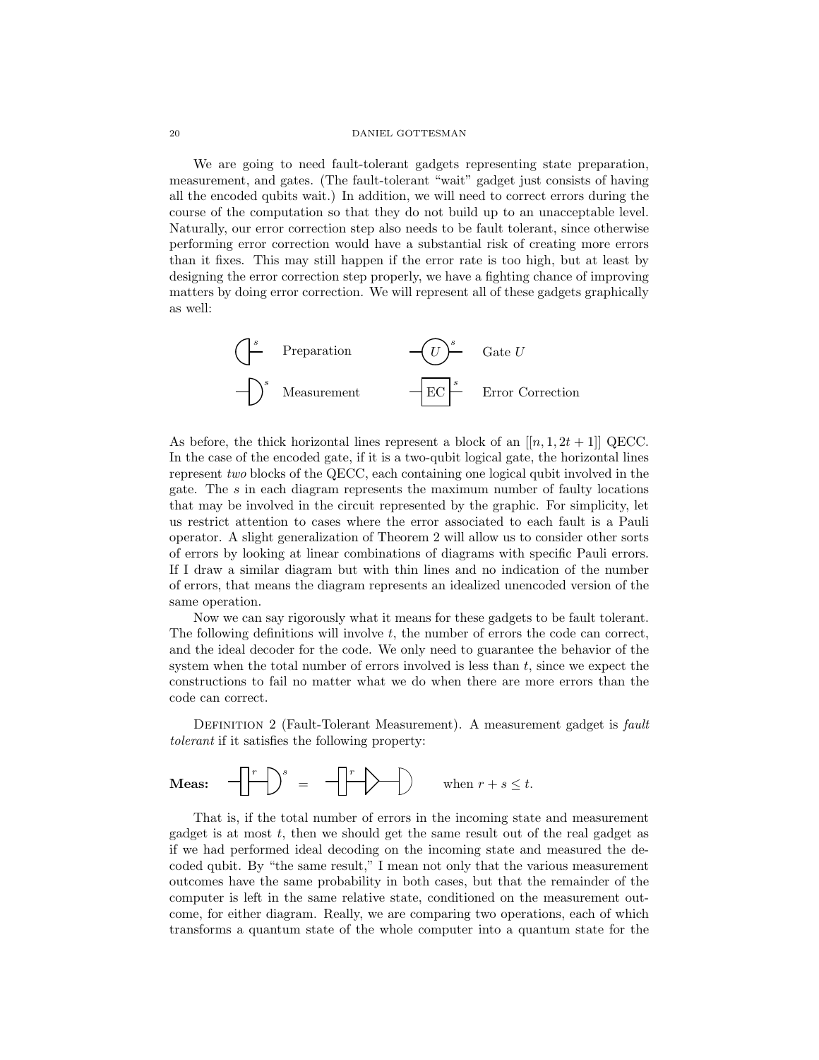We are going to need fault-tolerant gadgets representing state preparation, measurement, and gates. (The fault-tolerant "wait" gadget just consists of having all the encoded qubits wait.) In addition, we will need to correct errors during the course of the computation so that they do not build up to an unacceptable level. Naturally, our error correction step also needs to be fault tolerant, since otherwise performing error correction would have a substantial risk of creating more errors than it fixes. This may still happen if the error rate is too high, but at least by designing the error correction step properly, we have a fighting chance of improving matters by doing error correction. We will represent all of these gadgets graphically as well:

Preparation

Gate $U$

Measurement

Error Correction

As before, the thick horizontal lines represent a block of an $[[n, 1, 2t + 1]]$ QECC. In the case of the encoded gate, if it is a two-qubit logical gate, the horizontal lines represent *two* blocks of the QECC, each containing one logical qubit involved in the gate. The $s$ in each diagram represents the maximum number of faulty locations that may be involved in the circuit represented by the graphic. For simplicity, let us restrict attention to cases where the error associated to each fault is a Pauli operator. A slight generalization of Theorem 2 will allow us to consider other sorts of errors by looking at linear combinations of diagrams with specific Pauli errors. If I draw a similar diagram but with thin lines and no indication of the number of errors, that means the diagram represents an idealized unencoded version of the same operation.

Now we can say rigorously what it means for these gadgets to be fault tolerant. The following definitions will involve $t$, the number of errors the code can correct, and the ideal decoder for the code. We only need to guarantee the behavior of the system when the total number of errors involved is less than $t$, since we expect the constructions to fail no matter what we do when there are more errors than the code can correct.

Definition 2 (Fault-Tolerant Measurement). A measurement gadget is *fault tolerant* if it satisfies the following property:

**Meas:** when $r + s \leq t$.

That is, if the total number of errors in the incoming state and measurement gadget is at most $t$, then we should get the same result out of the real gadget as if we had performed ideal decoding on the incoming state and measured the decoded qubit. By "the same result," I mean not only that the various measurement outcomes have the same probability in both cases, but that the remainder of the computer is left in the same relative state, conditioned on the measurement outcome, for either diagram. Really, we are comparing two operations, each of which transforms a quantum state of the whole computer into a quantum state for the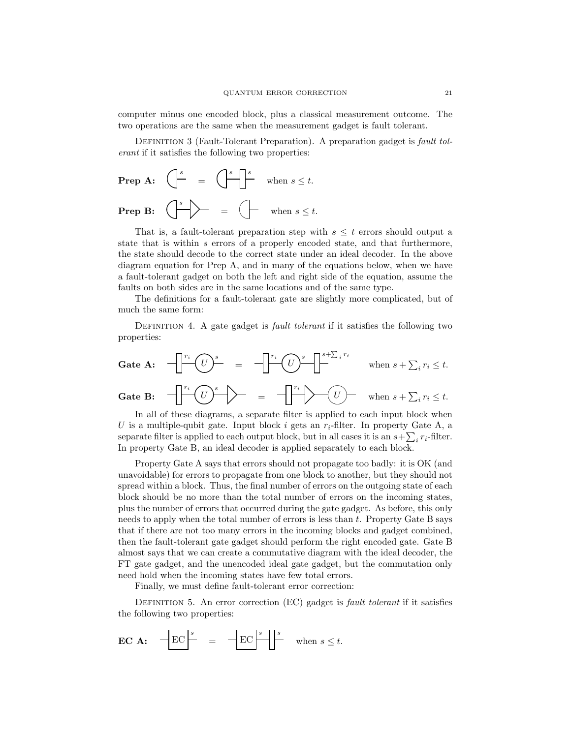computer minus one encoded block, plus a classical measurement outcome. The two operations are the same when the measurement gadget is fault tolerant.

Definition 3 (Fault-Tolerant Preparation). A preparation gadget is *fault tolerant* if it satisfies the following two properties:

**Prep A:** [diagram] $=$ [diagram] when $s \leq t$.

**Prep B:** [diagram] $=$ [diagram] when $s \leq t$.

That is, a fault-tolerant preparation step with $s \leq t$ errors should output a state that is within $s$ errors of a properly encoded state, and that furthermore, the state should decode to the correct state under an ideal decoder. In the above diagram equation for Prep A, and in many of the equations below, when we have a fault-tolerant gadget on both the left and right side of the equation, assume the faults on both sides are in the same locations and of the same type.

The definitions for a fault-tolerant gate are slightly more complicated, but of much the same form:

Definition 4. A gate gadget is *fault tolerant* if it satisfies the following two properties:

**Gate A:** [diagram] $=$ [diagram] when $s + \sum_i r_i \leq t$.

**Gate B:** [diagram] $=$ [diagram] when $s + \sum_i r_i \leq t$.

In all of these diagrams, a separate filter is applied to each input block when $U$ is a multiple-qubit gate. Input block $i$ gets an $r_i$-filter. In property Gate A, a separate filter is applied to each output block, but in all cases it is an $s + \sum_i r_i$-filter. In property Gate B, an ideal decoder is applied separately to each block.

Property Gate A says that errors should not propagate too badly: it is OK (and unavoidable) for errors to propagate from one block to another, but they should not spread within a block. Thus, the final number of errors on the outgoing state of each block should be no more than the total number of errors on the incoming states, plus the number of errors that occurred during the gate gadget. As before, this only needs to apply when the total number of errors is less than $t$. Property Gate B says that if there are not too many errors in the incoming blocks and gadget combined, then the fault-tolerant gate gadget should perform the right encoded gate. Gate B almost says that we can create a commutative diagram with the ideal decoder, the FT gate gadget, and the unencoded ideal gate gadget, but the commutation only need hold when the incoming states have few total errors.

Finally, we must define fault-tolerant error correction:

Definition 5. An error correction (EC) gadget is *fault tolerant* if it satisfies the following two properties:

**EC A:** [diagram] $=$ [diagram] when $s \leq t$.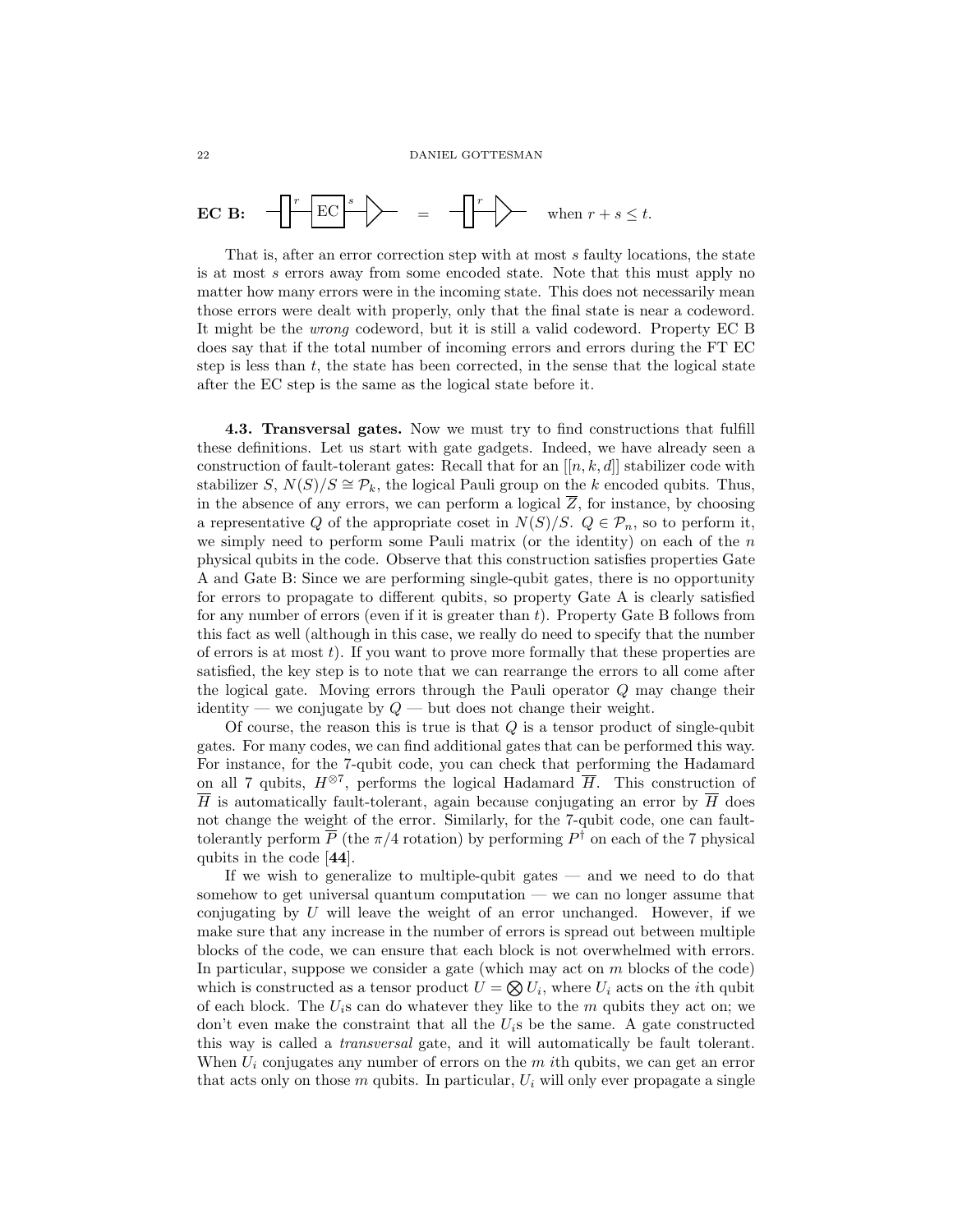**EC B:** [circuit diagram: r errors, EC with s faults, decoder] = [r errors, decoder] when $r + s \leq t$.

That is, after an error correction step with at most $s$ faulty locations, the state is at most $s$ errors away from some encoded state. Note that this must apply no matter how many errors were in the incoming state. This does not necessarily mean those errors were dealt with properly, only that the final state is near a codeword. It might be the *wrong* codeword, but it is still a valid codeword. Property EC B does say that if the total number of incoming errors and errors during the FT EC step is less than $t$, the state has been corrected, in the sense that the logical state after the EC step is the same as the logical state before it.

**4.3. Transversal gates.** Now we must try to find constructions that fulfill these definitions. Let us start with gate gadgets. Indeed, we have already seen a construction of fault-tolerant gates: Recall that for an $[[n, k, d]]$ stabilizer code with stabilizer $S$, $N(S)/S \cong \mathcal{P}_k$, the logical Pauli group on the $k$ encoded qubits. Thus, in the absence of any errors, we can perform a logical $\overline{Z}$, for instance, by choosing a representative $Q$ of the appropriate coset in $N(S)/S$. $Q \in \mathcal{P}_n$, so to perform it, we simply need to perform some Pauli matrix (or the identity) on each of the $n$ physical qubits in the code. Observe that this construction satisfies properties Gate A and Gate B: Since we are performing single-qubit gates, there is no opportunity for errors to propagate to different qubits, so property Gate A is clearly satisfied for any number of errors (even if it is greater than $t$). Property Gate B follows from this fact as well (although in this case, we really do need to specify that the number of errors is at most $t$). If you want to prove more formally that these properties are satisfied, the key step is to note that we can rearrange the errors to all come after the logical gate. Moving errors through the Pauli operator $Q$ may change their identity — we conjugate by $Q$ — but does not change their weight.

Of course, the reason this is true is that $Q$ is a tensor product of single-qubit gates. For many codes, we can find additional gates that can be performed this way. For instance, for the 7-qubit code, you can check that performing the Hadamard on all 7 qubits, $H^{\otimes 7}$, performs the logical Hadamard $\overline{H}$. This construction of $\overline{H}$ is automatically fault-tolerant, again because conjugating an error by $\overline{H}$ does not change the weight of the error. Similarly, for the 7-qubit code, one can fault-tolerantly perform $\overline{P}$ (the $\pi/4$ rotation) by performing $P^{\dagger}$ on each of the 7 physical qubits in the code [**44**].

If we wish to generalize to multiple-qubit gates — and we need to do that somehow to get universal quantum computation — we can no longer assume that conjugating by $U$ will leave the weight of an error unchanged. However, if we make sure that any increase in the number of errors is spread out between multiple blocks of the code, we can ensure that each block is not overwhelmed with errors. In particular, suppose we consider a gate (which may act on $m$ blocks of the code) which is constructed as a tensor product $U = \bigotimes U_i$, where $U_i$ acts on the $i$th qubit of each block. The $U_i$s can do whatever they like to the $m$ qubits they act on; we don't even make the constraint that all the $U_i$s be the same. A gate constructed this way is called a *transversal* gate, and it will automatically be fault tolerant. When $U_i$ conjugates any number of errors on the $m$ $i$th qubits, we can get an error that acts only on those $m$ qubits. In particular, $U_i$ will only ever propagate a single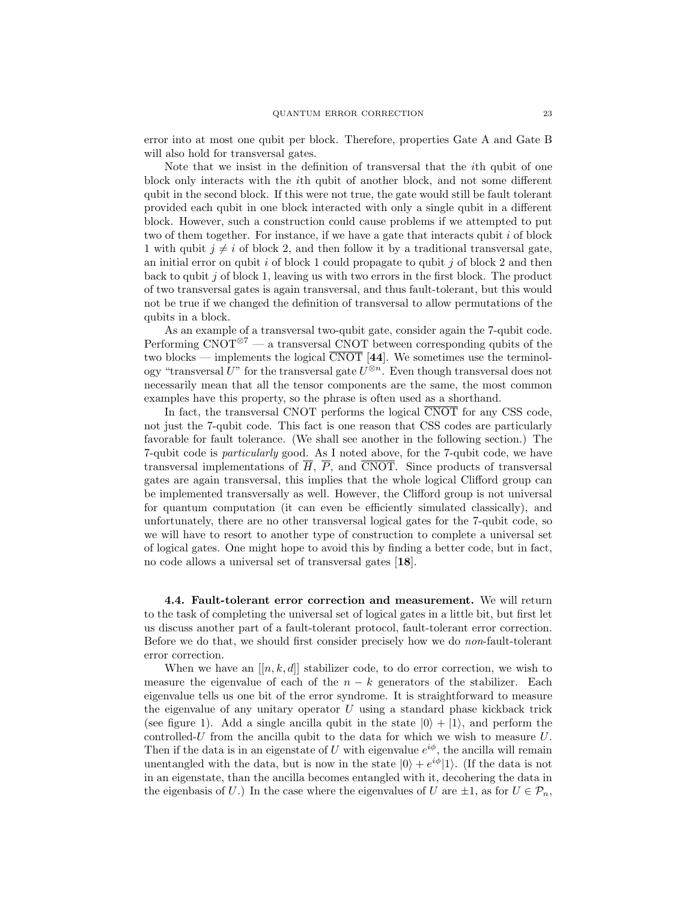error into at most one qubit per block. Therefore, properties Gate A and Gate B will also hold for transversal gates.

Note that we insist in the definition of transversal that the $i$th qubit of one block only interacts with the $i$th qubit of another block, and not some different qubit in the second block. If this were not true, the gate would still be fault tolerant provided each qubit in one block interacted with only a single qubit in a different block. However, such a construction could cause problems if we attempted to put two of them together. For instance, if we have a gate that interacts qubit $i$ of block 1 with qubit $j \neq i$ of block 2, and then follow it by a traditional transversal gate, an initial error on qubit $i$ of block 1 could propagate to qubit $j$ of block 2 and then back to qubit $j$ of block 1, leaving us with two errors in the first block. The product of two transversal gates is again transversal, and thus fault-tolerant, but this would not be true if we changed the definition of transversal to allow permutations of the qubits in a block.

As an example of a transversal two-qubit gate, consider again the 7-qubit code. Performing $\mathrm{CNOT}^{\otimes 7}$ — a transversal $\overline{\mathrm{CNOT}}$ between corresponding qubits of the two blocks — implements the logical $\overline{\mathrm{CNOT}}$ [**44**]. We sometimes use the terminology "transversal $U$" for the transversal gate $U^{\otimes n}$. Even though transversal does not necessarily mean that all the tensor components are the same, the most common examples have this property, so the phrase is often used as a shorthand.

In fact, the transversal CNOT performs the logical $\overline{\mathrm{CNOT}}$ for any CSS code, not just the 7-qubit code. This fact is one reason that CSS codes are particularly favorable for fault tolerance. (We shall see another in the following section.) The 7-qubit code is *particularly* good. As I noted above, for the 7-qubit code, we have transversal implementations of $\overline{H}$, $\overline{P}$, and $\overline{\mathrm{CNOT}}$. Since products of transversal gates are again transversal, this implies that the whole logical Clifford group can be implemented transversally as well. However, the Clifford group is not universal for quantum computation (it can even be efficiently simulated classically), and unfortunately, there are no other transversal logical gates for the 7-qubit code, so we will have to resort to another type of construction to complete a universal set of logical gates. One might hope to avoid this by finding a better code, but in fact, no code allows a universal set of transversal gates [**18**].

**4.4. Fault-tolerant error correction and measurement.** We will return to the task of completing the universal set of logical gates in a little bit, but first let us discuss another part of a fault-tolerant protocol, fault-tolerant error correction. Before we do that, we should first consider precisely how we do *non*-fault-tolerant error correction.

When we have an $[[n, k, d]]$ stabilizer code, to do error correction, we wish to measure the eigenvalue of each of the $n - k$ generators of the stabilizer. Each eigenvalue tells us one bit of the error syndrome. It is straightforward to measure the eigenvalue of any unitary operator $U$ using a standard phase kickback trick (see figure 1). Add a single ancilla qubit in the state $|0\rangle + |1\rangle$, and perform the controlled-$U$ from the ancilla qubit to the data for which we wish to measure $U$. Then if the data is in an eigenstate of $U$ with eigenvalue $e^{i\phi}$, the ancilla will remain unentangled with the data, but is now in the state $|0\rangle + e^{i\phi}|1\rangle$. (If the data is not in an eigenstate, than the ancilla becomes entangled with it, decohering the data in the eigenbasis of $U$.) In the case where the eigenvalues of $U$ are $\pm 1$, as for $U \in \mathcal{P}_n$,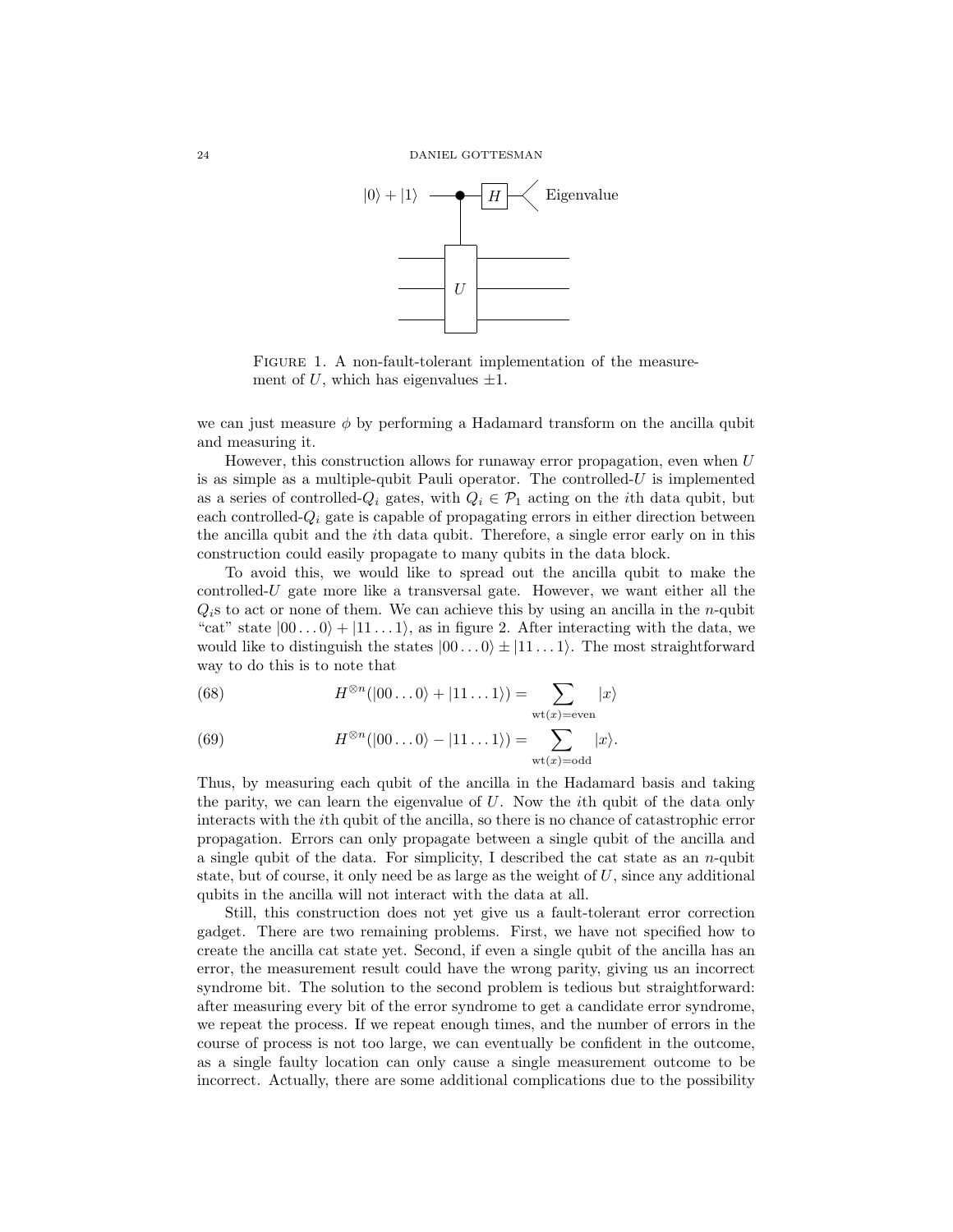FIGURE 1. A non-fault-tolerant implementation of the measurement of $U$, which has eigenvalues $\pm 1$.

we can just measure $\phi$ by performing a Hadamard transform on the ancilla qubit and measuring it.

However, this construction allows for runaway error propagation, even when $U$ is as simple as a multiple-qubit Pauli operator. The controlled-$U$ is implemented as a series of controlled-$Q_i$ gates, with $Q_i \in \mathcal{P}_1$ acting on the $i$th data qubit, but each controlled-$Q_i$ gate is capable of propagating errors in either direction between the ancilla qubit and the $i$th data qubit. Therefore, a single error early on in this construction could easily propagate to many qubits in the data block.

To avoid this, we would like to spread out the ancilla qubit to make the controlled-$U$ gate more like a transversal gate. However, we want either all the $Q_i$s to act or none of them. We can achieve this by using an ancilla in the $n$-qubit "cat" state $|00\ldots 0\rangle + |11\ldots 1\rangle$, as in figure 2. After interacting with the data, we would like to distinguish the states $|00\ldots 0\rangle \pm |11\ldots 1\rangle$. The most straightforward way to do this is to note that

$$H^{\otimes n}(|00\ldots 0\rangle + |11\ldots 1\rangle) = \sum_{\mathrm{wt}(x)=\mathrm{even}} |x\rangle \tag{68}$$

$$H^{\otimes n}(|00\ldots 0\rangle - |11\ldots 1\rangle) = \sum_{\mathrm{wt}(x)=\mathrm{odd}} |x\rangle. \tag{69}$$

Thus, by measuring each qubit of the ancilla in the Hadamard basis and taking the parity, we can learn the eigenvalue of $U$. Now the $i$th qubit of the data only interacts with the $i$th qubit of the ancilla, so there is no chance of catastrophic error propagation. Errors can only propagate between a single qubit of the ancilla and a single qubit of the data. For simplicity, I described the cat state as an $n$-qubit state, but of course, it only need be as large as the weight of $U$, since any additional qubits in the ancilla will not interact with the data at all.

Still, this construction does not yet give us a fault-tolerant error correction gadget. There are two remaining problems. First, we have not specified how to create the ancilla cat state yet. Second, if even a single qubit of the ancilla has an error, the measurement result could have the wrong parity, giving us an incorrect syndrome bit. The solution to the second problem is tedious but straightforward: after measuring every bit of the error syndrome to get a candidate error syndrome, we repeat the process. If we repeat enough times, and the number of errors in the course of process is not too large, we can eventually be confident in the outcome, as a single faulty location can only cause a single measurement outcome to be incorrect. Actually, there are some additional complications due to the possibility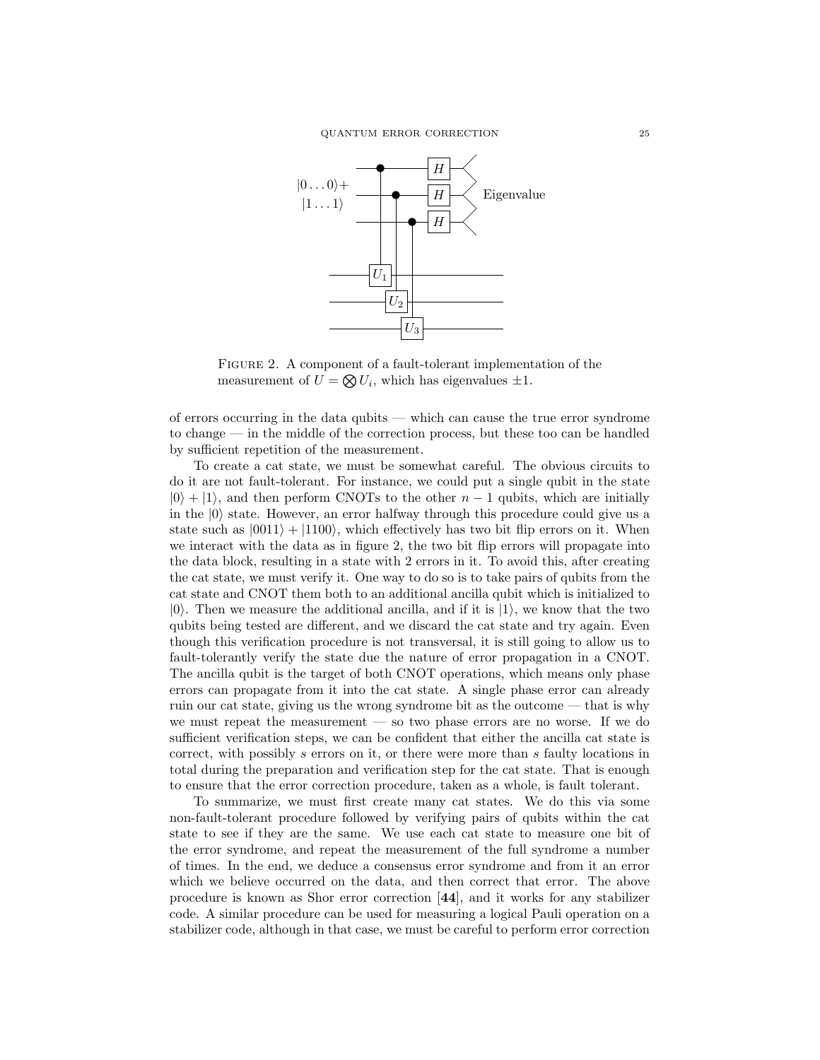|0...0⟩+
|1...1⟩

Eigenvalue

$H$ $H$ $H$

$U_1$ $U_2$ $U_3$

FIGURE 2. A component of a fault-tolerant implementation of the measurement of $U = \bigotimes U_i$, which has eigenvalues $\pm 1$.

of errors occurring in the data qubits — which can cause the true error syndrome to change — in the middle of the correction process, but these too can be handled by sufficient repetition of the measurement.

To create a cat state, we must be somewhat careful. The obvious circuits to do it are not fault-tolerant. For instance, we could put a single qubit in the state $|0\rangle + |1\rangle$, and then perform CNOTs to the other $n-1$ qubits, which are initially in the $|0\rangle$ state. However, an error halfway through this procedure could give us a state such as $|0011\rangle + |1100\rangle$, which effectively has two bit flip errors on it. When we interact with the data as in figure 2, the two bit flip errors will propagate into the data block, resulting in a state with 2 errors in it. To avoid this, after creating the cat state, we must verify it. One way to do so is to take pairs of qubits from the cat state and CNOT them both to an additional ancilla qubit which is initialized to $|0\rangle$. Then we measure the additional ancilla, and if it is $|1\rangle$, we know that the two qubits being tested are different, and we discard the cat state and try again. Even though this verification procedure is not transversal, it is still going to allow us to fault-tolerantly verify the state due the nature of error propagation in a CNOT. The ancilla qubit is the target of both CNOT operations, which means only phase errors can propagate from it into the cat state. A single phase error can already ruin our cat state, giving us the wrong syndrome bit as the outcome — that is why we must repeat the measurement — so two phase errors are no worse. If we do sufficient verification steps, we can be confident that either the ancilla cat state is correct, with possibly $s$ errors on it, or there were more than $s$ faulty locations in total during the preparation and verification step for the cat state. That is enough to ensure that the error correction procedure, taken as a whole, is fault tolerant.

To summarize, we must first create many cat states. We do this via some non-fault-tolerant procedure followed by verifying pairs of qubits within the cat state to see if they are the same. We use each cat state to measure one bit of the error syndrome, and repeat the measurement of the full syndrome a number of times. In the end, we deduce a consensus error syndrome and from it an error which we believe occurred on the data, and then correct that error. The above procedure is known as Shor error correction [**44**], and it works for any stabilizer code. A similar procedure can be used for measuring a logical Pauli operation on a stabilizer code, although in that case, we must be careful to perform error correction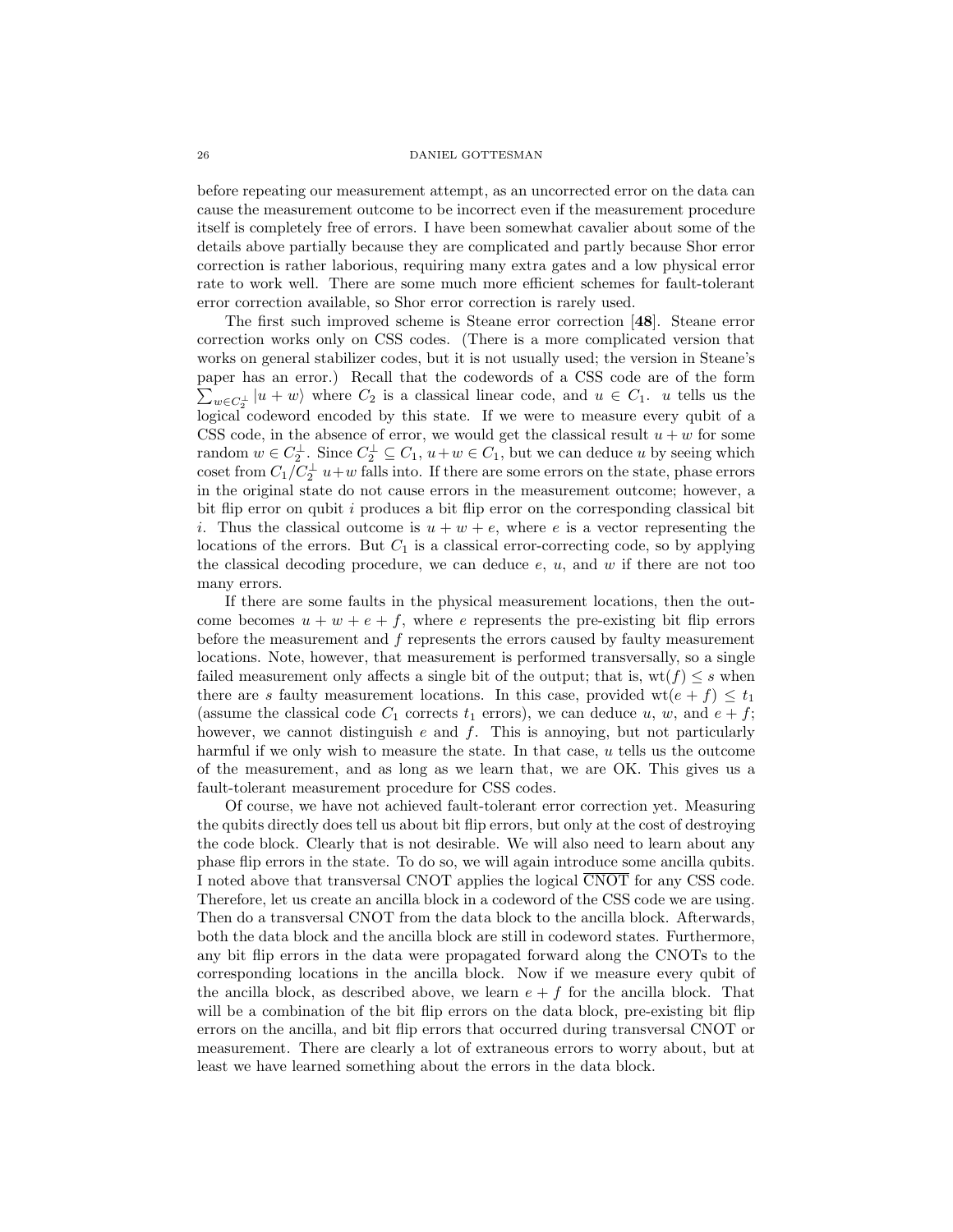before repeating our measurement attempt, as an uncorrected error on the data can cause the measurement outcome to be incorrect even if the measurement procedure itself is completely free of errors. I have been somewhat cavalier about some of the details above partially because they are complicated and partly because Shor error correction is rather laborious, requiring many extra gates and a low physical error rate to work well. There are some much more efficient schemes for fault-tolerant error correction available, so Shor error correction is rarely used.

The first such improved scheme is Steane error correction [**48**]. Steane error correction works only on CSS codes. (There is a more complicated version that works on general stabilizer codes, but it is not usually used; the version in Steane's paper has an error.) Recall that the codewords of a CSS code are of the form $\sum_{w \in C_2^\perp} |u + w\rangle$ where $C_2$ is a classical linear code, and $u \in C_1$. $u$ tells us the logical codeword encoded by this state. If we were to measure every qubit of a CSS code, in the absence of error, we would get the classical result $u + w$ for some random $w \in C_2^\perp$. Since $C_2^\perp \subseteq C_1$, $u + w \in C_1$, but we can deduce $u$ by seeing which coset from $C_1/C_2^\perp$ $u+w$ falls into. If there are some errors on the state, phase errors in the original state do not cause errors in the measurement outcome; however, a bit flip error on qubit $i$ produces a bit flip error on the corresponding classical bit $i$. Thus the classical outcome is $u + w + e$, where $e$ is a vector representing the locations of the errors. But $C_1$ is a classical error-correcting code, so by applying the classical decoding procedure, we can deduce $e$, $u$, and $w$ if there are not too many errors.

If there are some faults in the physical measurement locations, then the outcome becomes $u + w + e + f$, where $e$ represents the pre-existing bit flip errors before the measurement and $f$ represents the errors caused by faulty measurement locations. Note, however, that measurement is performed transversally, so a single failed measurement only affects a single bit of the output; that is, $\text{wt}(f) \leq s$ when there are $s$ faulty measurement locations. In this case, provided $\text{wt}(e + f) \leq t_1$ (assume the classical code $C_1$ corrects $t_1$ errors), we can deduce $u$, $w$, and $e + f$; however, we cannot distinguish $e$ and $f$. This is annoying, but not particularly harmful if we only wish to measure the state. In that case, $u$ tells us the outcome of the measurement, and as long as we learn that, we are OK. This gives us a fault-tolerant measurement procedure for CSS codes.

Of course, we have not achieved fault-tolerant error correction yet. Measuring the qubits directly does tell us about bit flip errors, but only at the cost of destroying the code block. Clearly that is not desirable. We will also need to learn about any phase flip errors in the state. To do so, we will again introduce some ancilla qubits. I noted above that transversal CNOT applies the logical $\overline{\text{CNOT}}$ for any CSS code. Therefore, let us create an ancilla block in a codeword of the CSS code we are using. Then do a transversal CNOT from the data block to the ancilla block. Afterwards, both the data block and the ancilla block are still in codeword states. Furthermore, any bit flip errors in the data were propagated forward along the CNOTs to the corresponding locations in the ancilla block. Now if we measure every qubit of the ancilla block, as described above, we learn $e + f$ for the ancilla block. That will be a combination of the bit flip errors on the data block, pre-existing bit flip errors on the ancilla, and bit flip errors that occurred during transversal CNOT or measurement. There are clearly a lot of extraneous errors to worry about, but at least we have learned something about the errors in the data block.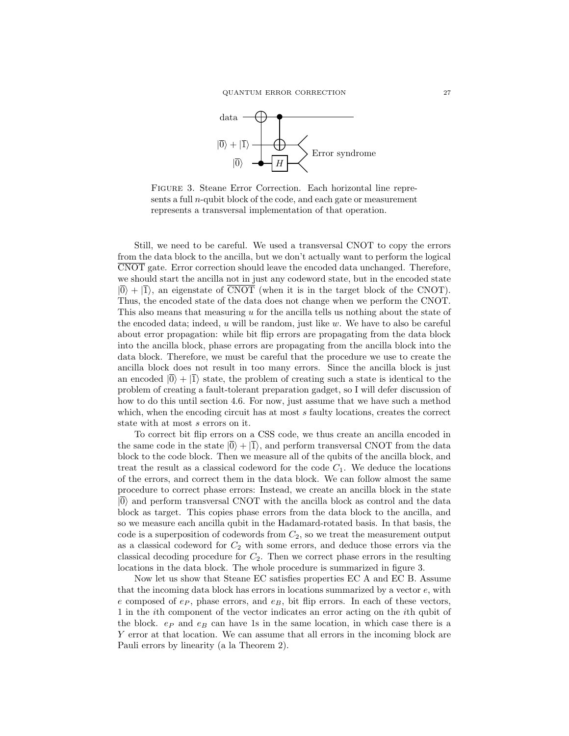data

$|\overline{0}\rangle + |\overline{1}\rangle$

$|\overline{0}\rangle$

H

Error syndrome

FIGURE 3. Steane Error Correction. Each horizontal line represents a full $n$-qubit block of the code, and each gate or measurement represents a transversal implementation of that operation.

Still, we need to be careful. We used a transversal CNOT to copy the errors from the data block to the ancilla, but we don't actually want to perform the logical $\overline{\text{CNOT}}$ gate. Error correction should leave the encoded data unchanged. Therefore, we should start the ancilla not in just any codeword state, but in the encoded state $|\overline{0}\rangle + |\overline{1}\rangle$, an eigenstate of $\overline{\text{CNOT}}$ (when it is in the target block of the CNOT). Thus, the encoded state of the data does not change when we perform the CNOT. This also means that measuring $u$ for the ancilla tells us nothing about the state of the encoded data; indeed, $u$ will be random, just like $w$. We have to also be careful about error propagation: while bit flip errors are propagating from the data block into the ancilla block, phase errors are propagating from the ancilla block into the data block. Therefore, we must be careful that the procedure we use to create the ancilla block does not result in too many errors. Since the ancilla block is just an encoded $|\overline{0}\rangle + |\overline{1}\rangle$ state, the problem of creating such a state is identical to the problem of creating a fault-tolerant preparation gadget, so I will defer discussion of how to do this until section 4.6. For now, just assume that we have such a method which, when the encoding circuit has at most $s$ faulty locations, creates the correct state with at most $s$ errors on it.

To correct bit flip errors on a CSS code, we thus create an ancilla encoded in the same code in the state $|\overline{0}\rangle + |\overline{1}\rangle$, and perform transversal CNOT from the data block to the code block. Then we measure all of the qubits of the ancilla block, and treat the result as a classical codeword for the code $C_1$. We deduce the locations of the errors, and correct them in the data block. We can follow almost the same procedure to correct phase errors: Instead, we create an ancilla block in the state $|\overline{0}\rangle$ and perform transversal CNOT with the ancilla block as control and the data block as target. This copies phase errors from the data block to the ancilla, and so we measure each ancilla qubit in the Hadamard-rotated basis. In that basis, the code is a superposition of codewords from $C_2$, so we treat the measurement output as a classical codeword for $C_2$ with some errors, and deduce those errors via the classical decoding procedure for $C_2$. Then we correct phase errors in the resulting locations in the data block. The whole procedure is summarized in figure 3.

Now let us show that Steane EC satisfies properties EC A and EC B. Assume that the incoming data block has errors in locations summarized by a vector $e$, with $e$ composed of $e_P$, phase errors, and $e_B$, bit flip errors. In each of these vectors, 1 in the $i$th component of the vector indicates an error acting on the $i$th qubit of the block. $e_P$ and $e_B$ can have 1s in the same location, in which case there is a $Y$ error at that location. We can assume that all errors in the incoming block are Pauli errors by linearity (a la Theorem 2).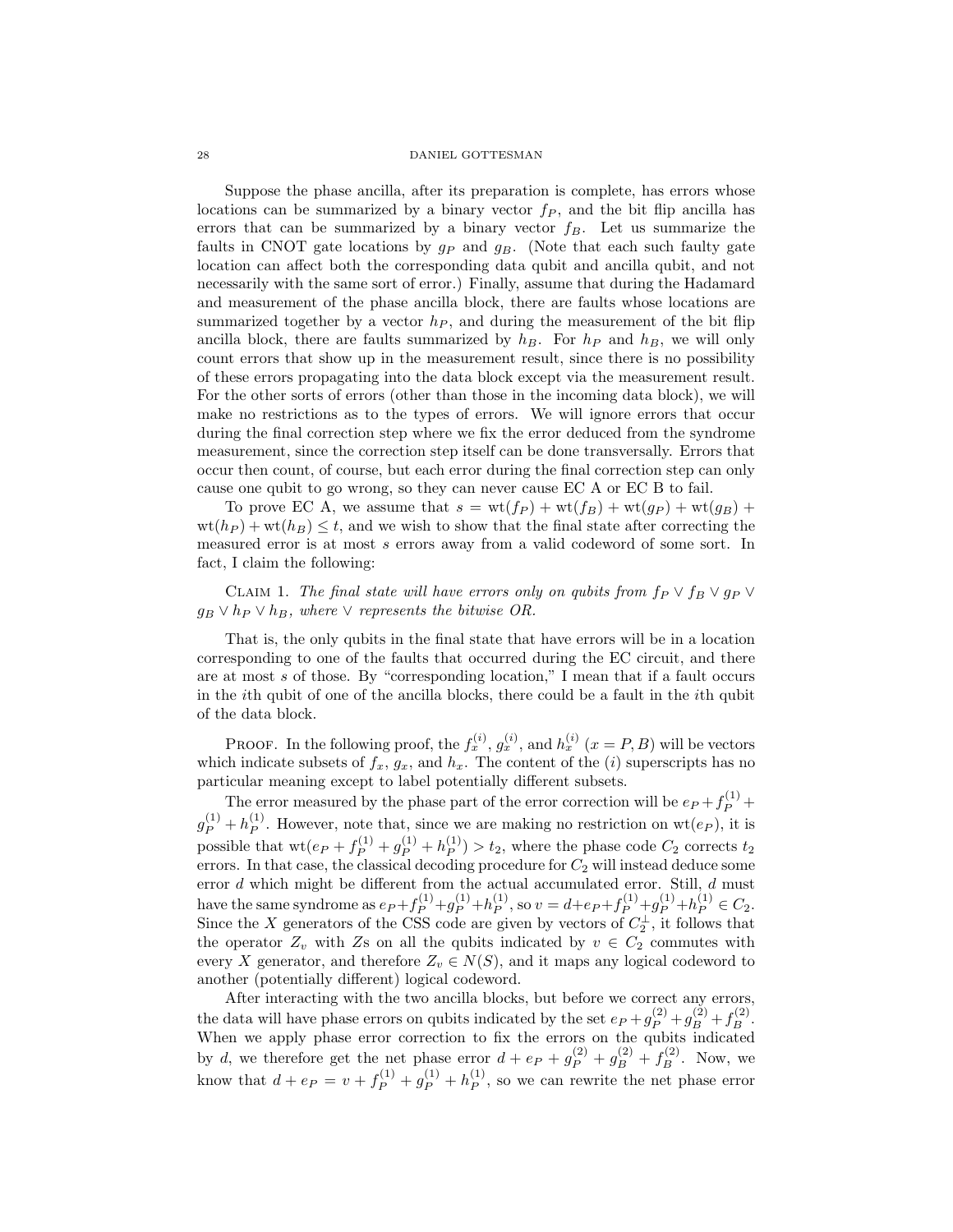Suppose the phase ancilla, after its preparation is complete, has errors whose locations can be summarized by a binary vector $f_P$, and the bit flip ancilla has errors that can be summarized by a binary vector $f_B$. Let us summarize the faults in CNOT gate locations by $g_P$ and $g_B$. (Note that each such faulty gate location can affect both the corresponding data qubit and ancilla qubit, and not necessarily with the same sort of error.) Finally, assume that during the Hadamard and measurement of the phase ancilla block, there are faults whose locations are summarized together by a vector $h_P$, and during the measurement of the bit flip ancilla block, there are faults summarized by $h_B$. For $h_P$ and $h_B$, we will only count errors that show up in the measurement result, since there is no possibility of these errors propagating into the data block except via the measurement result. For the other sorts of errors (other than those in the incoming data block), we will make no restrictions as to the types of errors. We will ignore errors that occur during the final correction step where we fix the error deduced from the syndrome measurement, since the correction step itself can be done transversally. Errors that occur then count, of course, but each error during the final correction step can only cause one qubit to go wrong, so they can never cause EC A or EC B to fail.

To prove EC A, we assume that $s = \mathrm{wt}(f_P) + \mathrm{wt}(f_B) + \mathrm{wt}(g_P) + \mathrm{wt}(g_B) + \mathrm{wt}(h_P) + \mathrm{wt}(h_B) \leq t$, and we wish to show that the final state after correcting the measured error is at most $s$ errors away from a valid codeword of some sort. In fact, I claim the following:

Claim 1. *The final state will have errors only on qubits from $f_P \vee f_B \vee g_P \vee g_B \vee h_P \vee h_B$, where $\vee$ represents the bitwise OR.*

That is, the only qubits in the final state that have errors will be in a location corresponding to one of the faults that occurred during the EC circuit, and there are at most $s$ of those. By "corresponding location," I mean that if a fault occurs in the $i$th qubit of one of the ancilla blocks, there could be a fault in the $i$th qubit of the data block.

Proof. In the following proof, the $f_x^{(i)}$, $g_x^{(i)}$, and $h_x^{(i)}$ ($x = P, B$) will be vectors which indicate subsets of $f_x$, $g_x$, and $h_x$. The content of the $(i)$ superscripts has no particular meaning except to label potentially different subsets.

The error measured by the phase part of the error correction will be $e_P + f_P^{(1)} + g_P^{(1)} + h_P^{(1)}$. However, note that, since we are making no restriction on $\mathrm{wt}(e_P)$, it is possible that $\mathrm{wt}(e_P + f_P^{(1)} + g_P^{(1)} + h_P^{(1)}) > t_2$, where the phase code $C_2$ corrects $t_2$ errors. In that case, the classical decoding procedure for $C_2$ will instead deduce some error $d$ which might be different from the actual accumulated error. Still, $d$ must have the same syndrome as $e_P + f_P^{(1)} + g_P^{(1)} + h_P^{(1)}$, so $v = d + e_P + f_P^{(1)} + g_P^{(1)} + h_P^{(1)} \in C_2$. Since the $X$ generators of the CSS code are given by vectors of $C_2^\perp$, it follows that the operator $Z_v$ with $Z$s on all the qubits indicated by $v \in C_2$ commutes with every $X$ generator, and therefore $Z_v \in N(S)$, and it maps any logical codeword to another (potentially different) logical codeword.

After interacting with the two ancilla blocks, but before we correct any errors, the data will have phase errors on qubits indicated by the set $e_P + g_P^{(2)} + g_B^{(2)} + f_B^{(2)}$. When we apply phase error correction to fix the errors on the qubits indicated by $d$, we therefore get the net phase error $d + e_P + g_P^{(2)} + g_B^{(2)} + f_B^{(2)}$. Now, we know that $d + e_P = v + f_P^{(1)} + g_P^{(1)} + h_P^{(1)}$, so we can rewrite the net phase error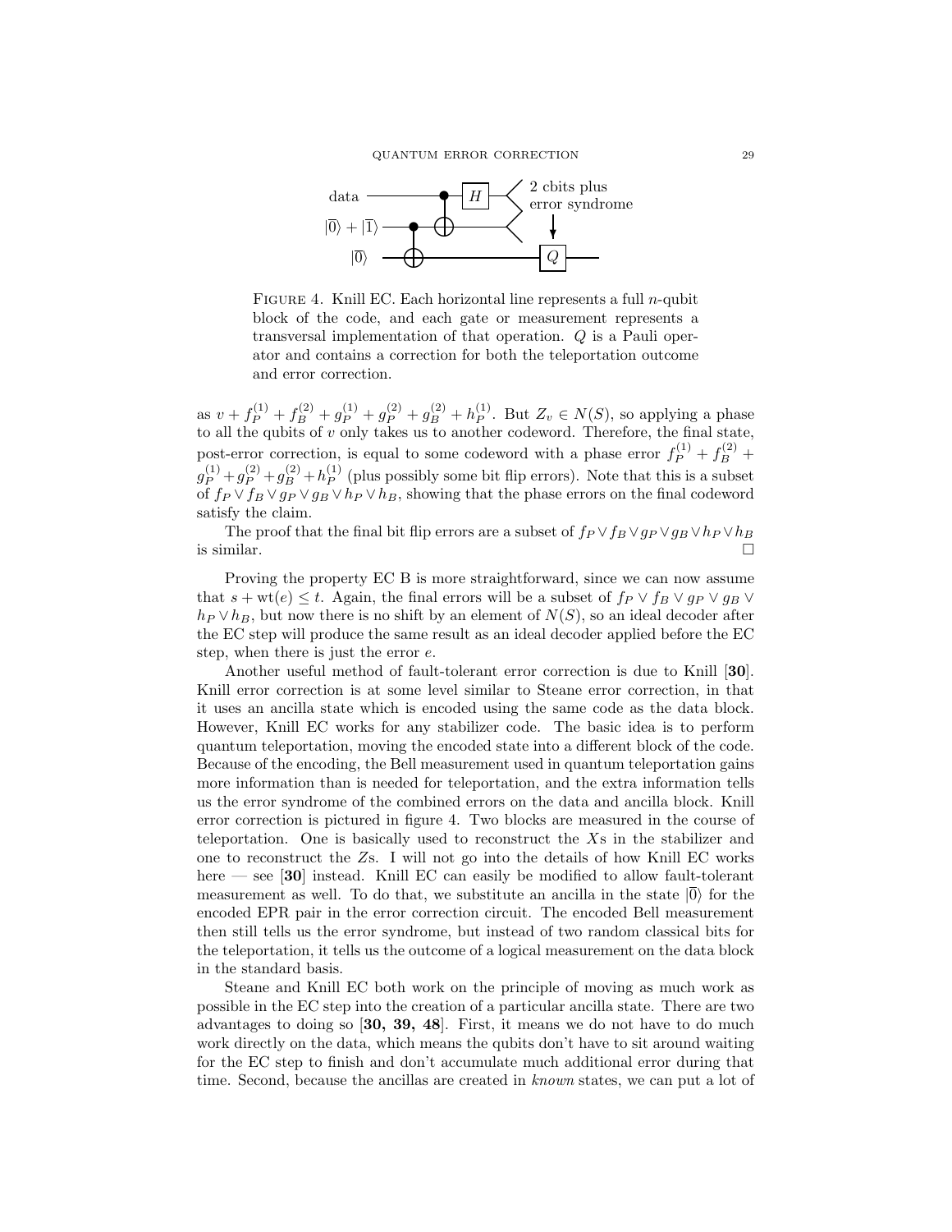FIGURE 4. Knill EC. Each horizontal line represents a full $n$-qubit block of the code, and each gate or measurement represents a transversal implementation of that operation. $Q$ is a Pauli operator and contains a correction for both the teleportation outcome and error correction.

as $v + f_P^{(1)} + f_B^{(2)} + g_P^{(1)} + g_P^{(2)} + g_B^{(2)} + h_P^{(1)}$. But $Z_v \in N(S)$, so applying a phase to all the qubits of $v$ only takes us to another codeword. Therefore, the final state, post-error correction, is equal to some codeword with a phase error $f_P^{(1)} + f_B^{(2)} + g_P^{(1)} + g_P^{(2)} + g_B^{(2)} + h_P^{(1)}$ (plus possibly some bit flip errors). Note that this is a subset of $f_P \vee f_B \vee g_P \vee g_B \vee h_P \vee h_B$, showing that the phase errors on the final codeword satisfy the claim.

The proof that the final bit flip errors are a subset of $f_P \vee f_B \vee g_P \vee g_B \vee h_P \vee h_B$ is similar. □

Proving the property EC B is more straightforward, since we can now assume that $s + \mathrm{wt}(e) \leq t$. Again, the final errors will be a subset of $f_P \vee f_B \vee g_P \vee g_B \vee h_P \vee h_B$, but now there is no shift by an element of $N(S)$, so an ideal decoder after the EC step will produce the same result as an ideal decoder applied before the EC step, when there is just the error $e$.

Another useful method of fault-tolerant error correction is due to Knill [**30**]. Knill error correction is at some level similar to Steane error correction, in that it uses an ancilla state which is encoded using the same code as the data block. However, Knill EC works for any stabilizer code. The basic idea is to perform quantum teleportation, moving the encoded state into a different block of the code. Because of the encoding, the Bell measurement used in quantum teleportation gains more information than is needed for teleportation, and the extra information tells us the error syndrome of the combined errors on the data and ancilla block. Knill error correction is pictured in figure 4. Two blocks are measured in the course of teleportation. One is basically used to reconstruct the $X$s in the stabilizer and one to reconstruct the $Z$s. I will not go into the details of how Knill EC works here — see [**30**] instead. Knill EC can easily be modified to allow fault-tolerant measurement as well. To do that, we substitute an ancilla in the state $|\overline{0}\rangle$ for the encoded EPR pair in the error correction circuit. The encoded Bell measurement then still tells us the error syndrome, but instead of two random classical bits for the teleportation, it tells us the outcome of a logical measurement on the data block in the standard basis.

Steane and Knill EC both work on the principle of moving as much work as possible in the EC step into the creation of a particular ancilla state. There are two advantages to doing so [**30, 39, 48**]. First, it means we do not have to do much work directly on the data, which means the qubits don't have to sit around waiting for the EC step to finish and don't accumulate much additional error during that time. Second, because the ancillas are created in *known* states, we can put a lot of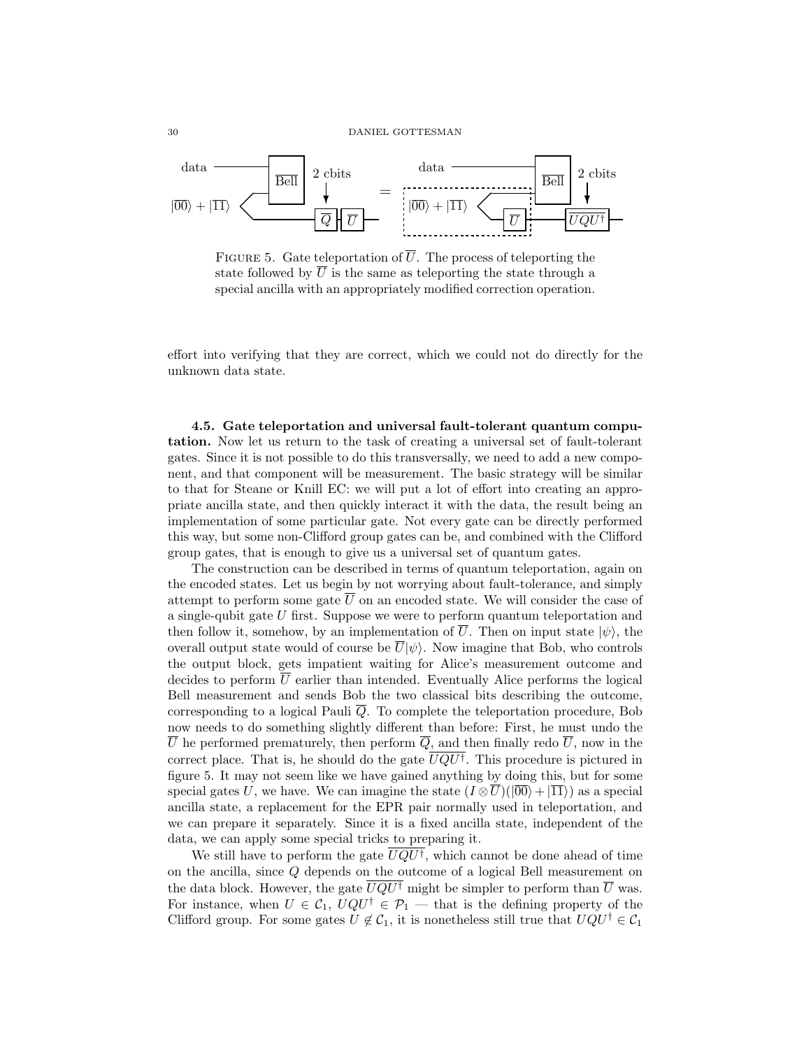FIGURE 5. Gate teleportation of $\overline{U}$. The process of teleporting the state followed by $\overline{U}$ is the same as teleporting the state through a special ancilla with an appropriately modified correction operation.

effort into verifying that they are correct, which we could not do directly for the unknown data state.

**4.5. Gate teleportation and universal fault-tolerant quantum computation.** Now let us return to the task of creating a universal set of fault-tolerant gates. Since it is not possible to do this transversally, we need to add a new component, and that component will be measurement. The basic strategy will be similar to that for Steane or Knill EC: we will put a lot of effort into creating an appropriate ancilla state, and then quickly interact it with the data, the result being an implementation of some particular gate. Not every gate can be directly performed this way, but some non-Clifford group gates can be, and combined with the Clifford group gates, that is enough to give us a universal set of quantum gates.

The construction can be described in terms of quantum teleportation, again on the encoded states. Let us begin by not worrying about fault-tolerance, and simply attempt to perform some gate $\overline{U}$ on an encoded state. We will consider the case of a single-qubit gate $U$ first. Suppose we were to perform quantum teleportation and then follow it, somehow, by an implementation of $\overline{U}$. Then on input state $|\psi\rangle$, the overall output state would of course be $\overline{U}|\psi\rangle$. Now imagine that Bob, who controls the output block, gets impatient waiting for Alice's measurement outcome and decides to perform $\overline{U}$ earlier than intended. Eventually Alice performs the logical Bell measurement and sends Bob the two classical bits describing the outcome, corresponding to a logical Pauli $\overline{Q}$. To complete the teleportation procedure, Bob now needs to do something slightly different than before: First, he must undo the $\overline{U}$ he performed prematurely, then perform $\overline{Q}$, and then finally redo $\overline{U}$, now in the correct place. That is, he should do the gate $\overline{UQU^\dagger}$. This procedure is pictured in figure 5. It may not seem like we have gained anything by doing this, but for some special gates $U$, we have. We can imagine the state $(I \otimes \overline{U})(|\overline{00}\rangle + |\overline{11}\rangle)$ as a special ancilla state, a replacement for the EPR pair normally used in teleportation, and we can prepare it separately. Since it is a fixed ancilla state, independent of the data, we can apply some special tricks to preparing it.

We still have to perform the gate $\overline{UQU^\dagger}$, which cannot be done ahead of time on the ancilla, since $Q$ depends on the outcome of a logical Bell measurement on the data block. However, the gate $\overline{UQU^\dagger}$ might be simpler to perform than $\overline{U}$ was. For instance, when $U \in \mathcal{C}_1$, $UQU^\dagger \in \mathcal{P}_1$ — that is the defining property of the Clifford group. For some gates $U \notin \mathcal{C}_1$, it is nonetheless still true that $UQU^\dagger \in \mathcal{C}_1$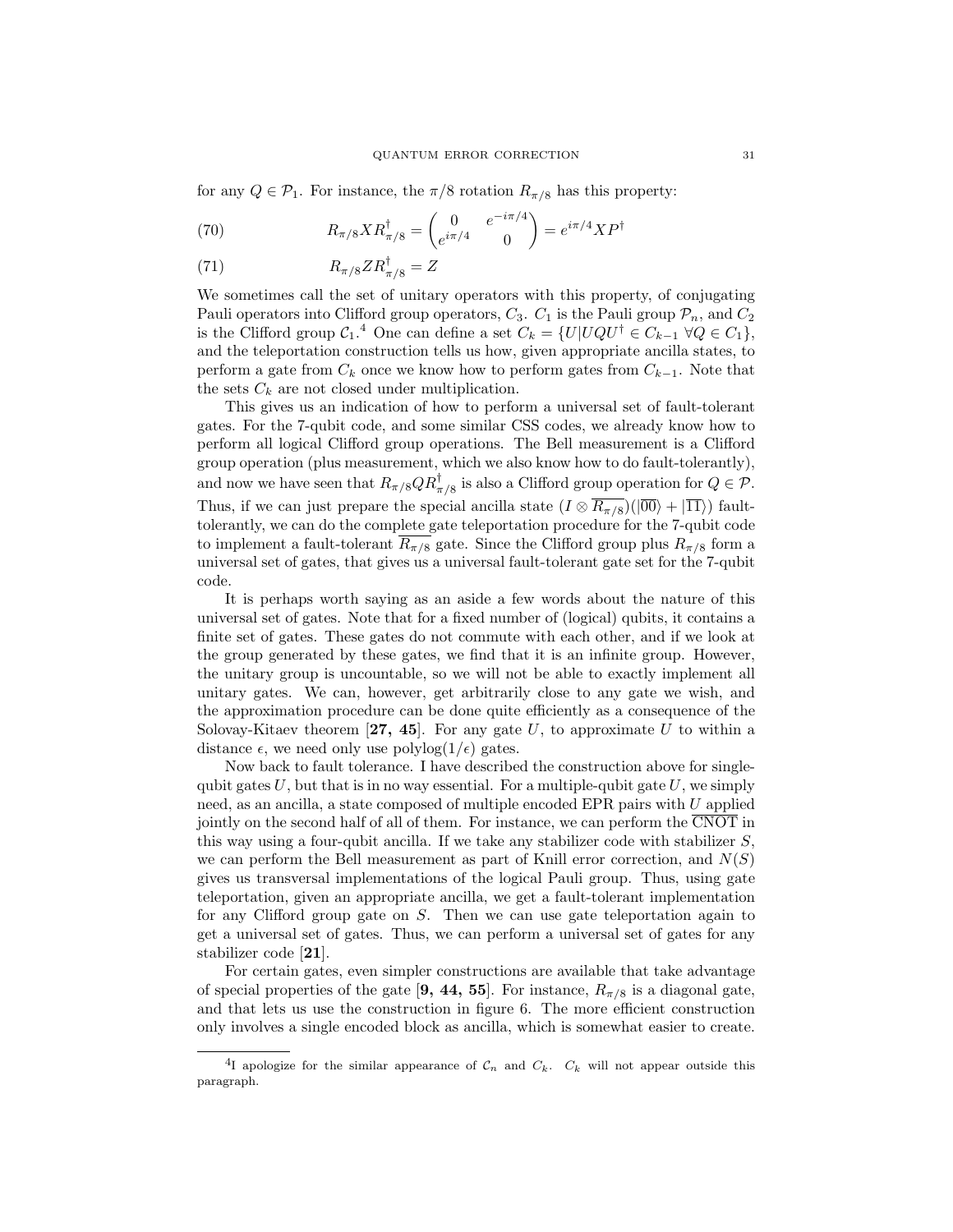for any $Q \in \mathcal{P}_1$. For instance, the $\pi/8$ rotation $R_{\pi/8}$ has this property:

$$R_{\pi/8} X R_{\pi/8}^\dagger = \begin{pmatrix} 0 & e^{-i\pi/4} \\ e^{i\pi/4} & 0 \end{pmatrix} = e^{i\pi/4} X P^\dagger \tag{70}$$

$$R_{\pi/8} Z R_{\pi/8}^\dagger = Z \tag{71}$$

We sometimes call the set of unitary operators with this property, of conjugating Pauli operators into Clifford group operators, $C_3$. $C_1$ is the Pauli group $\mathcal{P}_n$, and $C_2$ is the Clifford group $\mathcal{C}_1$.[4] One can define a set $C_k = \{U | UQU^\dagger \in C_{k-1}\ \forall Q \in C_1\}$, and the teleportation construction tells us how, given appropriate ancilla states, to perform a gate from $C_k$ once we know how to perform gates from $C_{k-1}$. Note that the sets $C_k$ are not closed under multiplication.

This gives us an indication of how to perform a universal set of fault-tolerant gates. For the 7-qubit code, and some similar CSS codes, we already know how to perform all logical Clifford group operations. The Bell measurement is a Clifford group operation (plus measurement, which we also know how to do fault-tolerantly), and now we have seen that $R_{\pi/8} Q R_{\pi/8}^\dagger$ is also a Clifford group operation for $Q \in \mathcal{P}$. Thus, if we can just prepare the special ancilla state $(I \otimes \overline{R_{\pi/8}})(|\overline{00}\rangle + |\overline{11}\rangle)$ fault-tolerantly, we can do the complete gate teleportation procedure for the 7-qubit code to implement a fault-tolerant $\overline{R_{\pi/8}}$ gate. Since the Clifford group plus $R_{\pi/8}$ form a universal set of gates, that gives us a universal fault-tolerant gate set for the 7-qubit code.

It is perhaps worth saying as an aside a few words about the nature of this universal set of gates. Note that for a fixed number of (logical) qubits, it contains a finite set of gates. These gates do not commute with each other, and if we look at the group generated by these gates, we find that it is an infinite group. However, the unitary group is uncountable, so we will not be able to exactly implement all unitary gates. We can, however, get arbitrarily close to any gate we wish, and the approximation procedure can be done quite efficiently as a consequence of the Solovay-Kitaev theorem [**27, 45**]. For any gate $U$, to approximate $U$ to within a distance $\epsilon$, we need only use $\mathrm{polylog}(1/\epsilon)$ gates.

Now back to fault tolerance. I have described the construction above for single-qubit gates $U$, but that is in no way essential. For a multiple-qubit gate $U$, we simply need, as an ancilla, a state composed of multiple encoded EPR pairs with $U$ applied jointly on the second half of all of them. For instance, we can perform the $\overline{\mathrm{CNOT}}$ in this way using a four-qubit ancilla. If we take any stabilizer code with stabilizer $S$, we can perform the Bell measurement as part of Knill error correction, and $N(S)$ gives us transversal implementations of the logical Pauli group. Thus, using gate teleportation, given an appropriate ancilla, we get a fault-tolerant implementation for any Clifford group gate on $S$. Then we can use gate teleportation again to get a universal set of gates. Thus, we can perform a universal set of gates for any stabilizer code [**21**].

For certain gates, even simpler constructions are available that take advantage of special properties of the gate [**9, 44, 55**]. For instance, $R_{\pi/8}$ is a diagonal gate, and that lets us use the construction in figure 6. The more efficient construction only involves a single encoded block as ancilla, which is somewhat easier to create.

---

[4] I apologize for the similar appearance of $\mathcal{C}_n$ and $C_k$. $C_k$ will not appear outside this paragraph.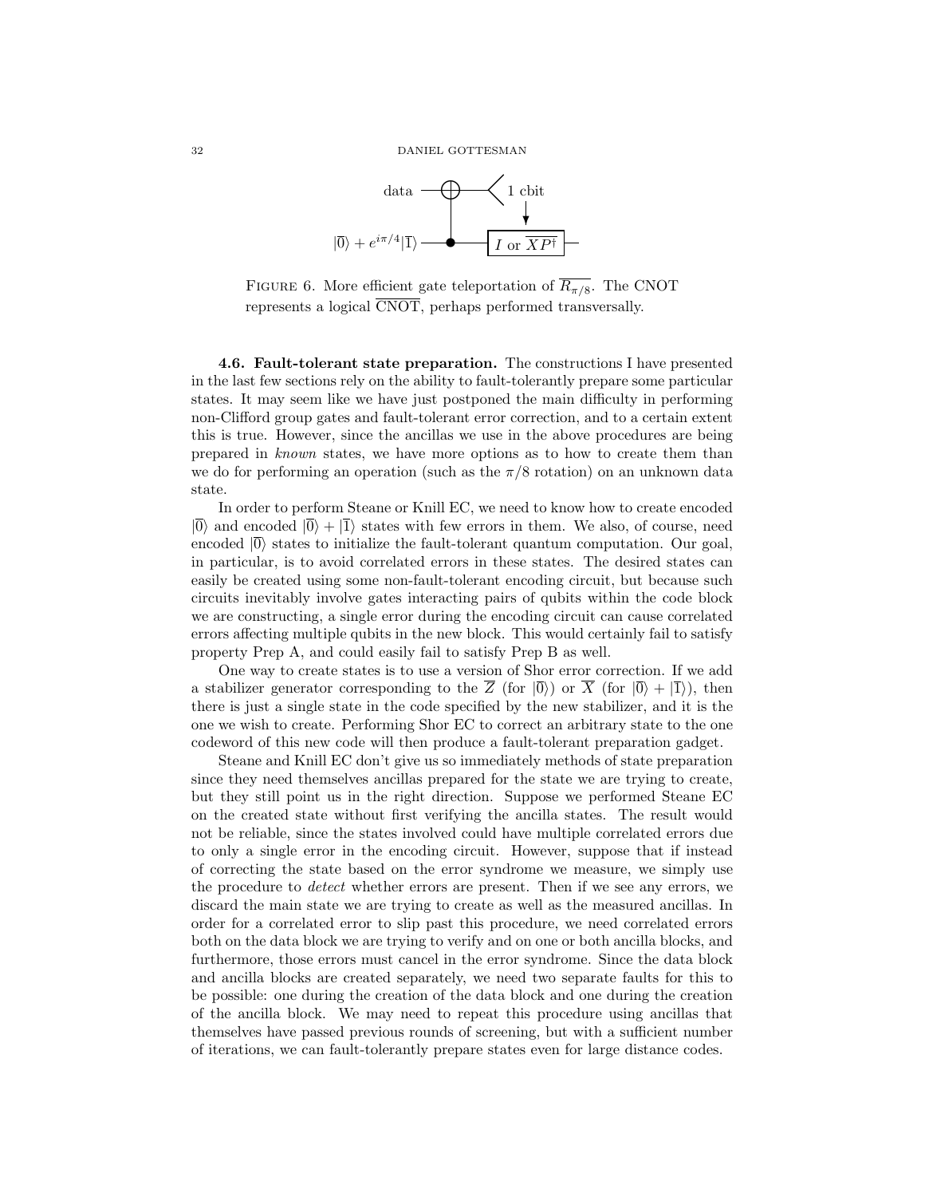FIGURE 6. More efficient gate teleportation of $\overline{R_{\pi/8}}$. The CNOT represents a logical $\overline{\text{CNOT}}$, perhaps performed transversally.

**4.6. Fault-tolerant state preparation.** The constructions I have presented in the last few sections rely on the ability to fault-tolerantly prepare some particular states. It may seem like we have just postponed the main difficulty in performing non-Clifford group gates and fault-tolerant error correction, and to a certain extent this is true. However, since the ancillas we use in the above procedures are being prepared in *known* states, we have more options as to how to create them than we do for performing an operation (such as the $\pi/8$ rotation) on an unknown data state.

In order to perform Steane or Knill EC, we need to know how to create encoded $|\overline{0}\rangle$ and encoded $|\overline{0}\rangle + |\overline{1}\rangle$ states with few errors in them. We also, of course, need encoded $|\overline{0}\rangle$ states to initialize the fault-tolerant quantum computation. Our goal, in particular, is to avoid correlated errors in these states. The desired states can easily be created using some non-fault-tolerant encoding circuit, but because such circuits inevitably involve gates interacting pairs of qubits within the code block we are constructing, a single error during the encoding circuit can cause correlated errors affecting multiple qubits in the new block. This would certainly fail to satisfy property Prep A, and could easily fail to satisfy Prep B as well.

One way to create states is to use a version of Shor error correction. If we add a stabilizer generator corresponding to the $\overline{Z}$ (for $|\overline{0}\rangle$) or $\overline{X}$ (for $|\overline{0}\rangle + |\overline{1}\rangle$), then there is just a single state in the code specified by the new stabilizer, and it is the one we wish to create. Performing Shor EC to correct an arbitrary state to the one codeword of this new code will then produce a fault-tolerant preparation gadget.

Steane and Knill EC don't give us so immediately methods of state preparation since they need themselves ancillas prepared for the state we are trying to create, but they still point us in the right direction. Suppose we performed Steane EC on the created state without first verifying the ancilla states. The result would not be reliable, since the states involved could have multiple correlated errors due to only a single error in the encoding circuit. However, suppose that if instead of correcting the state based on the error syndrome we measure, we simply use the procedure to *detect* whether errors are present. Then if we see any errors, we discard the main state we are trying to create as well as the measured ancillas. In order for a correlated error to slip past this procedure, we need correlated errors both on the data block we are trying to verify and on one or both ancilla blocks, and furthermore, those errors must cancel in the error syndrome. Since the data block and ancilla blocks are created separately, we need two separate faults for this to be possible: one during the creation of the data block and one during the creation of the ancilla block. We may need to repeat this procedure using ancillas that themselves have passed previous rounds of screening, but with a sufficient number of iterations, we can fault-tolerantly prepare states even for large distance codes.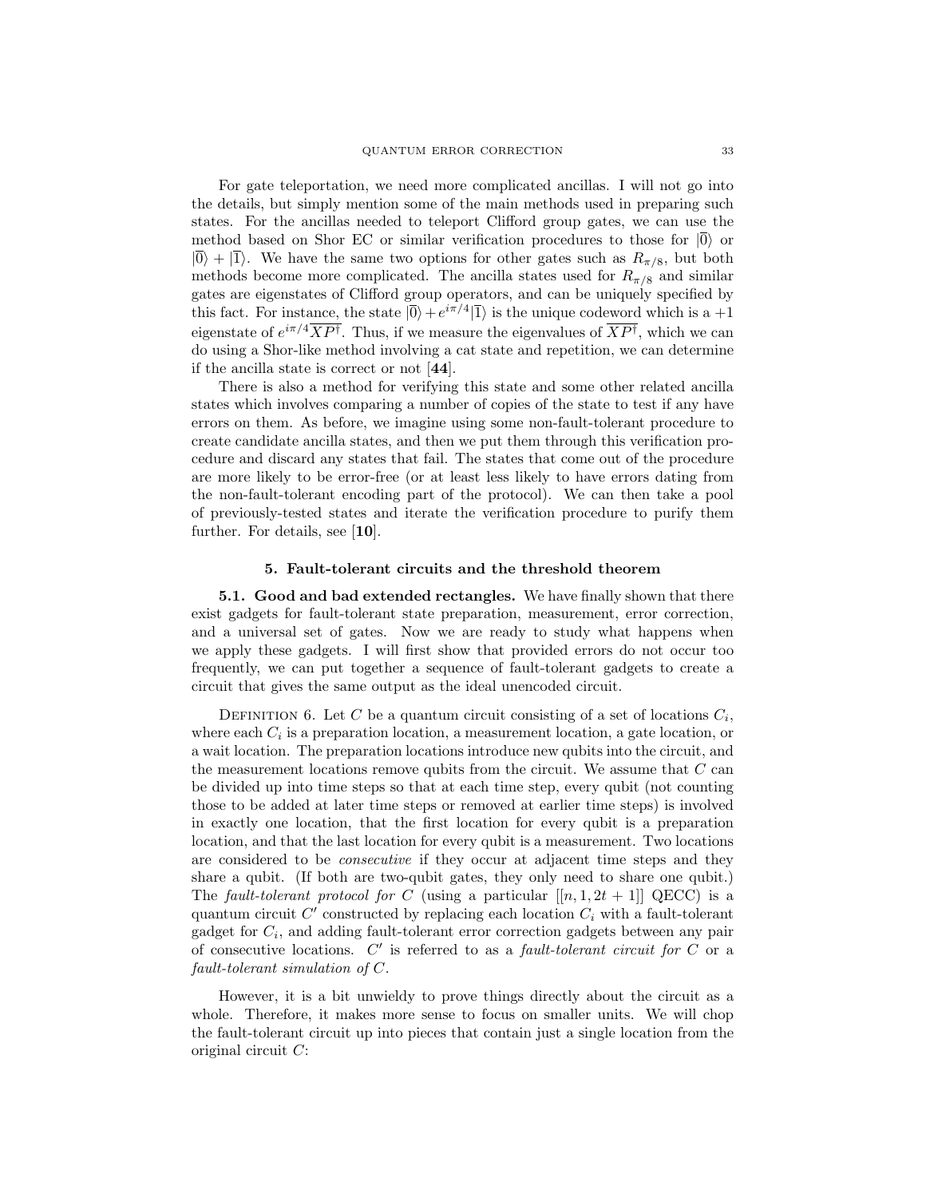For gate teleportation, we need more complicated ancillas. I will not go into the details, but simply mention some of the main methods used in preparing such states. For the ancillas needed to teleport Clifford group gates, we can use the method based on Shor EC or similar verification procedures to those for $|\overline{0}\rangle$ or $|\overline{0}\rangle + |\overline{1}\rangle$. We have the same two options for other gates such as $R_{\pi/8}$, but both methods become more complicated. The ancilla states used for $R_{\pi/8}$ and similar gates are eigenstates of Clifford group operators, and can be uniquely specified by this fact. For instance, the state $|\overline{0}\rangle + e^{i\pi/4}|\overline{1}\rangle$ is the unique codeword which is a $+1$ eigenstate of $e^{i\pi/4}\overline{XP^{\dagger}}$. Thus, if we measure the eigenvalues of $\overline{XP^{\dagger}}$, which we can do using a Shor-like method involving a cat state and repetition, we can determine if the ancilla state is correct or not [**44**].

There is also a method for verifying this state and some other related ancilla states which involves comparing a number of copies of the state to test if any have errors on them. As before, we imagine using some non-fault-tolerant procedure to create candidate ancilla states, and then we put them through this verification procedure and discard any states that fail. The states that come out of the procedure are more likely to be error-free (or at least less likely to have errors dating from the non-fault-tolerant encoding part of the protocol). We can then take a pool of previously-tested states and iterate the verification procedure to purify them further. For details, see [**10**].

## 5. Fault-tolerant circuits and the threshold theorem

**5.1. Good and bad extended rectangles.** We have finally shown that there exist gadgets for fault-tolerant state preparation, measurement, error correction, and a universal set of gates. Now we are ready to study what happens when we apply these gadgets. I will first show that provided errors do not occur too frequently, we can put together a sequence of fault-tolerant gadgets to create a circuit that gives the same output as the ideal unencoded circuit.

Definition 6. Let $C$ be a quantum circuit consisting of a set of locations $C_i$, where each $C_i$ is a preparation location, a measurement location, a gate location, or a wait location. The preparation locations introduce new qubits into the circuit, and the measurement locations remove qubits from the circuit. We assume that $C$ can be divided up into time steps so that at each time step, every qubit (not counting those to be added at later time steps or removed at earlier time steps) is involved in exactly one location, that the first location for every qubit is a preparation location, and that the last location for every qubit is a measurement. Two locations are considered to be *consecutive* if they occur at adjacent time steps and they share a qubit. (If both are two-qubit gates, they only need to share one qubit.) The *fault-tolerant protocol for* $C$ (using a particular $[[n, 1, 2t+1]]$ QECC) is a quantum circuit $C'$ constructed by replacing each location $C_i$ with a fault-tolerant gadget for $C_i$, and adding fault-tolerant error correction gadgets between any pair of consecutive locations. $C'$ is referred to as a *fault-tolerant circuit for* $C$ or a *fault-tolerant simulation of* $C$.

However, it is a bit unwieldy to prove things directly about the circuit as a whole. Therefore, it makes more sense to focus on smaller units. We will chop the fault-tolerant circuit up into pieces that contain just a single location from the original circuit $C$: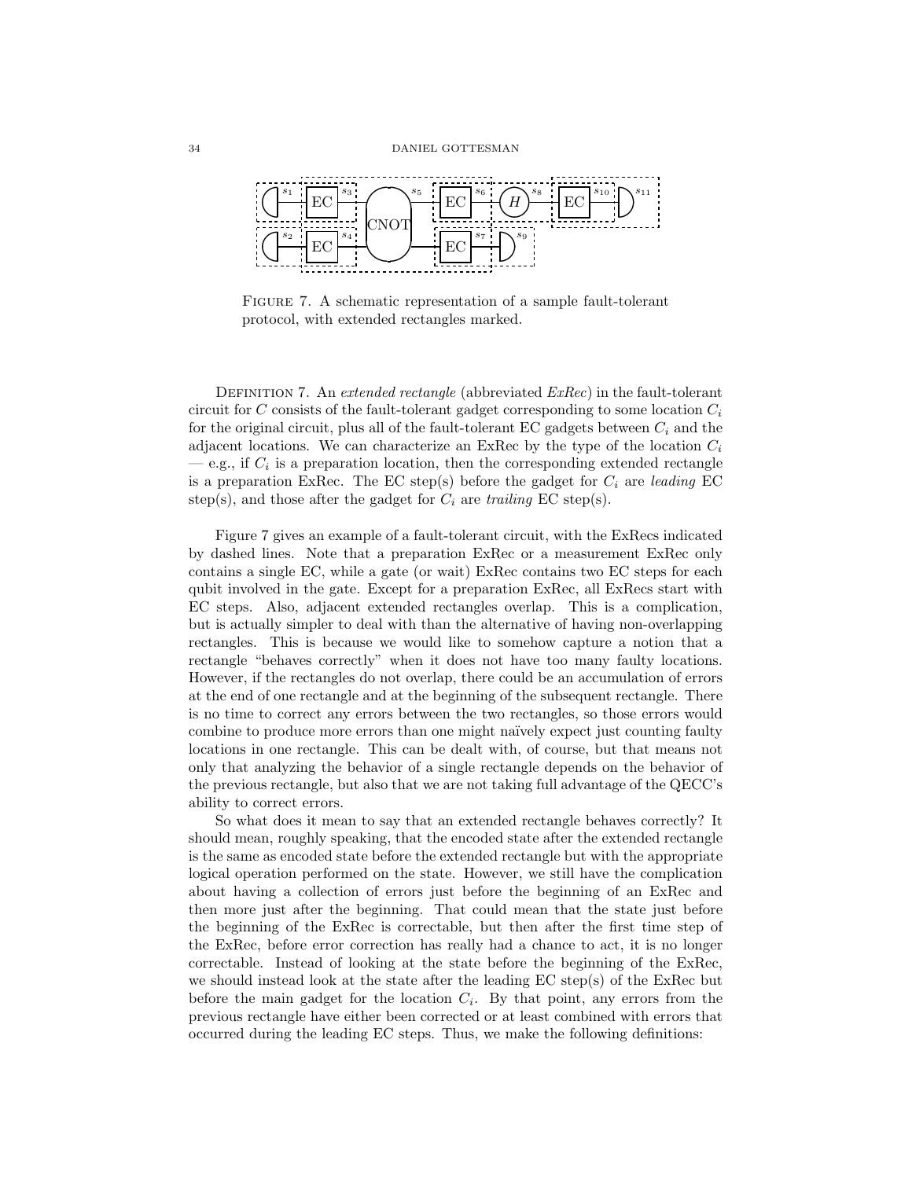Figure 7. A schematic representation of a sample fault-tolerant protocol, with extended rectangles marked.

Definition 7. An *extended rectangle* (abbreviated *ExRec*) in the fault-tolerant circuit for $C$ consists of the fault-tolerant gadget corresponding to some location $C_i$ for the original circuit, plus all of the fault-tolerant EC gadgets between $C_i$ and the adjacent locations. We can characterize an ExRec by the type of the location $C_i$ — e.g., if $C_i$ is a preparation location, then the corresponding extended rectangle is a preparation ExRec. The EC step(s) before the gadget for $C_i$ are *leading* EC step(s), and those after the gadget for $C_i$ are *trailing* EC step(s).

Figure 7 gives an example of a fault-tolerant circuit, with the ExRecs indicated by dashed lines. Note that a preparation ExRec or a measurement ExRec only contains a single EC, while a gate (or wait) ExRec contains two EC steps for each qubit involved in the gate. Except for a preparation ExRec, all ExRecs start with EC steps. Also, adjacent extended rectangles overlap. This is a complication, but is actually simpler to deal with than the alternative of having non-overlapping rectangles. This is because we would like to somehow capture a notion that a rectangle "behaves correctly" when it does not have too many faulty locations. However, if the rectangles do not overlap, there could be an accumulation of errors at the end of one rectangle and at the beginning of the subsequent rectangle. There is no time to correct any errors between the two rectangles, so those errors would combine to produce more errors than one might naïvely expect just counting faulty locations in one rectangle. This can be dealt with, of course, but that means not only that analyzing the behavior of a single rectangle depends on the behavior of the previous rectangle, but also that we are not taking full advantage of the QECC's ability to correct errors.

So what does it mean to say that an extended rectangle behaves correctly? It should mean, roughly speaking, that the encoded state after the extended rectangle is the same as encoded state before the extended rectangle but with the appropriate logical operation performed on the state. However, we still have the complication about having a collection of errors just before the beginning of an ExRec and then more just after the beginning. That could mean that the state just before the beginning of the ExRec is correctable, but then after the first time step of the ExRec, before error correction has really had a chance to act, it is no longer correctable. Instead of looking at the state before the beginning of the ExRec, we should instead look at the state after the leading EC step(s) of the ExRec but before the main gadget for the location $C_i$. By that point, any errors from the previous rectangle have either been corrected or at least combined with errors that occurred during the leading EC steps. Thus, we make the following definitions: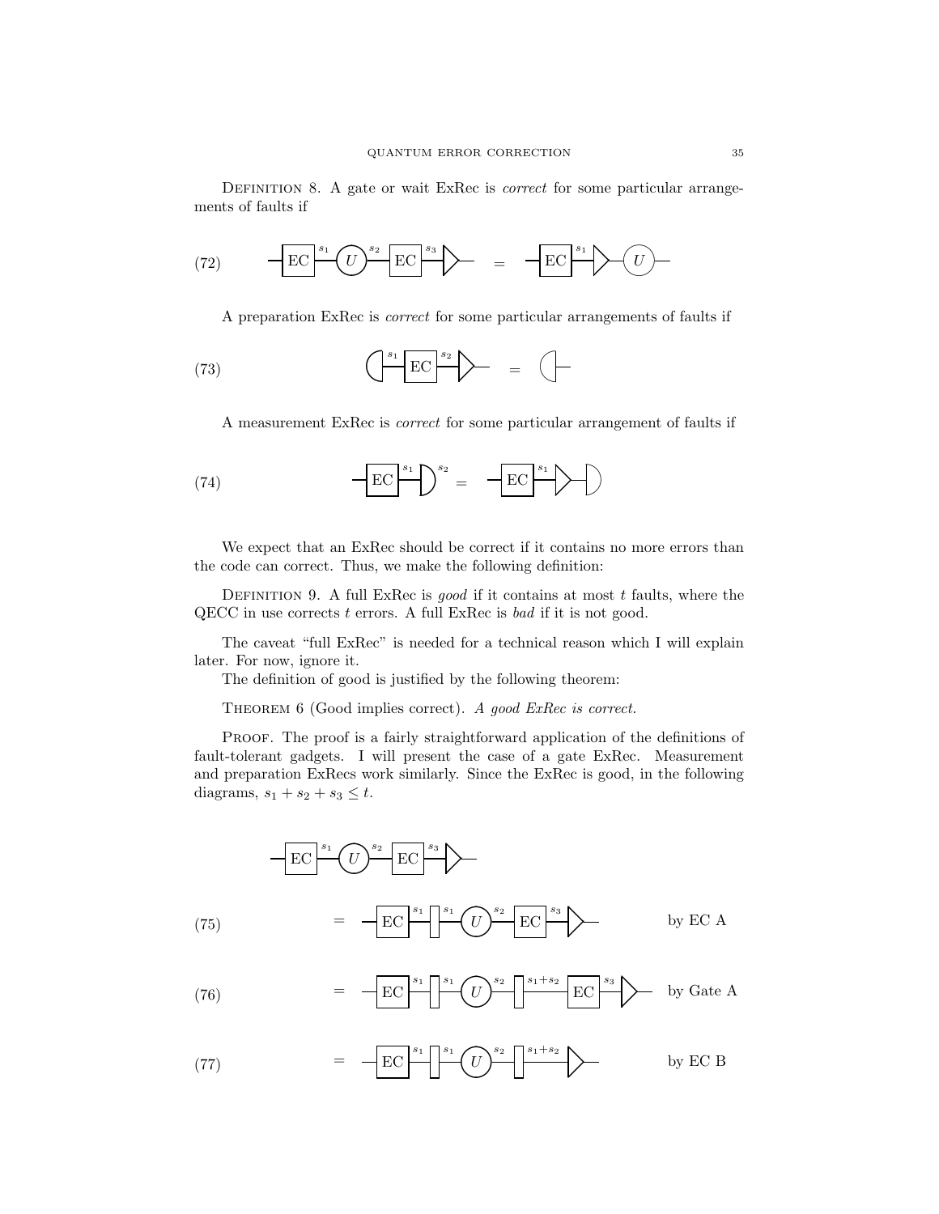Definition 8. A gate or wait ExRec is *correct* for some particular arrangements of faults if

$$\text{—}\boxed{\text{EC}}\text{—}^{s_1}\text{—}(U)\text{—}^{s_2}\text{—}\boxed{\text{EC}}\text{—}^{s_3}\text{—}\triangleright\text{—} \quad = \quad \text{—}\boxed{\text{EC}}\text{—}^{s_1}\text{—}\triangleright\text{—}(U)\text{—} \tag{72}$$

A preparation ExRec is *correct* for some particular arrangements of faults if

$$(\text{—}^{s_1}\text{—}\boxed{\text{EC}}\text{—}^{s_2}\text{—}\triangleright\text{—} \quad = \quad (\text{—} \tag{73}$$

A measurement ExRec is *correct* for some particular arrangement of faults if

$$\text{—}\boxed{\text{EC}}\text{—}^{s_1}\text{—}\text{D}^{s_2} \quad = \quad \text{—}\boxed{\text{EC}}\text{—}^{s_1}\text{—}\triangleright\text{—}\text{D} \tag{74}$$

We expect that an ExRec should be correct if it contains no more errors than the code can correct. Thus, we make the following definition:

Definition 9. A full ExRec is *good* if it contains at most $t$ faults, where the QECC in use corrects $t$ errors. A full ExRec is *bad* if it is not good.

The caveat "full ExRec" is needed for a technical reason which I will explain later. For now, ignore it.

The definition of good is justified by the following theorem:

Theorem 6 (Good implies correct). *A good ExRec is correct.*

Proof. The proof is a fairly straightforward application of the definitions of fault-tolerant gadgets. I will present the case of a gate ExRec. Measurement and preparation ExRecs work similarly. Since the ExRec is good, in the following diagrams, $s_1 + s_2 + s_3 \leq t$.

$$\text{—}\boxed{\text{EC}}\text{—}^{s_1}\text{—}(U)\text{—}^{s_2}\text{—}\boxed{\text{EC}}\text{—}^{s_3}\text{—}\triangleright\text{—}$$

$$= \quad \text{—}\boxed{\text{EC}}\text{—}^{s_1}\text{—}\big[\,\big]^{s_1}\text{—}(U)\text{—}^{s_2}\text{—}\boxed{\text{EC}}\text{—}^{s_3}\text{—}\triangleright\text{—} \qquad \text{by EC A} \tag{75}$$

$$= \quad \text{—}\boxed{\text{EC}}\text{—}^{s_1}\text{—}\big[\,\big]^{s_1}\text{—}(U)\text{—}^{s_2}\text{—}\big[\,\big]^{s_1+s_2}\text{—}\boxed{\text{EC}}\text{—}^{s_3}\text{—}\triangleright\text{—} \qquad \text{by Gate A} \tag{76}$$

$$= \quad \text{—}\boxed{\text{EC}}\text{—}^{s_1}\text{—}\big[\,\big]^{s_1}\text{—}(U)\text{—}^{s_2}\text{—}\big[\,\big]^{s_1+s_2}\text{—}\triangleright\text{—} \qquad \text{by EC B} \tag{77}$$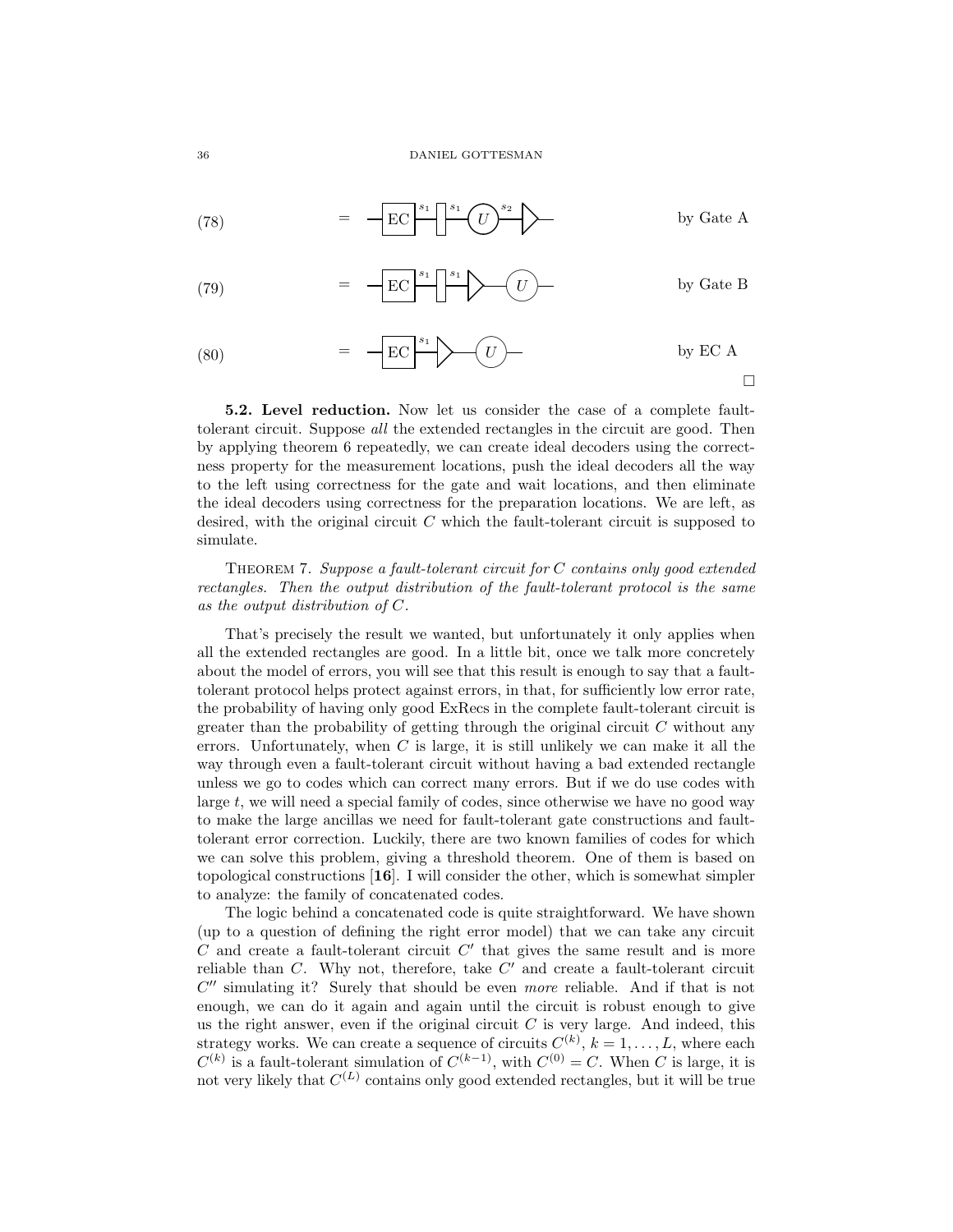(78) $=$ [circuit diagram: EC, $s_1$, $s_1$, $U$, $s_2$, decoder] by Gate A

(79) $=$ [circuit diagram: EC, $s_1$, $s_1$, decoder, $U$] by Gate B

(80) $=$ [circuit diagram: EC, $s_1$, decoder, $U$] by EC A

□

**5.2. Level reduction.** Now let us consider the case of a complete fault-tolerant circuit. Suppose *all* the extended rectangles in the circuit are good. Then by applying theorem 6 repeatedly, we can create ideal decoders using the correctness property for the measurement locations, push the ideal decoders all the way to the left using correctness for the gate and wait locations, and then eliminate the ideal decoders using correctness for the preparation locations. We are left, as desired, with the original circuit $C$ which the fault-tolerant circuit is supposed to simulate.

THEOREM 7. *Suppose a fault-tolerant circuit for $C$ contains only good extended rectangles. Then the output distribution of the fault-tolerant protocol is the same as the output distribution of $C$.*

That's precisely the result we wanted, but unfortunately it only applies when all the extended rectangles are good. In a little bit, once we talk more concretely about the model of errors, you will see that this result is enough to say that a fault-tolerant protocol helps protect against errors, in that, for sufficiently low error rate, the probability of having only good ExRecs in the complete fault-tolerant circuit is greater than the probability of getting through the original circuit $C$ without any errors. Unfortunately, when $C$ is large, it is still unlikely we can make it all the way through even a fault-tolerant circuit without having a bad extended rectangle unless we go to codes which can correct many errors. But if we do use codes with large $t$, we will need a special family of codes, since otherwise we have no good way to make the large ancillas we need for fault-tolerant gate constructions and fault-tolerant error correction. Luckily, there are two known families of codes for which we can solve this problem, giving a threshold theorem. One of them is based on topological constructions [**16**]. I will consider the other, which is somewhat simpler to analyze: the family of concatenated codes.

The logic behind a concatenated code is quite straightforward. We have shown (up to a question of defining the right error model) that we can take any circuit $C$ and create a fault-tolerant circuit $C'$ that gives the same result and is more reliable than $C$. Why not, therefore, take $C'$ and create a fault-tolerant circuit $C''$ simulating it? Surely that should be even *more* reliable. And if that is not enough, we can do it again and again until the circuit is robust enough to give us the right answer, even if the original circuit $C$ is very large. And indeed, this strategy works. We can create a sequence of circuits $C^{(k)}$, $k = 1, \ldots, L$, where each $C^{(k)}$ is a fault-tolerant simulation of $C^{(k-1)}$, with $C^{(0)} = C$. When $C$ is large, it is not very likely that $C^{(L)}$ contains only good extended rectangles, but it will be true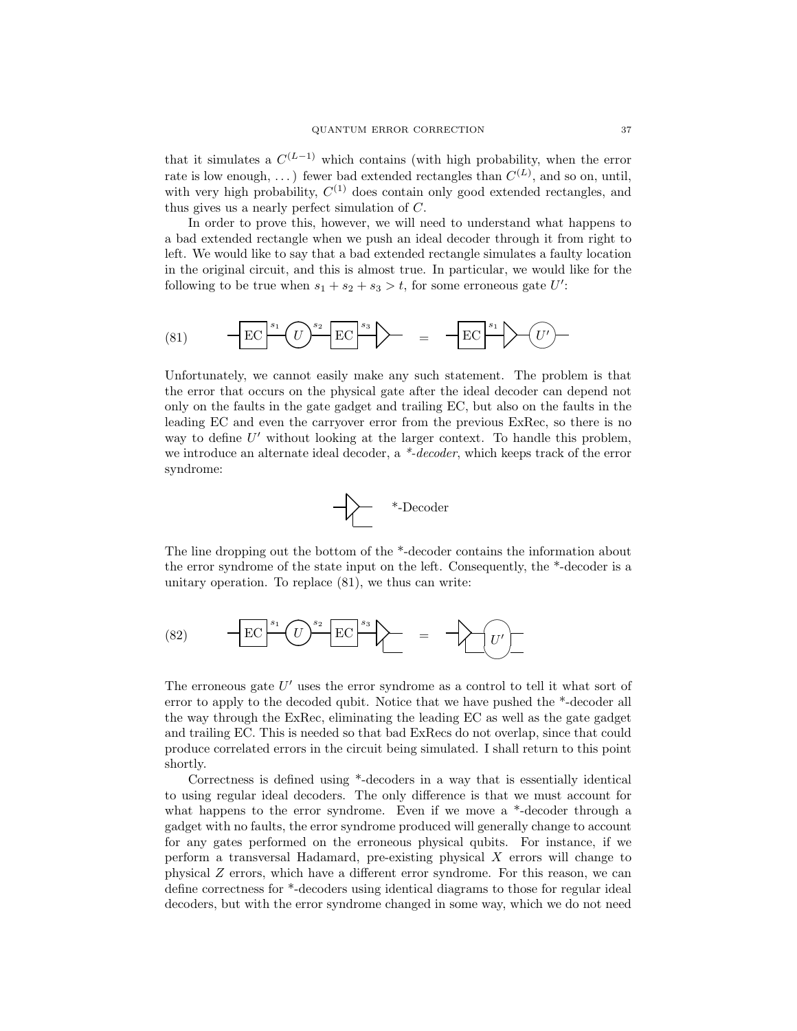that it simulates a $C^{(L-1)}$ which contains (with high probability, when the error rate is low enough, ...) fewer bad extended rectangles than $C^{(L)}$, and so on, until, with very high probability, $C^{(1)}$ does contain only good extended rectangles, and thus gives us a nearly perfect simulation of $C$.

In order to prove this, however, we will need to understand what happens to a bad extended rectangle when we push an ideal decoder through it from right to left. We would like to say that a bad extended rectangle simulates a faulty location in the original circuit, and this is almost true. In particular, we would like for the following to be true when $s_1 + s_2 + s_3 > t$, for some erroneous gate $U'$:

(81) [Diagram: EC $\xrightarrow{s_1}$ $U$ $\xrightarrow{s_2}$ EC $\xrightarrow{s_3}$ decoder = EC $\xrightarrow{s_1}$ decoder — $U'$]

Unfortunately, we cannot easily make any such statement. The problem is that the error that occurs on the physical gate after the ideal decoder can depend not only on the faults in the gate gadget and trailing EC, but also on the faults in the leading EC and even the carryover error from the previous ExRec, so there is no way to define $U'$ without looking at the larger context. To handle this problem, we introduce an alternate ideal decoder, a *\*-decoder*, which keeps track of the error syndrome:

[Diagram: *-Decoder]

The line dropping out the bottom of the *-decoder contains the information about the error syndrome of the state input on the left. Consequently, the *-decoder is a unitary operation. To replace (81), we thus can write:

(82) [Diagram: EC $\xrightarrow{s_1}$ $U$ $\xrightarrow{s_2}$ EC $\xrightarrow{s_3}$ *-decoder = *-decoder — $U'$ (controlled by syndrome line)]

The erroneous gate $U'$ uses the error syndrome as a control to tell it what sort of error to apply to the decoded qubit. Notice that we have pushed the *-decoder all the way through the ExRec, eliminating the leading EC as well as the gate gadget and trailing EC. This is needed so that bad ExRecs do not overlap, since that could produce correlated errors in the circuit being simulated. I shall return to this point shortly.

Correctness is defined using *-decoders in a way that is essentially identical to using regular ideal decoders. The only difference is that we must account for what happens to the error syndrome. Even if we move a *-decoder through a gadget with no faults, the error syndrome produced will generally change to account for any gates performed on the erroneous physical qubits. For instance, if we perform a transversal Hadamard, pre-existing physical $X$ errors will change to physical $Z$ errors, which have a different error syndrome. For this reason, we can define correctness for *-decoders using identical diagrams to those for regular ideal decoders, but with the error syndrome changed in some way, which we do not need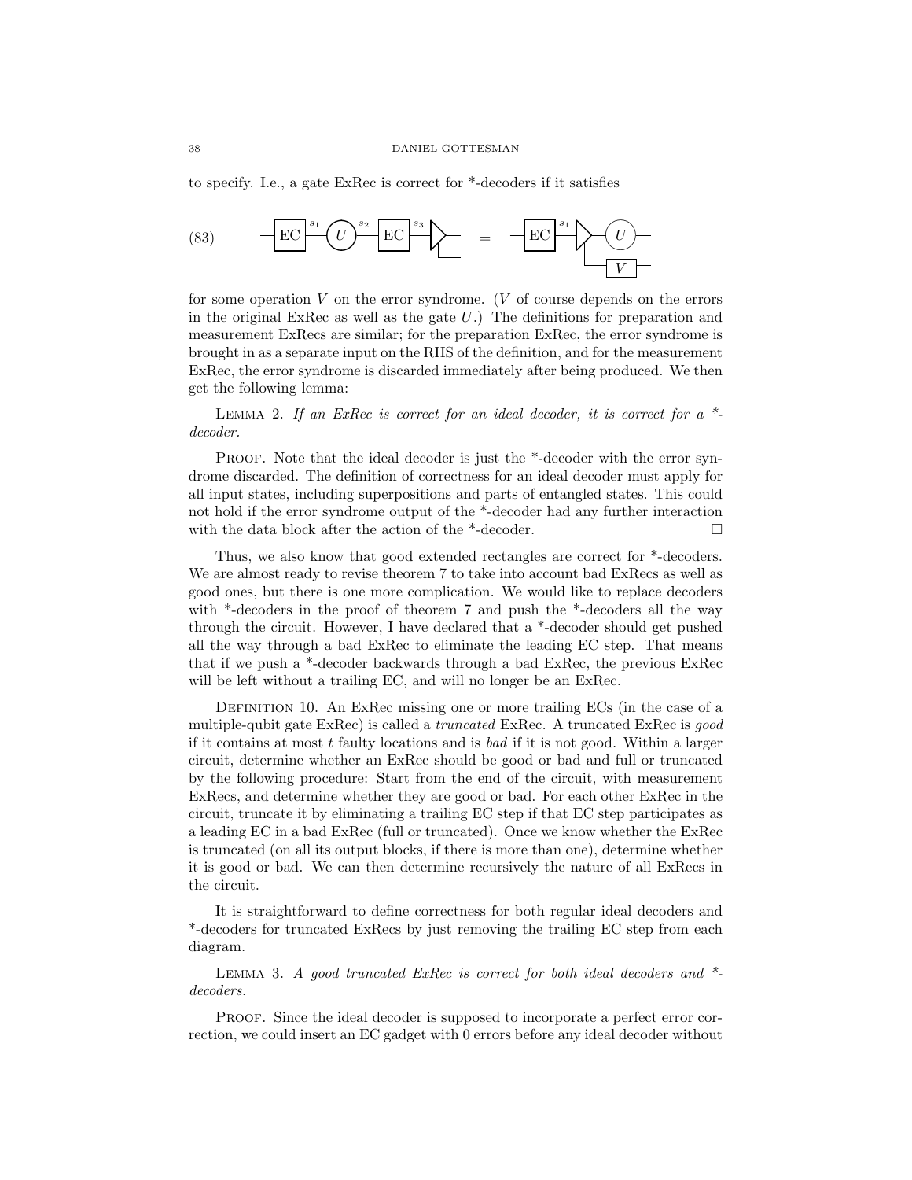to specify. I.e., a gate ExRec is correct for *-decoders if it satisfies

$$\text{(83)} \qquad -\boxed{\text{EC}}^{s_1}-\textcircled{U}^{s_2}-\boxed{\text{EC}}^{s_3}-\triangleright \quad = \quad -\boxed{\text{EC}}^{s_1}-\triangleright-\textcircled{U}- \; \text{and} \; \boxed{V}$$

for some operation $V$ on the error syndrome. ($V$ of course depends on the errors in the original ExRec as well as the gate $U$.) The definitions for preparation and measurement ExRecs are similar; for the preparation ExRec, the error syndrome is brought in as a separate input on the RHS of the definition, and for the measurement ExRec, the error syndrome is discarded immediately after being produced. We then get the following lemma:

Lemma 2. *If an ExRec is correct for an ideal decoder, it is correct for a *-decoder.*

Proof. Note that the ideal decoder is just the *-decoder with the error syndrome discarded. The definition of correctness for an ideal decoder must apply for all input states, including superpositions and parts of entangled states. This could not hold if the error syndrome output of the *-decoder had any further interaction with the data block after the action of the *-decoder. □

Thus, we also know that good extended rectangles are correct for *-decoders. We are almost ready to revise theorem 7 to take into account bad ExRecs as well as good ones, but there is one more complication. We would like to replace decoders with *-decoders in the proof of theorem 7 and push the *-decoders all the way through the circuit. However, I have declared that a *-decoder should get pushed all the way through a bad ExRec to eliminate the leading EC step. That means that if we push a *-decoder backwards through a bad ExRec, the previous ExRec will be left without a trailing EC, and will no longer be an ExRec.

Definition 10. An ExRec missing one or more trailing ECs (in the case of a multiple-qubit gate ExRec) is called a *truncated* ExRec. A truncated ExRec is *good* if it contains at most $t$ faulty locations and is *bad* if it is not good. Within a larger circuit, determine whether an ExRec should be good or bad and full or truncated by the following procedure: Start from the end of the circuit, with measurement ExRecs, and determine whether they are good or bad. For each other ExRec in the circuit, truncate it by eliminating a trailing EC step if that EC step participates as a leading EC in a bad ExRec (full or truncated). Once we know whether the ExRec is truncated (on all its output blocks, if there is more than one), determine whether it is good or bad. We can then determine recursively the nature of all ExRecs in the circuit.

It is straightforward to define correctness for both regular ideal decoders and *-decoders for truncated ExRecs by just removing the trailing EC step from each diagram.

Lemma 3. *A good truncated ExRec is correct for both ideal decoders and *-decoders.*

Proof. Since the ideal decoder is supposed to incorporate a perfect error correction, we could insert an EC gadget with 0 errors before any ideal decoder without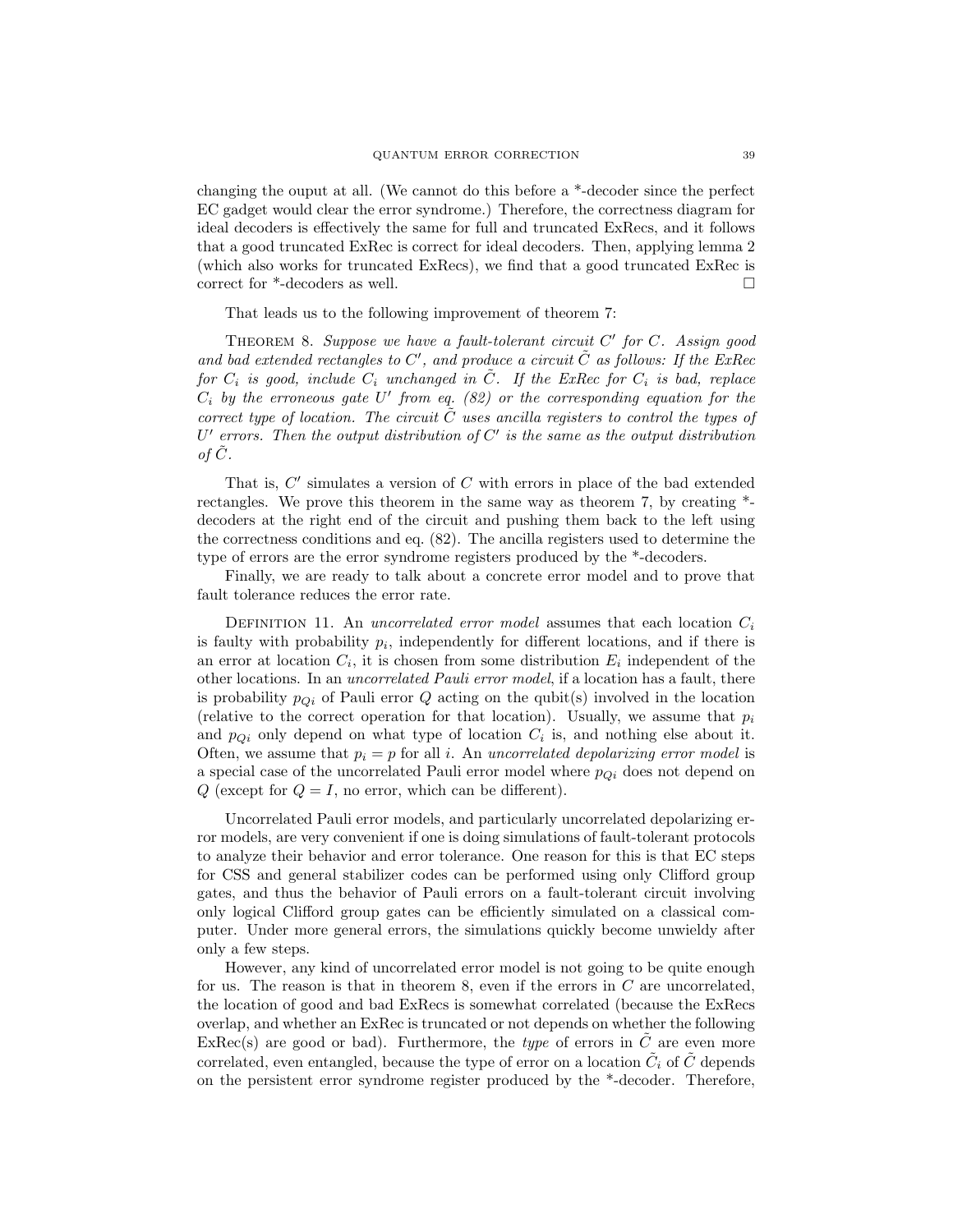changing the ouput at all. (We cannot do this before a *-decoder since the perfect EC gadget would clear the error syndrome.) Therefore, the correctness diagram for ideal decoders is effectively the same for full and truncated ExRecs, and it follows that a good truncated ExRec is correct for ideal decoders. Then, applying lemma 2 (which also works for truncated ExRecs), we find that a good truncated ExRec is correct for *-decoders as well. □

That leads us to the following improvement of theorem 7:

THEOREM 8. *Suppose we have a fault-tolerant circuit $C'$ for $C$. Assign good and bad extended rectangles to $C'$, and produce a circuit $\tilde{C}$ as follows: If the ExRec for $C_i$ is good, include $C_i$ unchanged in $\tilde{C}$. If the ExRec for $C_i$ is bad, replace $C_i$ by the erroneous gate $U'$ from eq. (82) or the corresponding equation for the correct type of location. The circuit $\tilde{C}$ uses ancilla registers to control the types of $U'$ errors. Then the output distribution of $C'$ is the same as the output distribution of $\tilde{C}$.*

That is, $C'$ simulates a version of $C$ with errors in place of the bad extended rectangles. We prove this theorem in the same way as theorem 7, by creating *-decoders at the right end of the circuit and pushing them back to the left using the correctness conditions and eq. (82). The ancilla registers used to determine the type of errors are the error syndrome registers produced by the *-decoders.

Finally, we are ready to talk about a concrete error model and to prove that fault tolerance reduces the error rate.

DEFINITION 11. An *uncorrelated error model* assumes that each location $C_i$ is faulty with probability $p_i$, independently for different locations, and if there is an error at location $C_i$, it is chosen from some distribution $E_i$ independent of the other locations. In an *uncorrelated Pauli error model*, if a location has a fault, there is probability $p_{Qi}$ of Pauli error $Q$ acting on the qubit(s) involved in the location (relative to the correct operation for that location). Usually, we assume that $p_i$ and $p_{Qi}$ only depend on what type of location $C_i$ is, and nothing else about it. Often, we assume that $p_i = p$ for all $i$. An *uncorrelated depolarizing error model* is a special case of the uncorrelated Pauli error model where $p_{Qi}$ does not depend on $Q$ (except for $Q = I$, no error, which can be different).

Uncorrelated Pauli error models, and particularly uncorrelated depolarizing error models, are very convenient if one is doing simulations of fault-tolerant protocols to analyze their behavior and error tolerance. One reason for this is that EC steps for CSS and general stabilizer codes can be performed using only Clifford group gates, and thus the behavior of Pauli errors on a fault-tolerant circuit involving only logical Clifford group gates can be efficiently simulated on a classical computer. Under more general errors, the simulations quickly become unwieldy after only a few steps.

However, any kind of uncorrelated error model is not going to be quite enough for us. The reason is that in theorem 8, even if the errors in $C$ are uncorrelated, the location of good and bad ExRecs is somewhat correlated (because the ExRecs overlap, and whether an ExRec is truncated or not depends on whether the following ExRec(s) are good or bad). Furthermore, the *type* of errors in $\tilde{C}$ are even more correlated, even entangled, because the type of error on a location $\tilde{C}_i$ of $\tilde{C}$ depends on the persistent error syndrome register produced by the *-decoder. Therefore,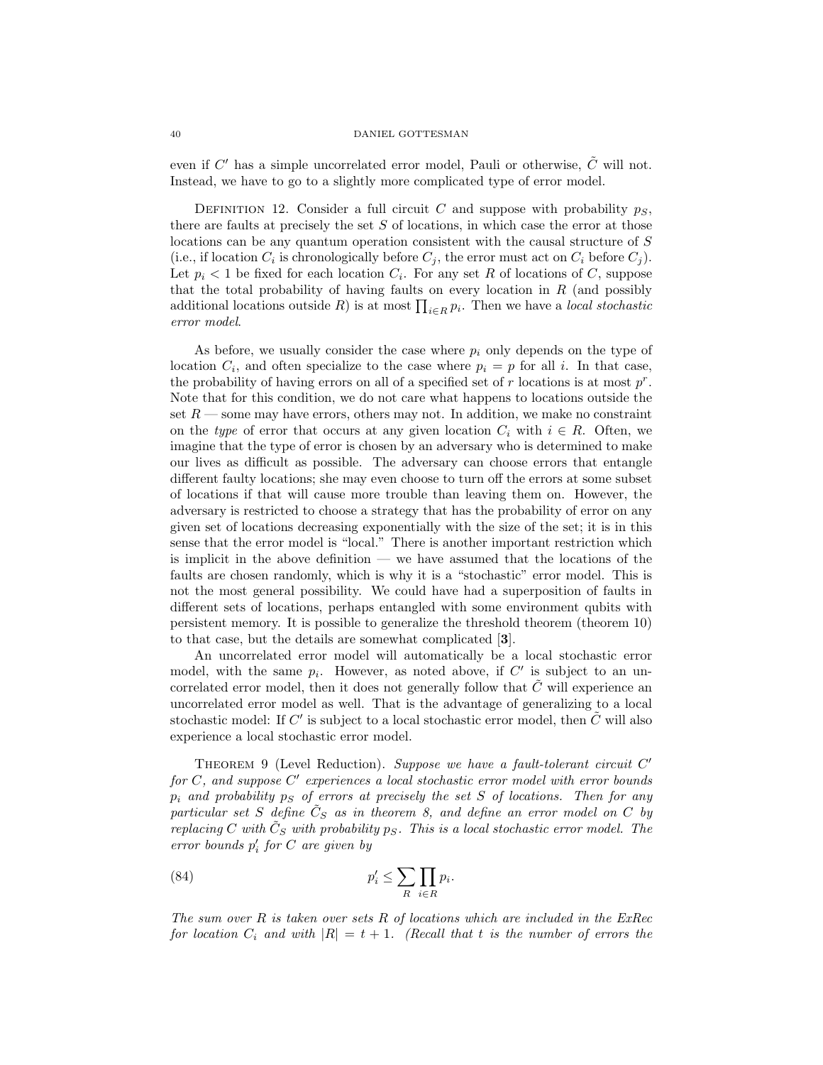even if $C'$ has a simple uncorrelated error model, Pauli or otherwise, $\tilde{C}$ will not. Instead, we have to go to a slightly more complicated type of error model.

Definition 12. Consider a full circuit $C$ and suppose with probability $p_S$, there are faults at precisely the set $S$ of locations, in which case the error at those locations can be any quantum operation consistent with the causal structure of $S$ (i.e., if location $C_i$ is chronologically before $C_j$, the error must act on $C_i$ before $C_j$). Let $p_i < 1$ be fixed for each location $C_i$. For any set $R$ of locations of $C$, suppose that the total probability of having faults on every location in $R$ (and possibly additional locations outside $R$) is at most $\prod_{i \in R} p_i$. Then we have a *local stochastic error model*.

As before, we usually consider the case where $p_i$ only depends on the type of location $C_i$, and often specialize to the case where $p_i = p$ for all $i$. In that case, the probability of having errors on all of a specified set of $r$ locations is at most $p^r$. Note that for this condition, we do not care what happens to locations outside the set $R$ — some may have errors, others may not. In addition, we make no constraint on the *type* of error that occurs at any given location $C_i$ with $i \in R$. Often, we imagine that the type of error is chosen by an adversary who is determined to make our lives as difficult as possible. The adversary can choose errors that entangle different faulty locations; she may even choose to turn off the errors at some subset of locations if that will cause more trouble than leaving them on. However, the adversary is restricted to choose a strategy that has the probability of error on any given set of locations decreasing exponentially with the size of the set; it is in this sense that the error model is "local." There is another important restriction which is implicit in the above definition — we have assumed that the locations of the faults are chosen randomly, which is why it is a "stochastic" error model. This is not the most general possibility. We could have had a superposition of faults in different sets of locations, perhaps entangled with some environment qubits with persistent memory. It is possible to generalize the threshold theorem (theorem 10) to that case, but the details are somewhat complicated [**3**].

An uncorrelated error model will automatically be a local stochastic error model, with the same $p_i$. However, as noted above, if $C'$ is subject to an uncorrelated error model, then it does not generally follow that $\tilde{C}$ will experience an uncorrelated error model as well. That is the advantage of generalizing to a local stochastic model: If $C'$ is subject to a local stochastic error model, then $\tilde{C}$ will also experience a local stochastic error model.

Theorem 9 (Level Reduction). *Suppose we have a fault-tolerant circuit $C'$ for $C$, and suppose $C'$ experiences a local stochastic error model with error bounds $p_i$ and probability $p_S$ of errors at precisely the set $S$ of locations. Then for any particular set $S$ define $\tilde{C}_S$ as in theorem 8, and define an error model on $C$ by replacing $C$ with $\tilde{C}_S$ with probability $p_S$. This is a local stochastic error model. The error bounds $p'_i$ for $C$ are given by*

$$p'_i \leq \sum_R \prod_{i \in R} p_i. \tag{84}$$

*The sum over $R$ is taken over sets $R$ of locations which are included in the ExRec for location $C_i$ and with $|R| = t + 1$. (Recall that $t$ is the number of errors the*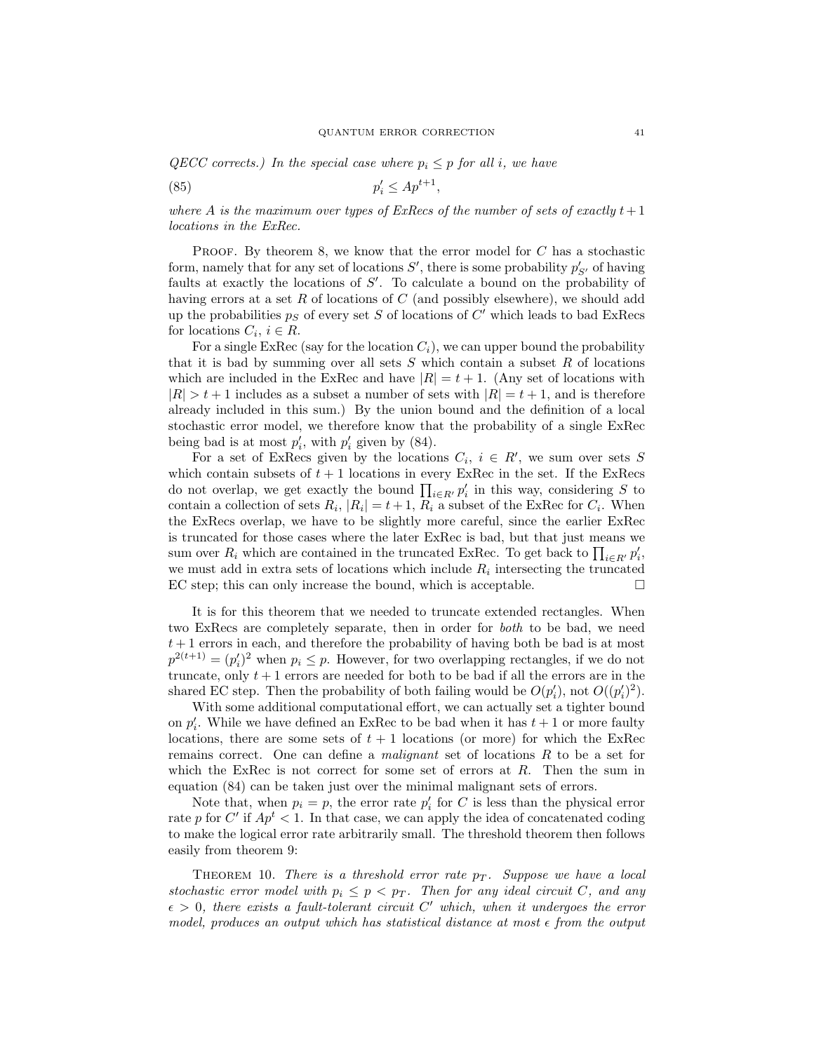*QECC corrects.) In the special case where $p_i \leq p$ for all $i$, we have*

$$p'_i \leq A p^{t+1}, \tag{85}$$

*where $A$ is the maximum over types of ExRecs of the number of sets of exactly $t+1$ locations in the ExRec.*

Proof. By theorem 8, we know that the error model for $C$ has a stochastic form, namely that for any set of locations $S'$, there is some probability $p'_{S'}$ of having faults at exactly the locations of $S'$. To calculate a bound on the probability of having errors at a set $R$ of locations of $C$ (and possibly elsewhere), we should add up the probabilities $p_S$ of every set $S$ of locations of $C'$ which leads to bad ExRecs for locations $C_i$, $i \in R$.

For a single ExRec (say for the location $C_i$), we can upper bound the probability that it is bad by summing over all sets $S$ which contain a subset $R$ of locations which are included in the ExRec and have $|R| = t+1$. (Any set of locations with $|R| > t+1$ includes as a subset a number of sets with $|R| = t+1$, and is therefore already included in this sum.) By the union bound and the definition of a local stochastic error model, we therefore know that the probability of a single ExRec being bad is at most $p'_i$, with $p'_i$ given by (84).

For a set of ExRecs given by the locations $C_i$, $i \in R'$, we sum over sets $S$ which contain subsets of $t+1$ locations in every ExRec in the set. If the ExRecs do not overlap, we get exactly the bound $\prod_{i \in R'} p'_i$ in this way, considering $S$ to contain a collection of sets $R_i$, $|R_i| = t+1$, $R_i$ a subset of the ExRec for $C_i$. When the ExRecs overlap, we have to be slightly more careful, since the earlier ExRec is truncated for those cases where the later ExRec is bad, but that just means we sum over $R_i$ which are contained in the truncated ExRec. To get back to $\prod_{i \in R'} p'_i$, we must add in extra sets of locations which include $R_i$ intersecting the truncated EC step; this can only increase the bound, which is acceptable. □

It is for this theorem that we needed to truncate extended rectangles. When two ExRecs are completely separate, then in order for *both* to be bad, we need $t+1$ errors in each, and therefore the probability of having both be bad is at most $p^{2(t+1)} = (p'_i)^2$ when $p_i \leq p$. However, for two overlapping rectangles, if we do not truncate, only $t+1$ errors are needed for both to be bad if all the errors are in the shared EC step. Then the probability of both failing would be $O(p'_i)$, not $O((p'_i)^2)$.

With some additional computational effort, we can actually set a tighter bound on $p'_i$. While we have defined an ExRec to be bad when it has $t+1$ or more faulty locations, there are some sets of $t+1$ locations (or more) for which the ExRec remains correct. One can define a *malignant* set of locations $R$ to be a set for which the ExRec is not correct for some set of errors at $R$. Then the sum in equation (84) can be taken just over the minimal malignant sets of errors.

Note that, when $p_i = p$, the error rate $p'_i$ for $C$ is less than the physical error rate $p$ for $C'$ if $Ap^t < 1$. In that case, we can apply the idea of concatenated coding to make the logical error rate arbitrarily small. The threshold theorem then follows easily from theorem 9:

Theorem 10. *There is a threshold error rate $p_T$. Suppose we have a local stochastic error model with $p_i \leq p < p_T$. Then for any ideal circuit $C$, and any $\epsilon > 0$, there exists a fault-tolerant circuit $C'$ which, when it undergoes the error model, produces an output which has statistical distance at most $\epsilon$ from the output*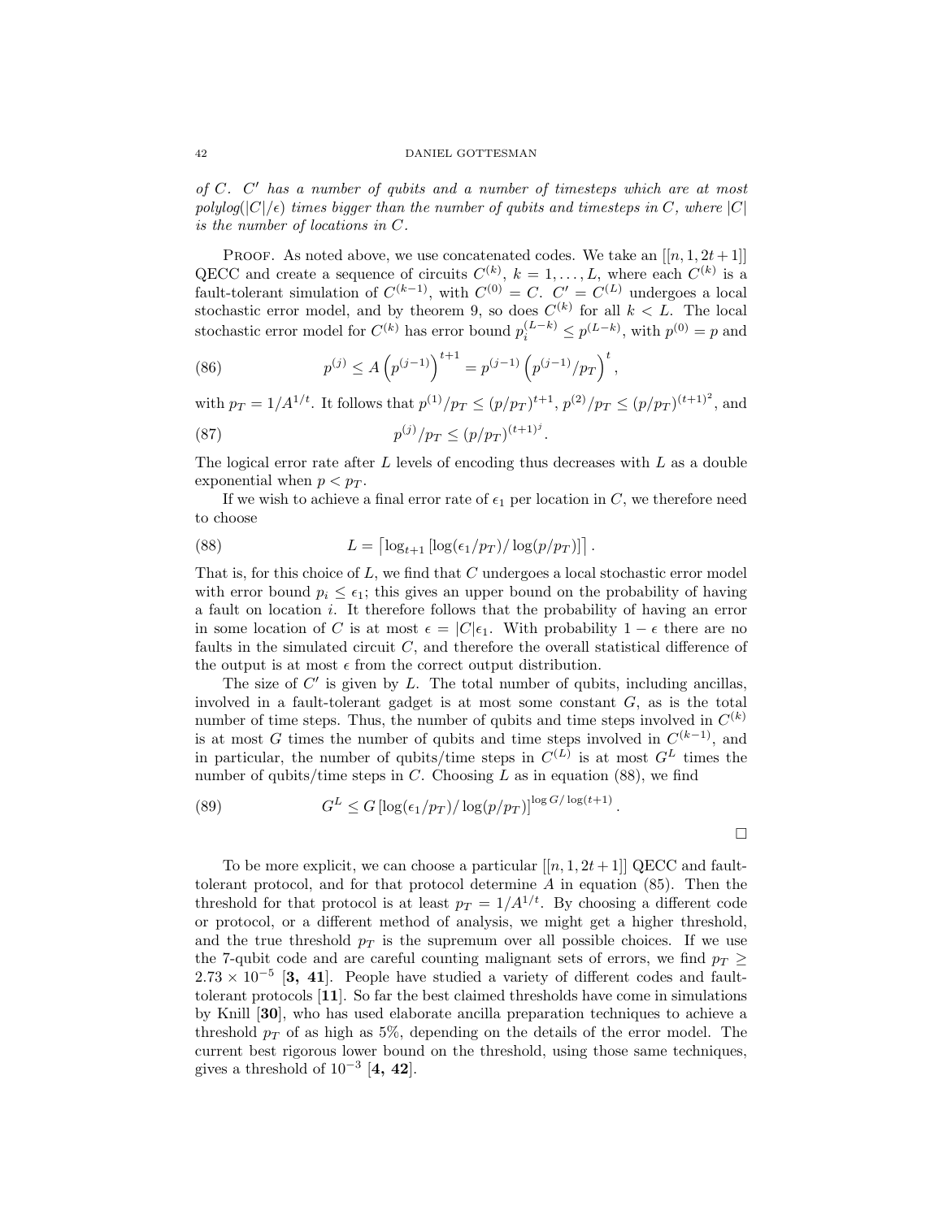*of $C$. $C'$ has a number of qubits and a number of timesteps which are at most polylog$(|C|/\epsilon)$ times bigger than the number of qubits and timesteps in $C$, where $|C|$ is the number of locations in $C$.*

Proof. As noted above, we use concatenated codes. We take an $[[n, 1, 2t+1]]$ QECC and create a sequence of circuits $C^{(k)}$, $k = 1, \dots, L$, where each $C^{(k)}$ is a fault-tolerant simulation of $C^{(k-1)}$, with $C^{(0)} = C$. $C' = C^{(L)}$ undergoes a local stochastic error model, and by theorem 9, so does $C^{(k)}$ for all $k < L$. The local stochastic error model for $C^{(k)}$ has error bound $p_i^{(L-k)} \leq p^{(L-k)}$, with $p^{(0)} = p$ and

$$p^{(j)} \leq A \left(p^{(j-1)}\right)^{t+1} = p^{(j-1)} \left(p^{(j-1)}/p_T\right)^t, \tag{86}$$

with $p_T = 1/A^{1/t}$. It follows that $p^{(1)}/p_T \leq (p/p_T)^{t+1}$, $p^{(2)}/p_T \leq (p/p_T)^{(t+1)^2}$, and

$$p^{(j)}/p_T \leq (p/p_T)^{(t+1)^j}. \tag{87}$$

The logical error rate after $L$ levels of encoding thus decreases with $L$ as a double exponential when $p < p_T$.

If we wish to achieve a final error rate of $\epsilon_1$ per location in $C$, we therefore need to choose

$$L = \left\lceil \log_{t+1} \left[\log(\epsilon_1/p_T)/\log(p/p_T)\right] \right\rceil. \tag{88}$$

That is, for this choice of $L$, we find that $C$ undergoes a local stochastic error model with error bound $p_i \leq \epsilon_1$; this gives an upper bound on the probability of having a fault on location $i$. It therefore follows that the probability of having an error in some location of $C$ is at most $\epsilon = |C|\epsilon_1$. With probability $1 - \epsilon$ there are no faults in the simulated circuit $C$, and therefore the overall statistical difference of the output is at most $\epsilon$ from the correct output distribution.

The size of $C'$ is given by $L$. The total number of qubits, including ancillas, involved in a fault-tolerant gadget is at most some constant $G$, as is the total number of time steps. Thus, the number of qubits and time steps involved in $C^{(k)}$ is at most $G$ times the number of qubits and time steps involved in $C^{(k-1)}$, and in particular, the number of qubits/time steps in $C^{(L)}$ is at most $G^L$ times the number of qubits/time steps in $C$. Choosing $L$ as in equation (88), we find

$$G^L \leq G \left[\log(\epsilon_1/p_T)/\log(p/p_T)\right]^{\log G/\log(t+1)}. \tag{89}$$

□

To be more explicit, we can choose a particular $[[n, 1, 2t+1]]$ QECC and fault-tolerant protocol, and for that protocol determine $A$ in equation (85). Then the threshold for that protocol is at least $p_T = 1/A^{1/t}$. By choosing a different code or protocol, or a different method of analysis, we might get a higher threshold, and the true threshold $p_T$ is the supremum over all possible choices. If we use the 7-qubit code and are careful counting malignant sets of errors, we find $p_T \geq 2.73 \times 10^{-5}$ [**3, 41**]. People have studied a variety of different codes and fault-tolerant protocols [**11**]. So far the best claimed thresholds have come in simulations by Knill [**30**], who has used elaborate ancilla preparation techniques to achieve a threshold $p_T$ of as high as 5%, depending on the details of the error model. The current best rigorous lower bound on the threshold, using those same techniques, gives a threshold of $10^{-3}$ [**4, 42**].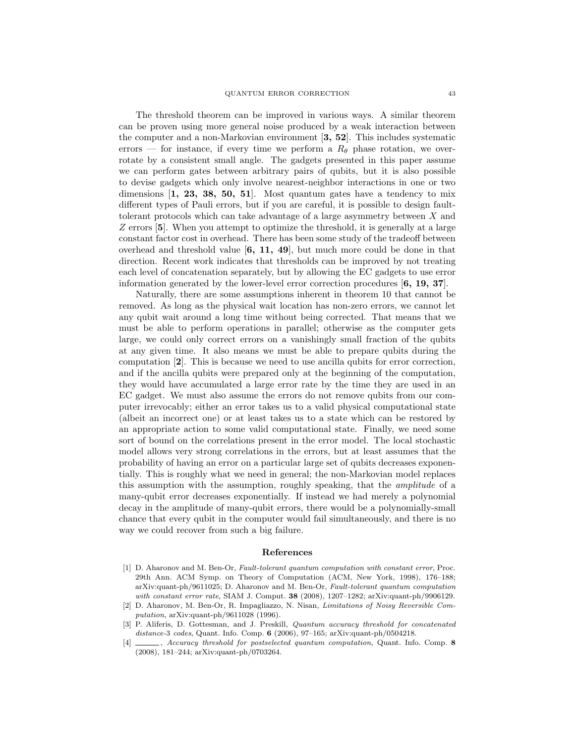The threshold theorem can be improved in various ways. A similar theorem can be proven using more general noise produced by a weak interaction between the computer and a non-Markovian environment [**3, 52**]. This includes systematic errors — for instance, if every time we perform a $R_\theta$ phase rotation, we over-rotate by a consistent small angle. The gadgets presented in this paper assume we can perform gates between arbitrary pairs of qubits, but it is also possible to devise gadgets which only involve nearest-neighbor interactions in one or two dimensions [**1, 23, 38, 50, 51**]. Most quantum gates have a tendency to mix different types of Pauli errors, but if you are careful, it is possible to design fault-tolerant protocols which can take advantage of a large asymmetry between $X$ and $Z$ errors [**5**]. When you attempt to optimize the threshold, it is generally at a large constant factor cost in overhead. There has been some study of the tradeoff between overhead and threshold value [**6, 11, 49**], but much more could be done in that direction. Recent work indicates that thresholds can be improved by not treating each level of concatenation separately, but by allowing the EC gadgets to use error information generated by the lower-level error correction procedures [**6, 19, 37**].

Naturally, there are some assumptions inherent in theorem 10 that cannot be removed. As long as the physical wait location has non-zero errors, we cannot let any qubit wait around a long time without being corrected. That means that we must be able to perform operations in parallel; otherwise as the computer gets large, we could only correct errors on a vanishingly small fraction of the qubits at any given time. It also means we must be able to prepare qubits during the computation [**2**]. This is because we need to use ancilla qubits for error correction, and if the ancilla qubits were prepared only at the beginning of the computation, they would have accumulated a large error rate by the time they are used in an EC gadget. We must also assume the errors do not remove qubits from our computer irrevocably; either an error takes us to a valid physical computational state (albeit an incorrect one) or at least takes us to a state which can be restored by an appropriate action to some valid computational state. Finally, we need some sort of bound on the correlations present in the error model. The local stochastic model allows very strong correlations in the errors, but at least assumes that the probability of having an error on a particular large set of qubits decreases exponentially. This is roughly what we need in general; the non-Markovian model replaces this assumption with the assumption, roughly speaking, that the *amplitude* of a many-qubit error decreases exponentially. If instead we had merely a polynomial decay in the amplitude of many-qubit errors, there would be a polynomially-small chance that every qubit in the computer would fail simultaneously, and there is no way we could recover from such a big failure.

## References

[1] D. Aharonov and M. Ben-Or, *Fault-tolerant quantum computation with constant error*, Proc. 29th Ann. ACM Symp. on Theory of Computation (ACM, New York, 1998), 176–188; arXiv:quant-ph/9611025; D. Aharonov and M. Ben-Or, *Fault-tolerant quantum computation with constant error rate*, SIAM J. Comput. **38** (2008), 1207–1282; arXiv:quant-ph/9906129.

[2] D. Aharonov, M. Ben-Or, R. Impagliazzo, N. Nisan, *Limitations of Noisy Reversible Computation*, arXiv:quant-ph/9611028 (1996).

[3] P. Aliferis, D. Gottesman, and J. Preskill, *Quantum accuracy threshold for concatenated distance-3 codes*, Quant. Info. Comp. **6** (2006), 97–165; arXiv:quant-ph/0504218.

[4] ______, *Accuracy threshold for postselected quantum computation*, Quant. Info. Comp. **8** (2008), 181–244; arXiv:quant-ph/0703264.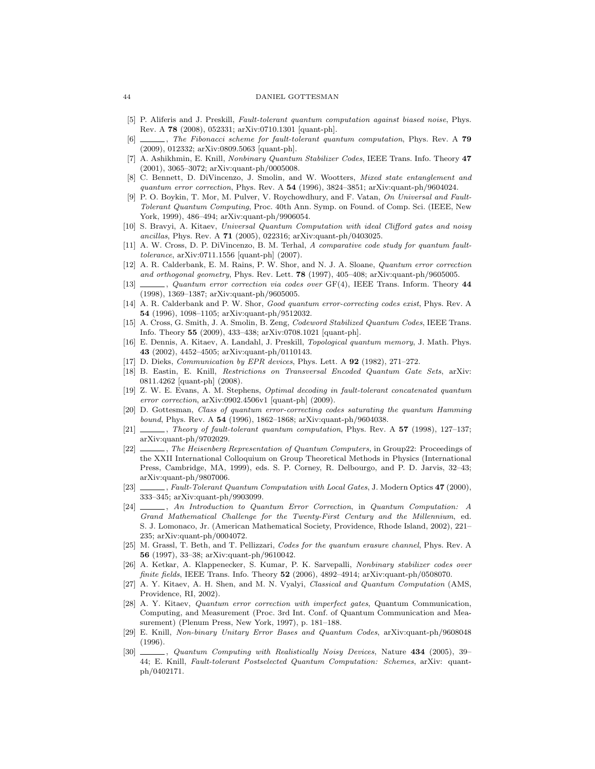[5] P. Aliferis and J. Preskill, *Fault-tolerant quantum computation against biased noise*, Phys. Rev. A **78** (2008), 052331; arXiv:0710.1301 [quant-ph].

[6] ______, *The Fibonacci scheme for fault-tolerant quantum computation*, Phys. Rev. A **79** (2009), 012332; arXiv:0809.5063 [quant-ph].

[7] A. Ashikhmin, E. Knill, *Nonbinary Quantum Stabilizer Codes*, IEEE Trans. Info. Theory **47** (2001), 3065–3072; arXiv:quant-ph/0005008.

[8] C. Bennett, D. DiVincenzo, J. Smolin, and W. Wootters, *Mixed state entanglement and quantum error correction*, Phys. Rev. A **54** (1996), 3824–3851; arXiv:quant-ph/9604024.

[9] P. O. Boykin, T. Mor, M. Pulver, V. Roychowdhury, and F. Vatan, *On Universal and Fault-Tolerant Quantum Computing*, Proc. 40th Ann. Symp. on Found. of Comp. Sci. (IEEE, New York, 1999), 486–494; arXiv:quant-ph/9906054.

[10] S. Bravyi, A. Kitaev, *Universal Quantum Computation with ideal Clifford gates and noisy ancillas*, Phys. Rev. A **71** (2005), 022316; arXiv:quant-ph/0403025.

[11] A. W. Cross, D. P. DiVincenzo, B. M. Terhal, *A comparative code study for quantum fault-tolerance*, arXiv:0711.1556 [quant-ph] (2007).

[12] A. R. Calderbank, E. M. Rains, P. W. Shor, and N. J. A. Sloane, *Quantum error correction and orthogonal geometry*, Phys. Rev. Lett. **78** (1997), 405–408; arXiv:quant-ph/9605005.

[13] ______, *Quantum error correction via codes over* GF(4), IEEE Trans. Inform. Theory **44** (1998), 1369–1387; arXiv:quant-ph/9605005.

[14] A. R. Calderbank and P. W. Shor, *Good quantum error-correcting codes exist*, Phys. Rev. A **54** (1996), 1098–1105; arXiv:quant-ph/9512032.

[15] A. Cross, G. Smith, J. A. Smolin, B. Zeng, *Codeword Stabilized Quantum Codes*, IEEE Trans. Info. Theory **55** (2009), 433–438; arXiv:0708.1021 [quant-ph].

[16] E. Dennis, A. Kitaev, A. Landahl, J. Preskill, *Topological quantum memory*, J. Math. Phys. **43** (2002), 4452–4505; arXiv:quant-ph/0110143.

[17] D. Dieks, *Communication by EPR devices*, Phys. Lett. A **92** (1982), 271–272.

[18] B. Eastin, E. Knill, *Restrictions on Transversal Encoded Quantum Gate Sets*, arXiv: 0811.4262 [quant-ph] (2008).

[19] Z. W. E. Evans, A. M. Stephens, *Optimal decoding in fault-tolerant concatenated quantum error correction*, arXiv:0902.4506v1 [quant-ph] (2009).

[20] D. Gottesman, *Class of quantum error-correcting codes saturating the quantum Hamming bound*, Phys. Rev. A **54** (1996), 1862–1868; arXiv:quant-ph/9604038.

[21] ______, *Theory of fault-tolerant quantum computation*, Phys. Rev. A **57** (1998), 127–137; arXiv:quant-ph/9702029.

[22] ______, *The Heisenberg Representation of Quantum Computers,* in Group22: Proceedings of the XXII International Colloquium on Group Theoretical Methods in Physics (International Press, Cambridge, MA, 1999), eds. S. P. Corney, R. Delbourgo, and P. D. Jarvis, 32–43; arXiv:quant-ph/9807006.

[23] ______, *Fault-Tolerant Quantum Computation with Local Gates*, J. Modern Optics **47** (2000), 333–345; arXiv:quant-ph/9903099.

[24] ______, *An Introduction to Quantum Error Correction*, in *Quantum Computation: A Grand Mathematical Challenge for the Twenty-First Century and the Millennium*, ed. S. J. Lomonaco, Jr. (American Mathematical Society, Providence, Rhode Island, 2002), 221–235; arXiv:quant-ph/0004072.

[25] M. Grassl, T. Beth, and T. Pellizzari, *Codes for the quantum erasure channel*, Phys. Rev. A **56** (1997), 33–38; arXiv:quant-ph/9610042.

[26] A. Ketkar, A. Klappenecker, S. Kumar, P. K. Sarvepalli, *Nonbinary stabilizer codes over finite fields*, IEEE Trans. Info. Theory **52** (2006), 4892–4914; arXiv:quant-ph/0508070.

[27] A. Y. Kitaev, A. H. Shen, and M. N. Vyalyi, *Classical and Quantum Computation* (AMS, Providence, RI, 2002).

[28] A. Y. Kitaev, *Quantum error correction with imperfect gates*, Quantum Communication, Computing, and Measurement (Proc. 3rd Int. Conf. of Quantum Communication and Measurement) (Plenum Press, New York, 1997), p. 181–188.

[29] E. Knill, *Non-binary Unitary Error Bases and Quantum Codes*, arXiv:quant-ph/9608048 (1996).

[30] ______, *Quantum Computing with Realistically Noisy Devices*, Nature **434** (2005), 39–44; E. Knill, *Fault-tolerant Postselected Quantum Computation: Schemes*, arXiv: quant-ph/0402171.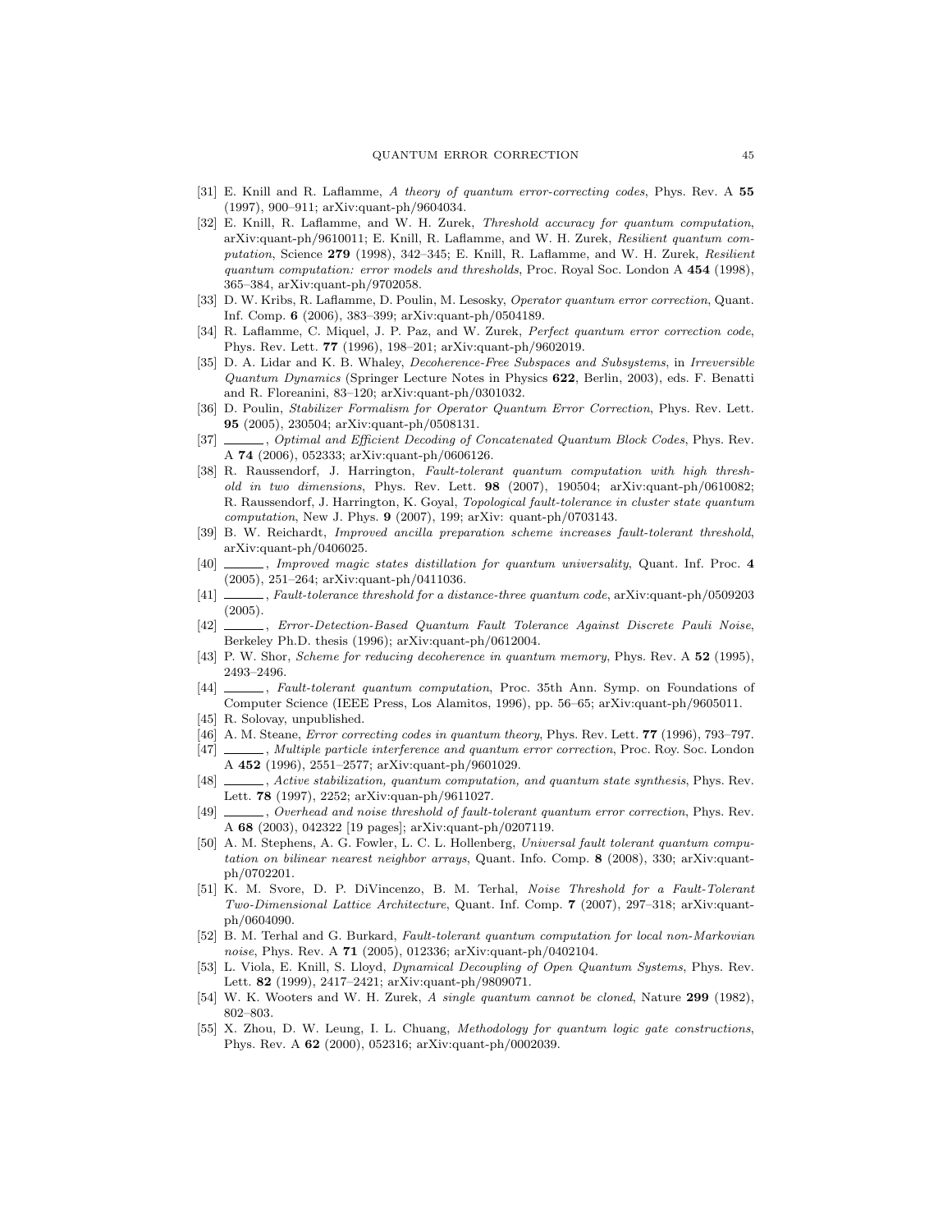[31] E. Knill and R. Laflamme, *A theory of quantum error-correcting codes*, Phys. Rev. A **55** (1997), 900–911; arXiv:quant-ph/9604034.

[32] E. Knill, R. Laflamme, and W. H. Zurek, *Threshold accuracy for quantum computation*, arXiv:quant-ph/9610011; E. Knill, R. Laflamme, and W. H. Zurek, *Resilient quantum computation*, Science **279** (1998), 342–345; E. Knill, R. Laflamme, and W. H. Zurek, *Resilient quantum computation: error models and thresholds*, Proc. Royal Soc. London A **454** (1998), 365–384, arXiv:quant-ph/9702058.

[33] D. W. Kribs, R. Laflamme, D. Poulin, M. Lesosky, *Operator quantum error correction*, Quant. Inf. Comp. **6** (2006), 383–399; arXiv:quant-ph/0504189.

[34] R. Laflamme, C. Miquel, J. P. Paz, and W. Zurek, *Perfect quantum error correction code*, Phys. Rev. Lett. **77** (1996), 198–201; arXiv:quant-ph/9602019.

[35] D. A. Lidar and K. B. Whaley, *Decoherence-Free Subspaces and Subsystems*, in *Irreversible Quantum Dynamics* (Springer Lecture Notes in Physics **622**, Berlin, 2003), eds. F. Benatti and R. Floreanini, 83–120; arXiv:quant-ph/0301032.

[36] D. Poulin, *Stabilizer Formalism for Operator Quantum Error Correction*, Phys. Rev. Lett. **95** (2005), 230504; arXiv:quant-ph/0508131.

[37] ______, *Optimal and Efficient Decoding of Concatenated Quantum Block Codes*, Phys. Rev. A **74** (2006), 052333; arXiv:quant-ph/0606126.

[38] R. Raussendorf, J. Harrington, *Fault-tolerant quantum computation with high threshold in two dimensions*, Phys. Rev. Lett. **98** (2007), 190504; arXiv:quant-ph/0610082; R. Raussendorf, J. Harrington, K. Goyal, *Topological fault-tolerance in cluster state quantum computation*, New J. Phys. **9** (2007), 199; arXiv: quant-ph/0703143.

[39] B. W. Reichardt, *Improved ancilla preparation scheme increases fault-tolerant threshold*, arXiv:quant-ph/0406025.

[40] ______, *Improved magic states distillation for quantum universality*, Quant. Inf. Proc. **4** (2005), 251–264; arXiv:quant-ph/0411036.

[41] ______, *Fault-tolerance threshold for a distance-three quantum code*, arXiv:quant-ph/0509203 (2005).

[42] ______, *Error-Detection-Based Quantum Fault Tolerance Against Discrete Pauli Noise*, Berkeley Ph.D. thesis (1996); arXiv:quant-ph/0612004.

[43] P. W. Shor, *Scheme for reducing decoherence in quantum memory*, Phys. Rev. A **52** (1995), 2493–2496.

[44] ______, *Fault-tolerant quantum computation*, Proc. 35th Ann. Symp. on Foundations of Computer Science (IEEE Press, Los Alamitos, 1996), pp. 56–65; arXiv:quant-ph/9605011.

[45] R. Solovay, unpublished.

[46] A. M. Steane, *Error correcting codes in quantum theory*, Phys. Rev. Lett. **77** (1996), 793–797.

[47] ______, *Multiple particle interference and quantum error correction*, Proc. Roy. Soc. London A **452** (1996), 2551–2577; arXiv:quant-ph/9601029.

[48] ______, *Active stabilization, quantum computation, and quantum state synthesis*, Phys. Rev. Lett. **78** (1997), 2252; arXiv:quan-ph/9611027.

[49] ______, *Overhead and noise threshold of fault-tolerant quantum error correction*, Phys. Rev. A **68** (2003), 042322 [19 pages]; arXiv:quant-ph/0207119.

[50] A. M. Stephens, A. G. Fowler, L. C. L. Hollenberg, *Universal fault tolerant quantum computation on bilinear nearest neighbor arrays*, Quant. Info. Comp. **8** (2008), 330; arXiv:quant-ph/0702201.

[51] K. M. Svore, D. P. DiVincenzo, B. M. Terhal, *Noise Threshold for a Fault-Tolerant Two-Dimensional Lattice Architecture*, Quant. Inf. Comp. **7** (2007), 297–318; arXiv:quant-ph/0604090.

[52] B. M. Terhal and G. Burkard, *Fault-tolerant quantum computation for local non-Markovian noise*, Phys. Rev. A **71** (2005), 012336; arXiv:quant-ph/0402104.

[53] L. Viola, E. Knill, S. Lloyd, *Dynamical Decoupling of Open Quantum Systems*, Phys. Rev. Lett. **82** (1999), 2417–2421; arXiv:quant-ph/9809071.

[54] W. K. Wooters and W. H. Zurek, *A single quantum cannot be cloned*, Nature **299** (1982), 802–803.

[55] X. Zhou, D. W. Leung, I. L. Chuang, *Methodology for quantum logic gate constructions*, Phys. Rev. A **62** (2000), 052316; arXiv:quant-ph/0002039.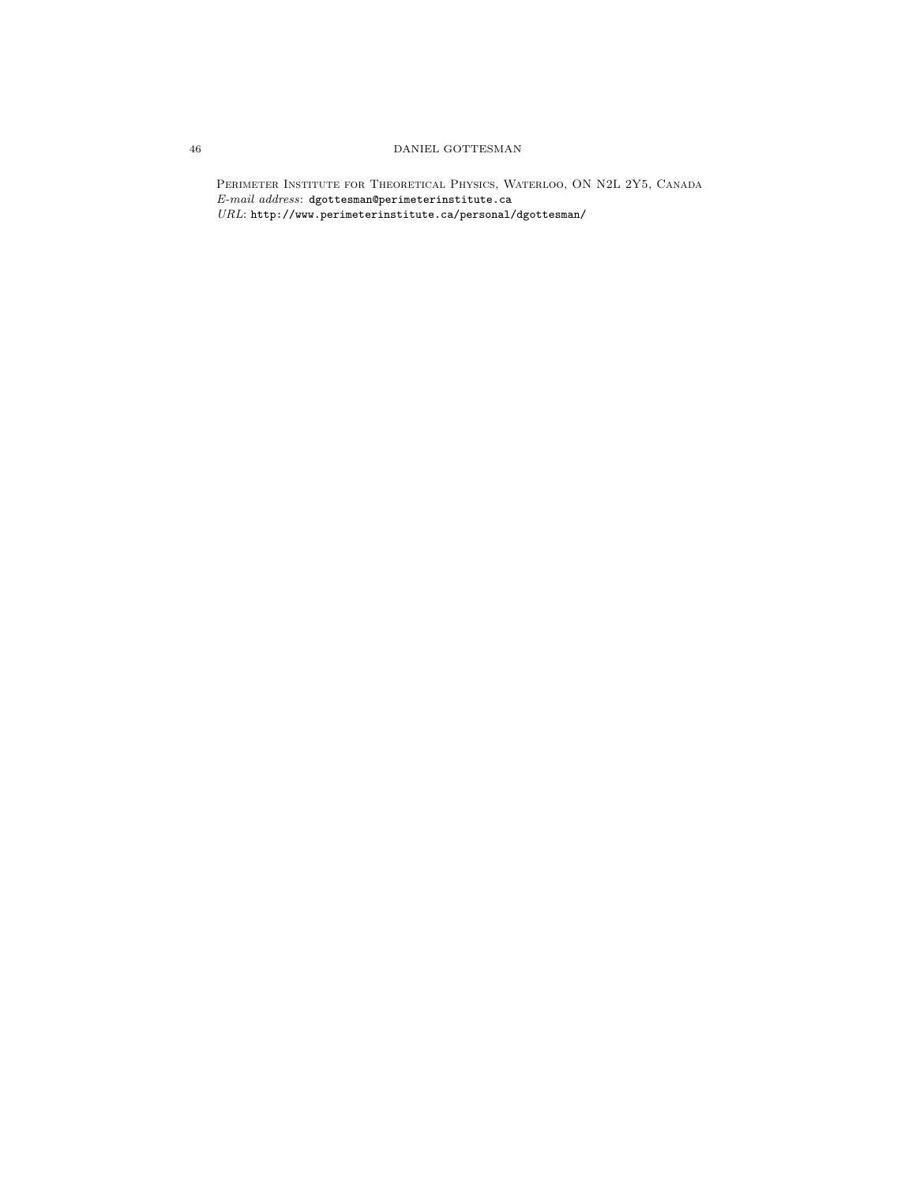Perimeter Institute for Theoretical Physics, Waterloo, ON N2L 2Y5, Canada
*E-mail address*: `dgottesman@perimeterinstitute.ca`
*URL*: `http://www.perimeterinstitute.ca/personal/dgottesman/`